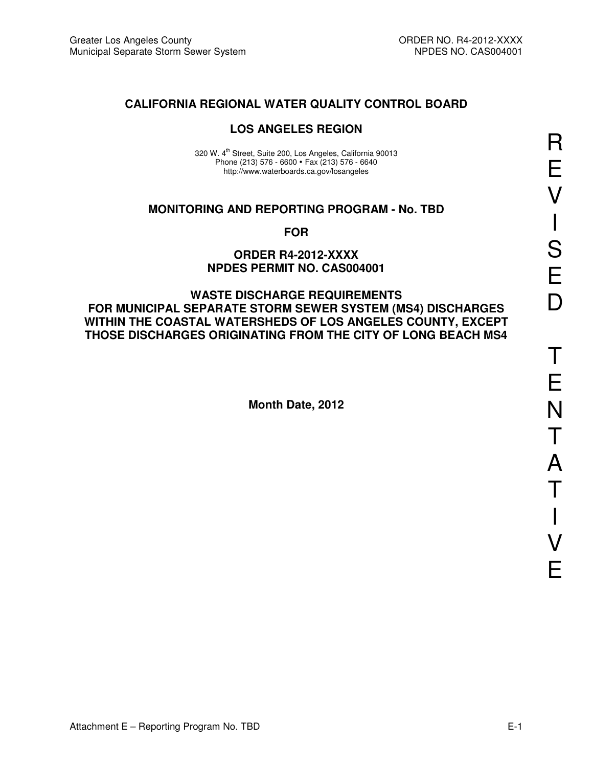# CALIFORNIA REGIONAL WATER QUALITY CONTROL BOARD

## LOS ANGELES REGION

320 W. 4th Street, Suite 200, Los Angeles, California 90013
Phone (213) 576 - 6600 • Fax (213) 576 - 6640
http://www.waterboards.ca.gov/losangeles

## MONITORING AND REPORTING PROGRAM - No. TBD

**FOR**

**ORDER R4-2012-XXXX**
**NPDES PERMIT NO. CAS004001**

**WASTE DISCHARGE REQUIREMENTS**
**FOR MUNICIPAL SEPARATE STORM SEWER SYSTEM (MS4) DISCHARGES WITHIN THE COASTAL WATERSHEDS OF LOS ANGELES COUNTY, EXCEPT THOSE DISCHARGES ORIGINATING FROM THE CITY OF LONG BEACH MS4**

**Month Date, 2012**

REVISED TENTATIVE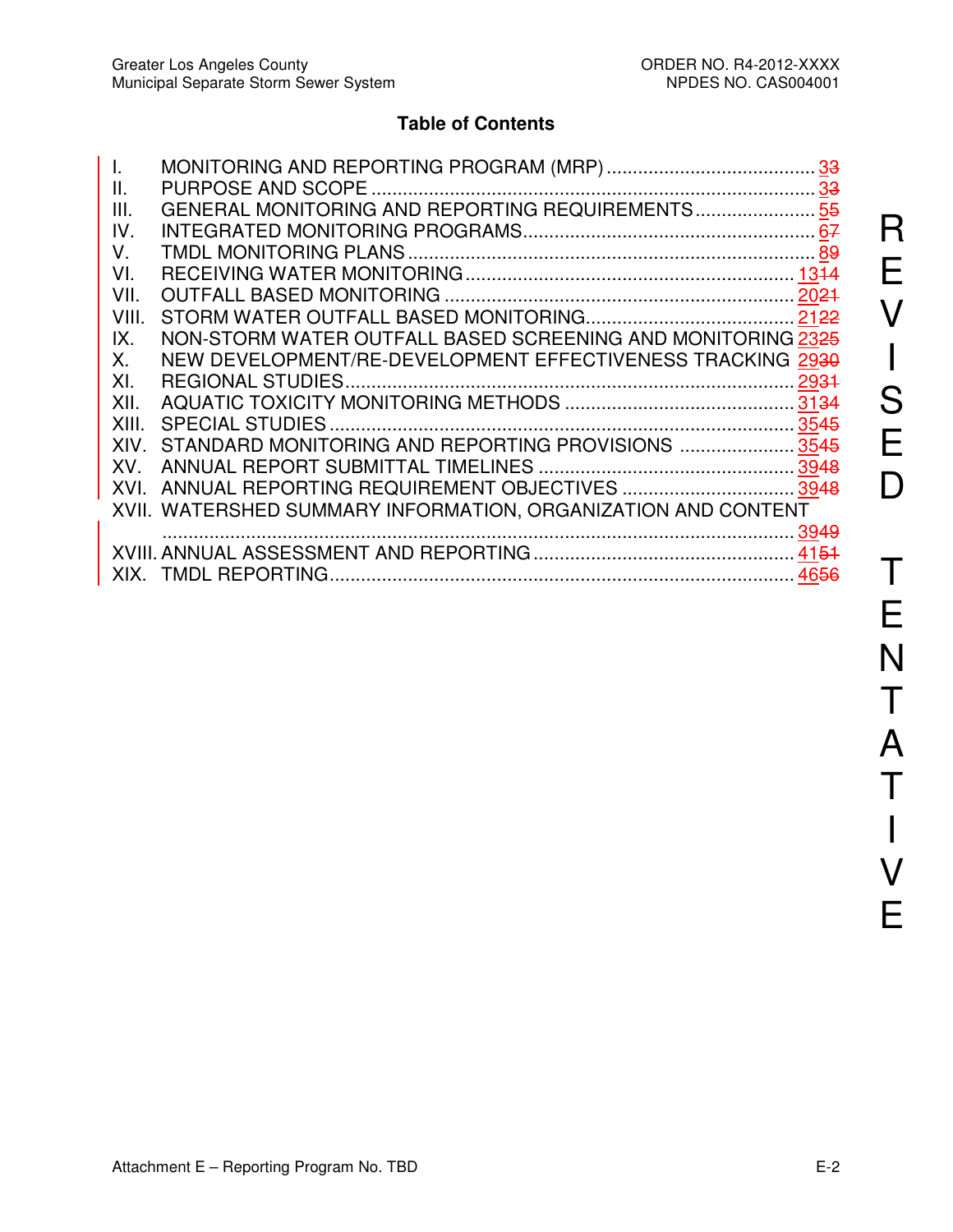## Table of Contents

| | | |
|---|---|---|
| I. | MONITORING AND REPORTING PROGRAM (MRP) | 33 |
| II. | PURPOSE AND SCOPE | 33 |
| III. | GENERAL MONITORING AND REPORTING REQUIREMENTS | 55 |
| IV. | INTEGRATED MONITORING PROGRAMS | 67 |
| V. | TMDL MONITORING PLANS | 89 |
| VI. | RECEIVING WATER MONITORING | 1314 |
| VII. | OUTFALL BASED MONITORING | 2021 |
| VIII. | STORM WATER OUTFALL BASED MONITORING | 2122 |
| IX. | NON-STORM WATER OUTFALL BASED SCREENING AND MONITORING | 2325 |
| X. | NEW DEVELOPMENT/RE-DEVELOPMENT EFFECTIVENESS TRACKING | 2930 |
| XI. | REGIONAL STUDIES | 2931 |
| XII. | AQUATIC TOXICITY MONITORING METHODS | 3134 |
| XIII. | SPECIAL STUDIES | 3545 |
| XIV. | STANDARD MONITORING AND REPORTING PROVISIONS | 3545 |
| XV. | ANNUAL REPORT SUBMITTAL TIMELINES | 3948 |
| XVI. | ANNUAL REPORTING REQUIREMENT OBJECTIVES | 3948 |
| XVII. | WATERSHED SUMMARY INFORMATION, ORGANIZATION AND CONTENT | 3949 |
| XVIII. | ANNUAL ASSESSMENT AND REPORTING | 4151 |
| XIX. | TMDL REPORTING | 4656 |

REVISED TENTATIVE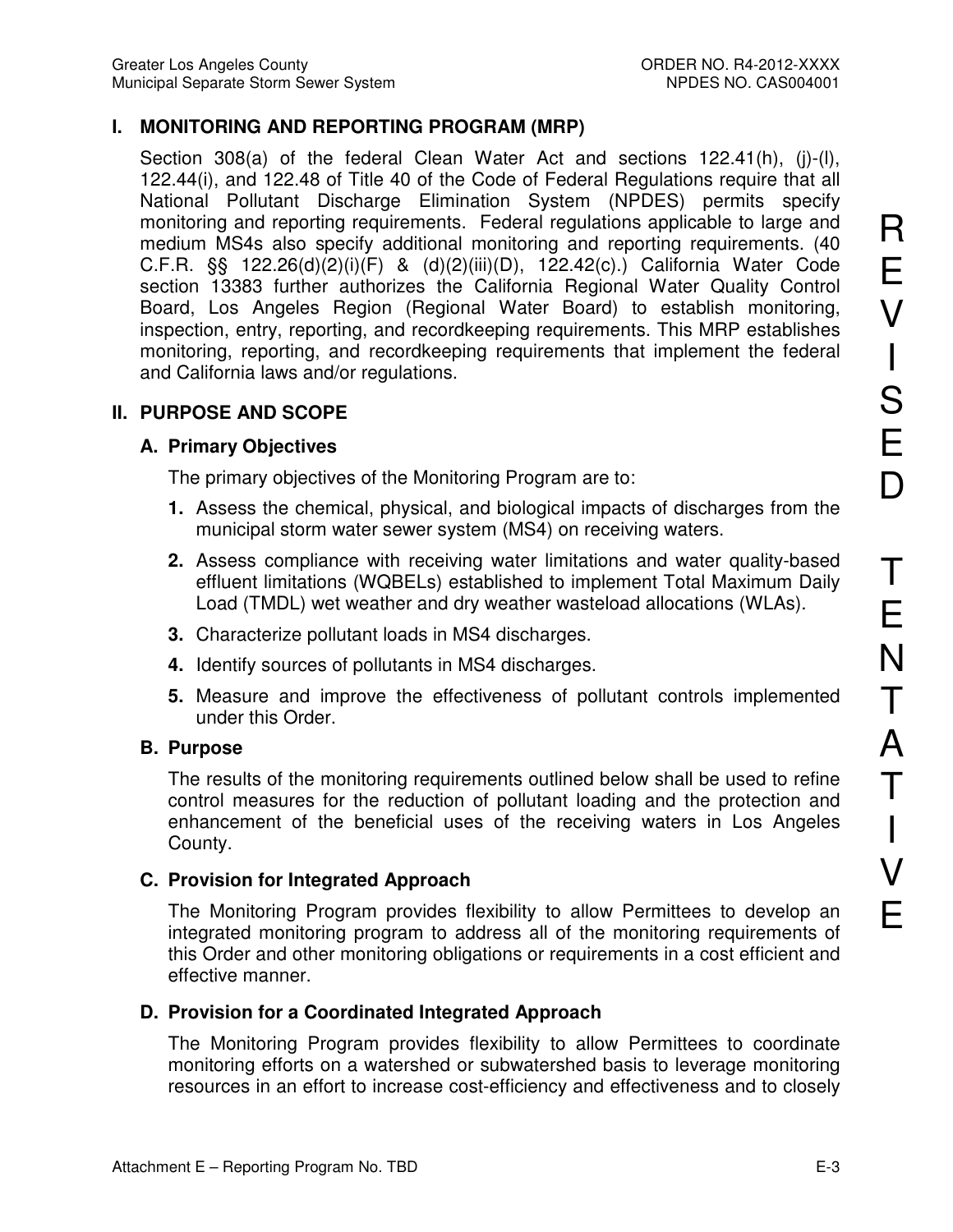## I. MONITORING AND REPORTING PROGRAM (MRP)

Section 308(a) of the federal Clean Water Act and sections 122.41(h), (j)-(l), 122.44(i), and 122.48 of Title 40 of the Code of Federal Regulations require that all National Pollutant Discharge Elimination System (NPDES) permits specify monitoring and reporting requirements. Federal regulations applicable to large and medium MS4s also specify additional monitoring and reporting requirements. (40 C.F.R. §§ 122.26(d)(2)(i)(F) & (d)(2)(iii)(D), 122.42(c).) California Water Code section 13383 further authorizes the California Regional Water Quality Control Board, Los Angeles Region (Regional Water Board) to establish monitoring, inspection, entry, reporting, and recordkeeping requirements. This MRP establishes monitoring, reporting, and recordkeeping requirements that implement the federal and California laws and/or regulations.

## II. PURPOSE AND SCOPE

### A. Primary Objectives

The primary objectives of the Monitoring Program are to:

1. Assess the chemical, physical, and biological impacts of discharges from the municipal storm water sewer system (MS4) on receiving waters.
2. Assess compliance with receiving water limitations and water quality-based effluent limitations (WQBELs) established to implement Total Maximum Daily Load (TMDL) wet weather and dry weather wasteload allocations (WLAs).
3. Characterize pollutant loads in MS4 discharges.
4. Identify sources of pollutants in MS4 discharges.
5. Measure and improve the effectiveness of pollutant controls implemented under this Order.

### B. Purpose

The results of the monitoring requirements outlined below shall be used to refine control measures for the reduction of pollutant loading and the protection and enhancement of the beneficial uses of the receiving waters in Los Angeles County.

### C. Provision for Integrated Approach

The Monitoring Program provides flexibility to allow Permittees to develop an integrated monitoring program to address all of the monitoring requirements of this Order and other monitoring obligations or requirements in a cost efficient and effective manner.

### D. Provision for a Coordinated Integrated Approach

The Monitoring Program provides flexibility to allow Permittees to coordinate monitoring efforts on a watershed or subwatershed basis to leverage monitoring resources in an effort to increase cost-efficiency and effectiveness and to closely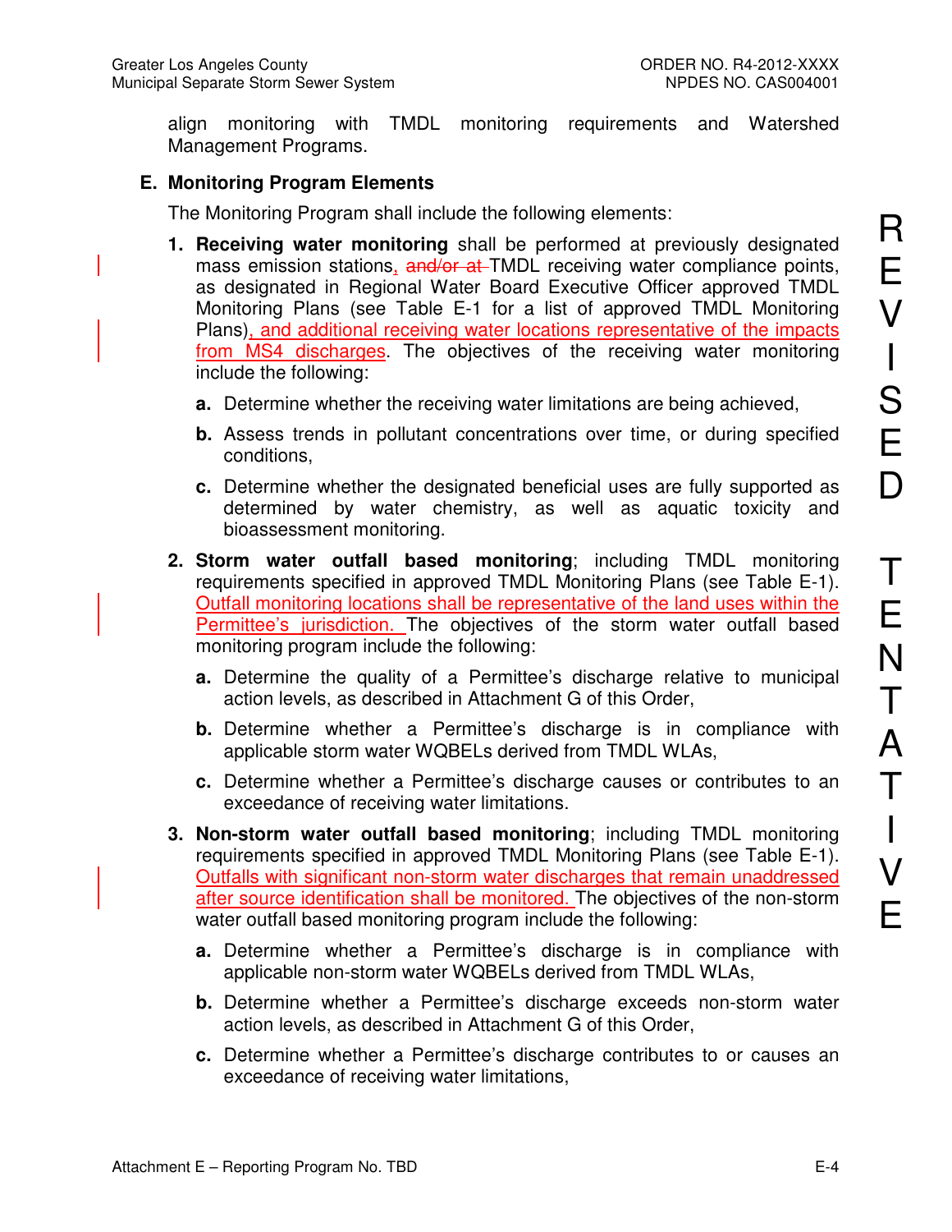align monitoring with TMDL monitoring requirements and Watershed Management Programs.

## E. Monitoring Program Elements

The Monitoring Program shall include the following elements:

1. **Receiving water monitoring** shall be performed at previously designated mass emission stations, ~~and/or at~~ TMDL receiving water compliance points, as designated in Regional Water Board Executive Officer approved TMDL Monitoring Plans (see Table E-1 for a list of approved TMDL Monitoring Plans), and additional receiving water locations representative of the impacts from MS4 discharges. The objectives of the receiving water monitoring include the following:

   **a.** Determine whether the receiving water limitations are being achieved,

   **b.** Assess trends in pollutant concentrations over time, or during specified conditions,

   **c.** Determine whether the designated beneficial uses are fully supported as determined by water chemistry, as well as aquatic toxicity and bioassessment monitoring.

2. **Storm water outfall based monitoring**; including TMDL monitoring requirements specified in approved TMDL Monitoring Plans (see Table E-1). Outfall monitoring locations shall be representative of the land uses within the Permittee's jurisdiction. The objectives of the storm water outfall based monitoring program include the following:

   **a.** Determine the quality of a Permittee's discharge relative to municipal action levels, as described in Attachment G of this Order,

   **b.** Determine whether a Permittee's discharge is in compliance with applicable storm water WQBELs derived from TMDL WLAs,

   **c.** Determine whether a Permittee's discharge causes or contributes to an exceedance of receiving water limitations.

3. **Non-storm water outfall based monitoring**; including TMDL monitoring requirements specified in approved TMDL Monitoring Plans (see Table E-1). Outfalls with significant non-storm water discharges that remain unaddressed after source identification shall be monitored. The objectives of the non-storm water outfall based monitoring program include the following:

   **a.** Determine whether a Permittee's discharge is in compliance with applicable non-storm water WQBELs derived from TMDL WLAs,

   **b.** Determine whether a Permittee's discharge exceeds non-storm water action levels, as described in Attachment G of this Order,

   **c.** Determine whether a Permittee's discharge contributes to or causes an exceedance of receiving water limitations,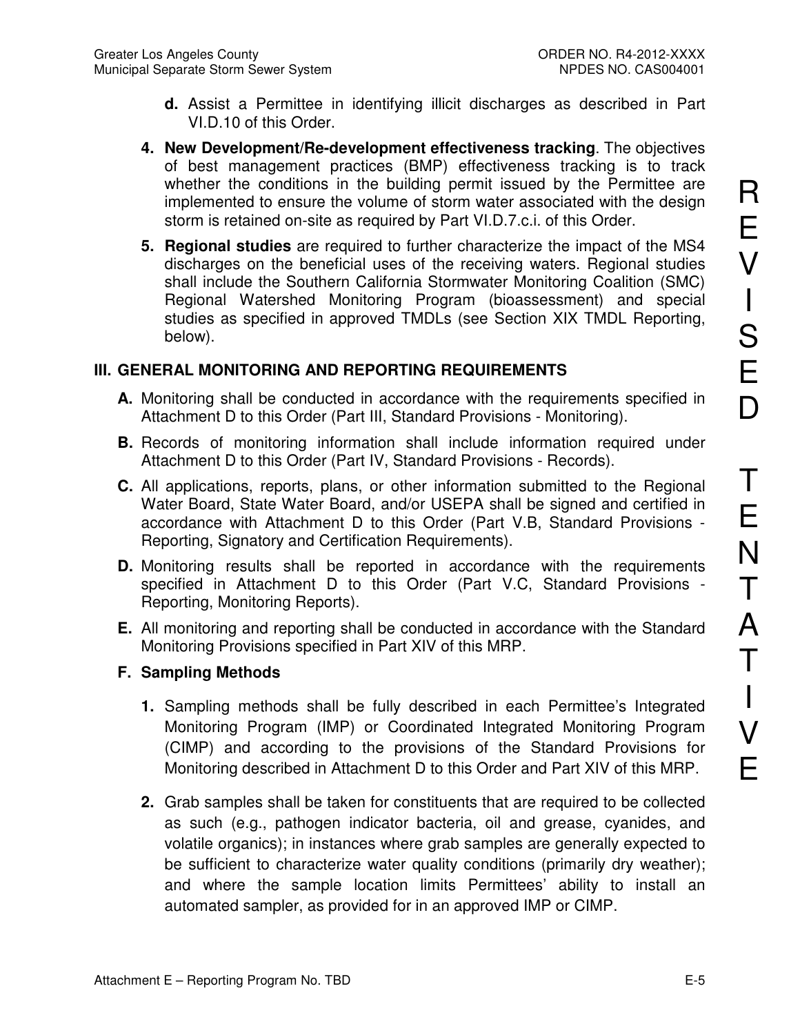**d.** Assist a Permittee in identifying illicit discharges as described in Part VI.D.10 of this Order.

**4. New Development/Re-development effectiveness tracking**. The objectives of best management practices (BMP) effectiveness tracking is to track whether the conditions in the building permit issued by the Permittee are implemented to ensure the volume of storm water associated with the design storm is retained on-site as required by Part VI.D.7.c.i. of this Order.

**5. Regional studies** are required to further characterize the impact of the MS4 discharges on the beneficial uses of the receiving waters. Regional studies shall include the Southern California Stormwater Monitoring Coalition (SMC) Regional Watershed Monitoring Program (bioassessment) and special studies as specified in approved TMDLs (see Section XIX TMDL Reporting, below).

## III. GENERAL MONITORING AND REPORTING REQUIREMENTS

**A.** Monitoring shall be conducted in accordance with the requirements specified in Attachment D to this Order (Part III, Standard Provisions - Monitoring).

**B.** Records of monitoring information shall include information required under Attachment D to this Order (Part IV, Standard Provisions - Records).

**C.** All applications, reports, plans, or other information submitted to the Regional Water Board, State Water Board, and/or USEPA shall be signed and certified in accordance with Attachment D to this Order (Part V.B, Standard Provisions - Reporting, Signatory and Certification Requirements).

**D.** Monitoring results shall be reported in accordance with the requirements specified in Attachment D to this Order (Part V.C, Standard Provisions - Reporting, Monitoring Reports).

**E.** All monitoring and reporting shall be conducted in accordance with the Standard Monitoring Provisions specified in Part XIV of this MRP.

### F. Sampling Methods

**1.** Sampling methods shall be fully described in each Permittee's Integrated Monitoring Program (IMP) or Coordinated Integrated Monitoring Program (CIMP) and according to the provisions of the Standard Provisions for Monitoring described in Attachment D to this Order and Part XIV of this MRP.

**2.** Grab samples shall be taken for constituents that are required to be collected as such (e.g., pathogen indicator bacteria, oil and grease, cyanides, and volatile organics); in instances where grab samples are generally expected to be sufficient to characterize water quality conditions (primarily dry weather); and where the sample location limits Permittees' ability to install an automated sampler, as provided for in an approved IMP or CIMP.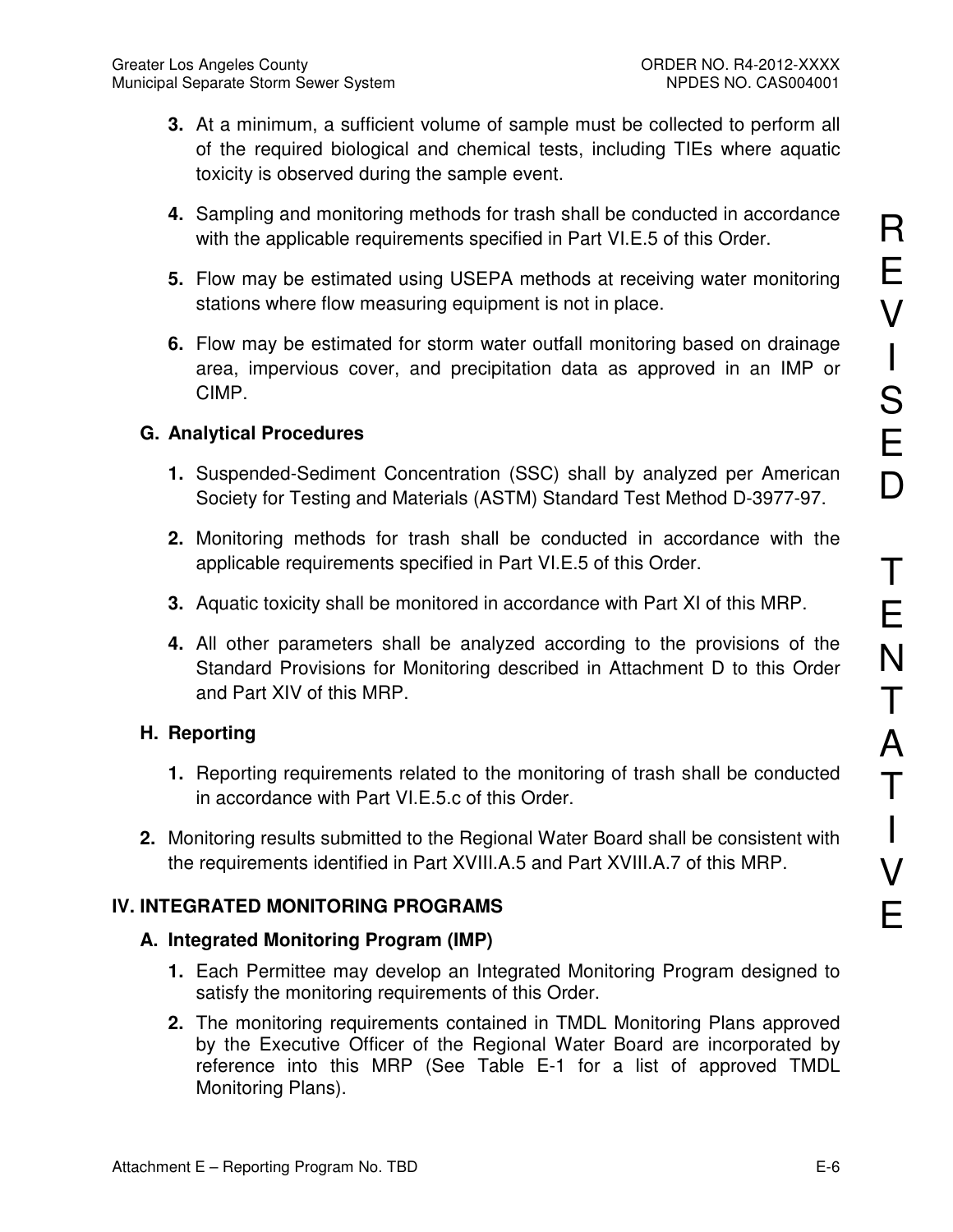3. At a minimum, a sufficient volume of sample must be collected to perform all of the required biological and chemical tests, including TIEs where aquatic toxicity is observed during the sample event.

4. Sampling and monitoring methods for trash shall be conducted in accordance with the applicable requirements specified in Part VI.E.5 of this Order.

5. Flow may be estimated using USEPA methods at receiving water monitoring stations where flow measuring equipment is not in place.

6. Flow may be estimated for storm water outfall monitoring based on drainage area, impervious cover, and precipitation data as approved in an IMP or CIMP.

### G. Analytical Procedures

1. Suspended-Sediment Concentration (SSC) shall by analyzed per American Society for Testing and Materials (ASTM) Standard Test Method D-3977-97.

2. Monitoring methods for trash shall be conducted in accordance with the applicable requirements specified in Part VI.E.5 of this Order.

3. Aquatic toxicity shall be monitored in accordance with Part XI of this MRP.

4. All other parameters shall be analyzed according to the provisions of the Standard Provisions for Monitoring described in Attachment D to this Order and Part XIV of this MRP.

### H. Reporting

1. Reporting requirements related to the monitoring of trash shall be conducted in accordance with Part VI.E.5.c of this Order.

2. Monitoring results submitted to the Regional Water Board shall be consistent with the requirements identified in Part XVIII.A.5 and Part XVIII.A.7 of this MRP.

## IV. INTEGRATED MONITORING PROGRAMS

### A. Integrated Monitoring Program (IMP)

1. Each Permittee may develop an Integrated Monitoring Program designed to satisfy the monitoring requirements of this Order.

2. The monitoring requirements contained in TMDL Monitoring Plans approved by the Executive Officer of the Regional Water Board are incorporated by reference into this MRP (See Table E-1 for a list of approved TMDL Monitoring Plans).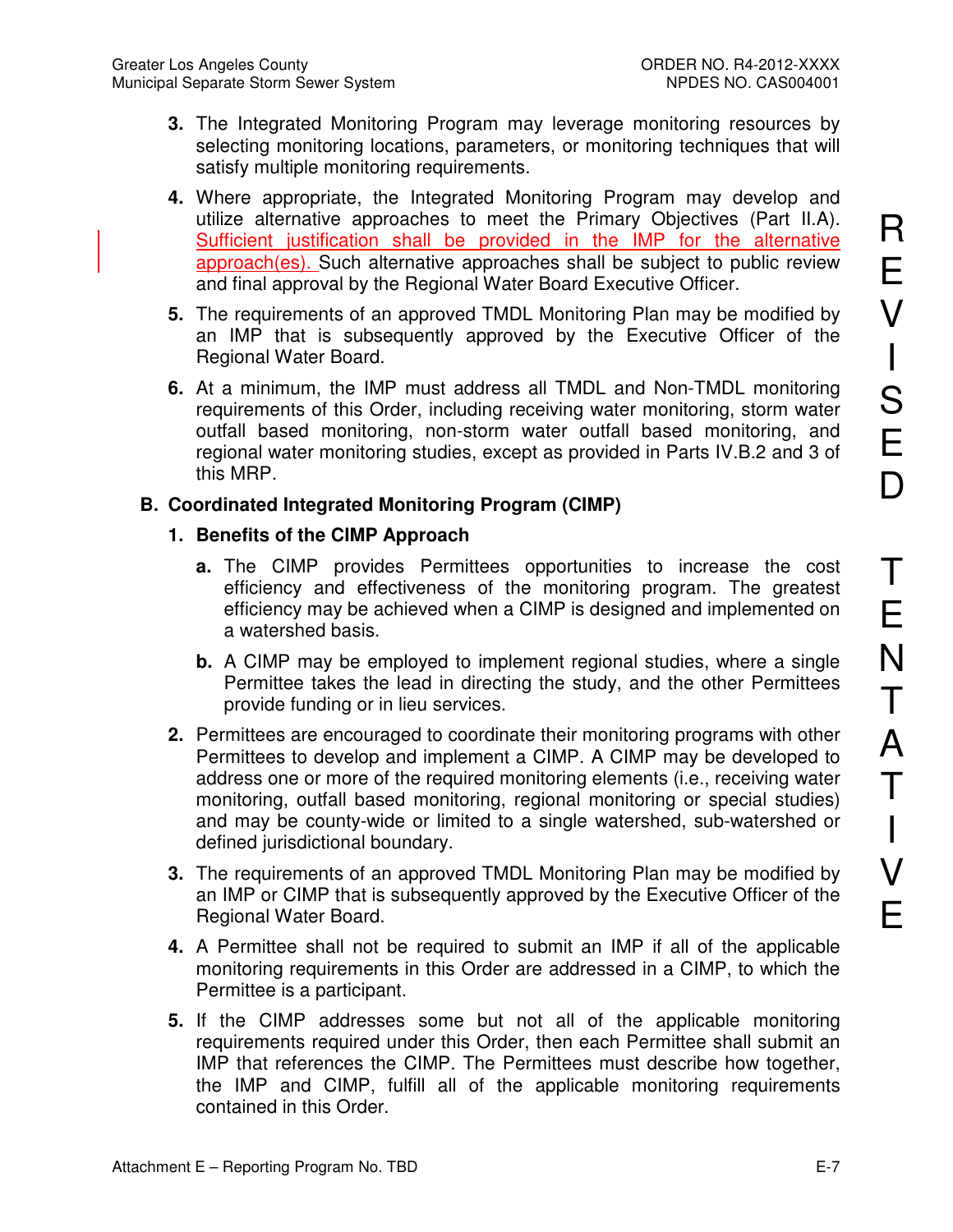3. The Integrated Monitoring Program may leverage monitoring resources by selecting monitoring locations, parameters, or monitoring techniques that will satisfy multiple monitoring requirements.

4. Where appropriate, the Integrated Monitoring Program may develop and utilize alternative approaches to meet the Primary Objectives (Part II.A). Sufficient justification shall be provided in the IMP for the alternative approach(es). Such alternative approaches shall be subject to public review and final approval by the Regional Water Board Executive Officer.

5. The requirements of an approved TMDL Monitoring Plan may be modified by an IMP that is subsequently approved by the Executive Officer of the Regional Water Board.

6. At a minimum, the IMP must address all TMDL and Non-TMDL monitoring requirements of this Order, including receiving water monitoring, storm water outfall based monitoring, non-storm water outfall based monitoring, and regional water monitoring studies, except as provided in Parts IV.B.2 and 3 of this MRP.

**B. Coordinated Integrated Monitoring Program (CIMP)**

**1. Benefits of the CIMP Approach**

**a.** The CIMP provides Permittees opportunities to increase the cost efficiency and effectiveness of the monitoring program. The greatest efficiency may be achieved when a CIMP is designed and implemented on a watershed basis.

**b.** A CIMP may be employed to implement regional studies, where a single Permittee takes the lead in directing the study, and the other Permittees provide funding or in lieu services.

2. Permittees are encouraged to coordinate their monitoring programs with other Permittees to develop and implement a CIMP. A CIMP may be developed to address one or more of the required monitoring elements (i.e., receiving water monitoring, outfall based monitoring, regional monitoring or special studies) and may be county-wide or limited to a single watershed, sub-watershed or defined jurisdictional boundary.

3. The requirements of an approved TMDL Monitoring Plan may be modified by an IMP or CIMP that is subsequently approved by the Executive Officer of the Regional Water Board.

4. A Permittee shall not be required to submit an IMP if all of the applicable monitoring requirements in this Order are addressed in a CIMP, to which the Permittee is a participant.

5. If the CIMP addresses some but not all of the applicable monitoring requirements required under this Order, then each Permittee shall submit an IMP that references the CIMP. The Permittees must describe how together, the IMP and CIMP, fulfill all of the applicable monitoring requirements contained in this Order.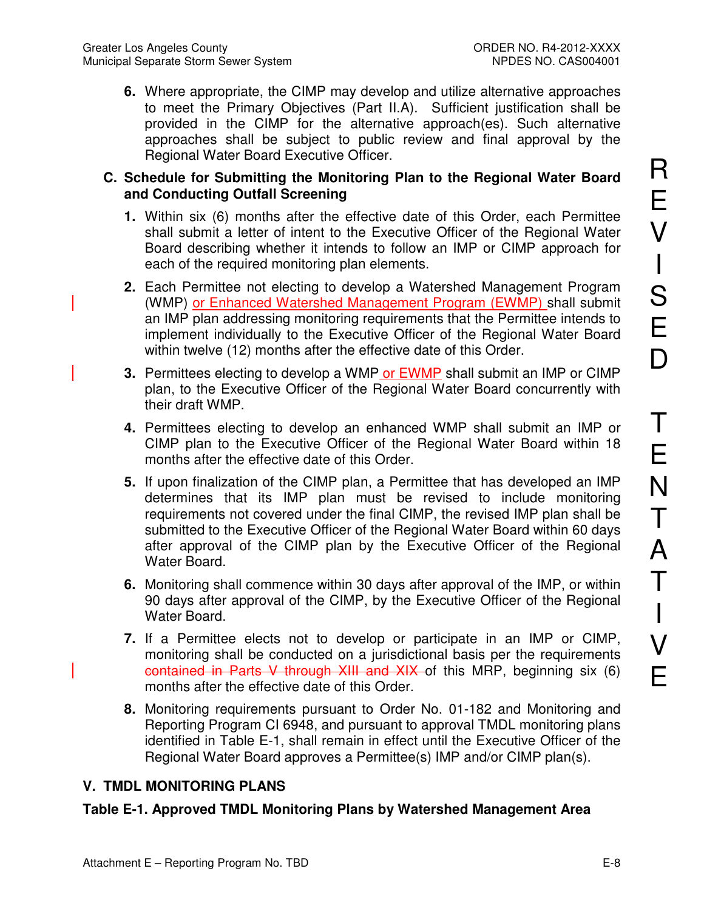6. Where appropriate, the CIMP may develop and utilize alternative approaches to meet the Primary Objectives (Part II.A). Sufficient justification shall be provided in the CIMP for the alternative approach(es). Such alternative approaches shall be subject to public review and final approval by the Regional Water Board Executive Officer.

**C. Schedule for Submitting the Monitoring Plan to the Regional Water Board and Conducting Outfall Screening**

1. Within six (6) months after the effective date of this Order, each Permittee shall submit a letter of intent to the Executive Officer of the Regional Water Board describing whether it intends to follow an IMP or CIMP approach for each of the required monitoring plan elements.

2. Each Permittee not electing to develop a Watershed Management Program (WMP) or Enhanced Watershed Management Program (EWMP) shall submit an IMP plan addressing monitoring requirements that the Permittee intends to implement individually to the Executive Officer of the Regional Water Board within twelve (12) months after the effective date of this Order.

3. Permittees electing to develop a WMP or EWMP shall submit an IMP or CIMP plan, to the Executive Officer of the Regional Water Board concurrently with their draft WMP.

4. Permittees electing to develop an enhanced WMP shall submit an IMP or CIMP plan to the Executive Officer of the Regional Water Board within 18 months after the effective date of this Order.

5. If upon finalization of the CIMP plan, a Permittee that has developed an IMP determines that its IMP plan must be revised to include monitoring requirements not covered under the final CIMP, the revised IMP plan shall be submitted to the Executive Officer of the Regional Water Board within 60 days after approval of the CIMP plan by the Executive Officer of the Regional Water Board.

6. Monitoring shall commence within 30 days after approval of the IMP, or within 90 days after approval of the CIMP, by the Executive Officer of the Regional Water Board.

7. If a Permittee elects not to develop or participate in an IMP or CIMP, monitoring shall be conducted on a jurisdictional basis per the requirements ~~contained in Parts V through XIII and XIX~~ of this MRP, beginning six (6) months after the effective date of this Order.

8. Monitoring requirements pursuant to Order No. 01-182 and Monitoring and Reporting Program CI 6948, and pursuant to approval TMDL monitoring plans identified in Table E-1, shall remain in effect until the Executive Officer of the Regional Water Board approves a Permittee(s) IMP and/or CIMP plan(s).

## V. TMDL MONITORING PLANS

**Table E-1. Approved TMDL Monitoring Plans by Watershed Management Area**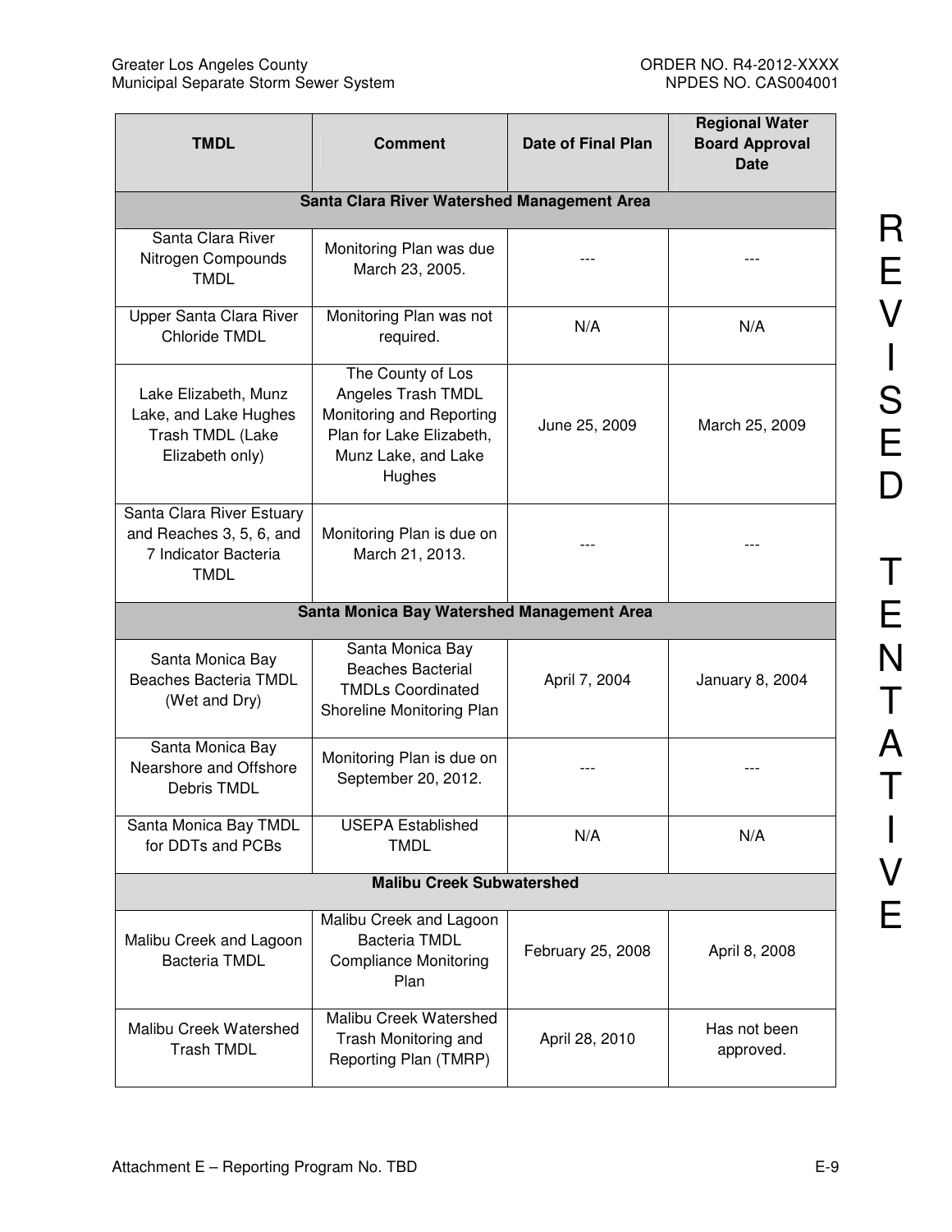| TMDL | Comment | Date of Final Plan | Regional Water Board Approval Date |
|---|---|---|---|
| **Santa Clara River Watershed Management Area** | | | |
| Santa Clara River Nitrogen Compounds TMDL | Monitoring Plan was due March 23, 2005. | --- | --- |
| Upper Santa Clara River Chloride TMDL | Monitoring Plan was not required. | N/A | N/A |
| Lake Elizabeth, Munz Lake, and Lake Hughes Trash TMDL (Lake Elizabeth only) | The County of Los Angeles Trash TMDL Monitoring and Reporting Plan for Lake Elizabeth, Munz Lake, and Lake Hughes | June 25, 2009 | March 25, 2009 |
| Santa Clara River Estuary and Reaches 3, 5, 6, and 7 Indicator Bacteria TMDL | Monitoring Plan is due on March 21, 2013. | --- | --- |
| **Santa Monica Bay Watershed Management Area** | | | |
| Santa Monica Bay Beaches Bacteria TMDL (Wet and Dry) | Santa Monica Bay Beaches Bacterial TMDLs Coordinated Shoreline Monitoring Plan | April 7, 2004 | January 8, 2004 |
| Santa Monica Bay Nearshore and Offshore Debris TMDL | Monitoring Plan is due on September 20, 2012. | --- | --- |
| Santa Monica Bay TMDL for DDTs and PCBs | USEPA Established TMDL | N/A | N/A |
| **Malibu Creek Subwatershed** | | | |
| Malibu Creek and Lagoon Bacteria TMDL | Malibu Creek and Lagoon Bacteria TMDL Compliance Monitoring Plan | February 25, 2008 | April 8, 2008 |
| Malibu Creek Watershed Trash TMDL | Malibu Creek Watershed Trash Monitoring and Reporting Plan (TMRP) | April 28, 2010 | Has not been approved. |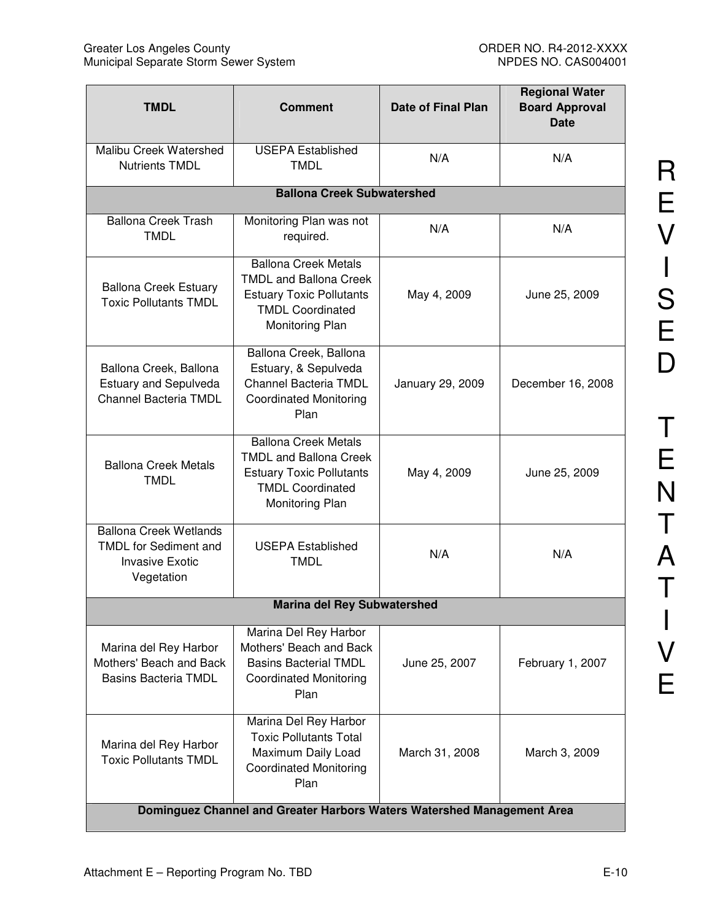| TMDL | Comment | Date of Final Plan | Regional Water Board Approval Date |
| --- | --- | --- | --- |
| Malibu Creek Watershed Nutrients TMDL | USEPA Established TMDL | N/A | N/A |
| **Ballona Creek Subwatershed** | | | |
| Ballona Creek Trash TMDL | Monitoring Plan was not required. | N/A | N/A |
| Ballona Creek Estuary Toxic Pollutants TMDL | Ballona Creek Metals TMDL and Ballona Creek Estuary Toxic Pollutants TMDL Coordinated Monitoring Plan | May 4, 2009 | June 25, 2009 |
| Ballona Creek, Ballona Estuary and Sepulveda Channel Bacteria TMDL | Ballona Creek, Ballona Estuary, & Sepulveda Channel Bacteria TMDL Coordinated Monitoring Plan | January 29, 2009 | December 16, 2008 |
| Ballona Creek Metals TMDL | Ballona Creek Metals TMDL and Ballona Creek Estuary Toxic Pollutants TMDL Coordinated Monitoring Plan | May 4, 2009 | June 25, 2009 |
| Ballona Creek Wetlands TMDL for Sediment and Invasive Exotic Vegetation | USEPA Established TMDL | N/A | N/A |
| **Marina del Rey Subwatershed** | | | |
| Marina del Rey Harbor Mothers' Beach and Back Basins Bacteria TMDL | Marina Del Rey Harbor Mothers' Beach and Back Basins Bacterial TMDL Coordinated Monitoring Plan | June 25, 2007 | February 1, 2007 |
| Marina del Rey Harbor Toxic Pollutants TMDL | Marina Del Rey Harbor Toxic Pollutants Total Maximum Daily Load Coordinated Monitoring Plan | March 31, 2008 | March 3, 2009 |
| **Dominguez Channel and Greater Harbors Waters Watershed Management Area** | | | |

REVISED TENTATIVE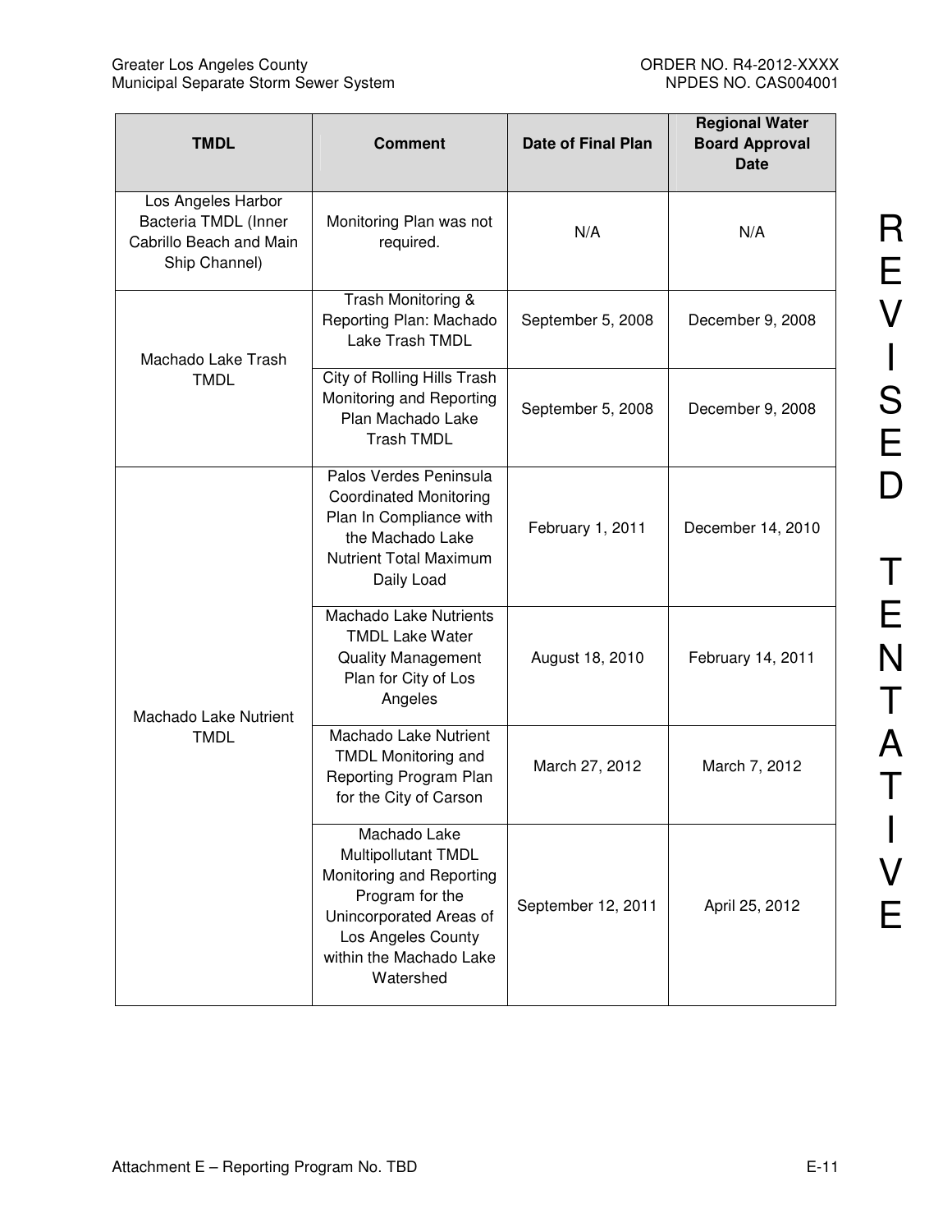| TMDL | Comment | Date of Final Plan | Regional Water Board Approval Date |
|---|---|---|---|
| Los Angeles Harbor Bacteria TMDL (Inner Cabrillo Beach and Main Ship Channel) | Monitoring Plan was not required. | N/A | N/A |
| Machado Lake Trash TMDL | Trash Monitoring & Reporting Plan: Machado Lake Trash TMDL | September 5, 2008 | December 9, 2008 |
| | City of Rolling Hills Trash Monitoring and Reporting Plan Machado Lake Trash TMDL | September 5, 2008 | December 9, 2008 |
| Machado Lake Nutrient TMDL | Palos Verdes Peninsula Coordinated Monitoring Plan In Compliance with the Machado Lake Nutrient Total Maximum Daily Load | February 1, 2011 | December 14, 2010 |
| | Machado Lake Nutrients TMDL Lake Water Quality Management Plan for City of Los Angeles | August 18, 2010 | February 14, 2011 |
| | Machado Lake Nutrient TMDL Monitoring and Reporting Program Plan for the City of Carson | March 27, 2012 | March 7, 2012 |
| | Machado Lake Multipollutant TMDL Monitoring and Reporting Program for the Unincorporated Areas of Los Angeles County within the Machado Lake Watershed | September 12, 2011 | April 25, 2012 |

REVISED TENTATIVE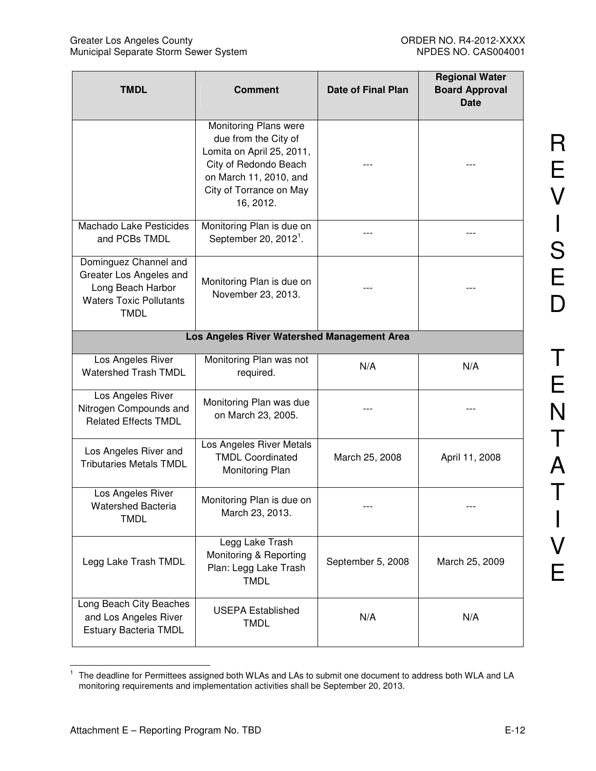| TMDL | Comment | Date of Final Plan | Regional Water Board Approval Date |
|---|---|---|---|
| | Monitoring Plans were due from the City of Lomita on April 25, 2011, City of Redondo Beach on March 11, 2010, and City of Torrance on May 16, 2012. | --- | --- |
| Machado Lake Pesticides and PCBs TMDL | Monitoring Plan is due on September 20, 2012[1]. | --- | --- |
| Dominguez Channel and Greater Los Angeles and Long Beach Harbor Waters Toxic Pollutants TMDL | Monitoring Plan is due on November 23, 2013. | --- | --- |
| **Los Angeles River Watershed Management Area** | | | |
| Los Angeles River Watershed Trash TMDL | Monitoring Plan was not required. | N/A | N/A |
| Los Angeles River Nitrogen Compounds and Related Effects TMDL | Monitoring Plan was due on March 23, 2005. | --- | --- |
| Los Angeles River and Tributaries Metals TMDL | Los Angeles River Metals TMDL Coordinated Monitoring Plan | March 25, 2008 | April 11, 2008 |
| Los Angeles River Watershed Bacteria TMDL | Monitoring Plan is due on March 23, 2013. | --- | --- |
| Legg Lake Trash TMDL | Legg Lake Trash Monitoring & Reporting Plan: Legg Lake Trash TMDL | September 5, 2008 | March 25, 2009 |
| Long Beach City Beaches and Los Angeles River Estuary Bacteria TMDL | USEPA Established TMDL | N/A | N/A |

[1] The deadline for Permittees assigned both WLAs and LAs to submit one document to address both WLA and LA monitoring requirements and implementation activities shall be September 20, 2013.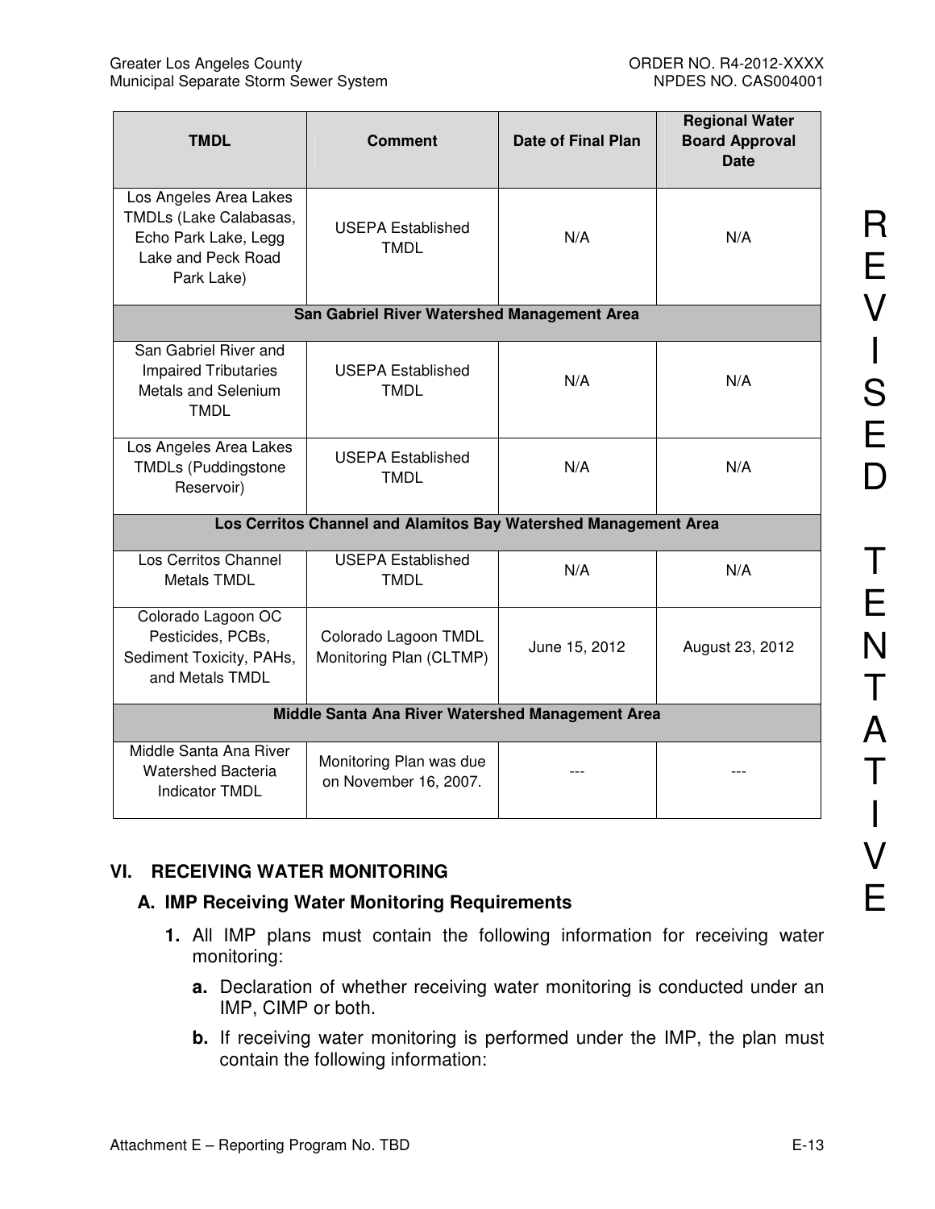| TMDL | Comment | Date of Final Plan | Regional Water Board Approval Date |
|---|---|---|---|
| Los Angeles Area Lakes TMDLs (Lake Calabasas, Echo Park Lake, Legg Lake and Peck Road Park Lake) | USEPA Established TMDL | N/A | N/A |
| **San Gabriel River Watershed Management Area** | | | |
| San Gabriel River and Impaired Tributaries Metals and Selenium TMDL | USEPA Established TMDL | N/A | N/A |
| Los Angeles Area Lakes TMDLs (Puddingstone Reservoir) | USEPA Established TMDL | N/A | N/A |
| **Los Cerritos Channel and Alamitos Bay Watershed Management Area** | | | |
| Los Cerritos Channel Metals TMDL | USEPA Established TMDL | N/A | N/A |
| Colorado Lagoon OC Pesticides, PCBs, Sediment Toxicity, PAHs, and Metals TMDL | Colorado Lagoon TMDL Monitoring Plan (CLTMP) | June 15, 2012 | August 23, 2012 |
| **Middle Santa Ana River Watershed Management Area** | | | |
| Middle Santa Ana River Watershed Bacteria Indicator TMDL | Monitoring Plan was due on November 16, 2007. | --- | --- |

## VI. RECEIVING WATER MONITORING

### A. IMP Receiving Water Monitoring Requirements

**1.** All IMP plans must contain the following information for receiving water monitoring:

**a.** Declaration of whether receiving water monitoring is conducted under an IMP, CIMP or both.

**b.** If receiving water monitoring is performed under the IMP, the plan must contain the following information: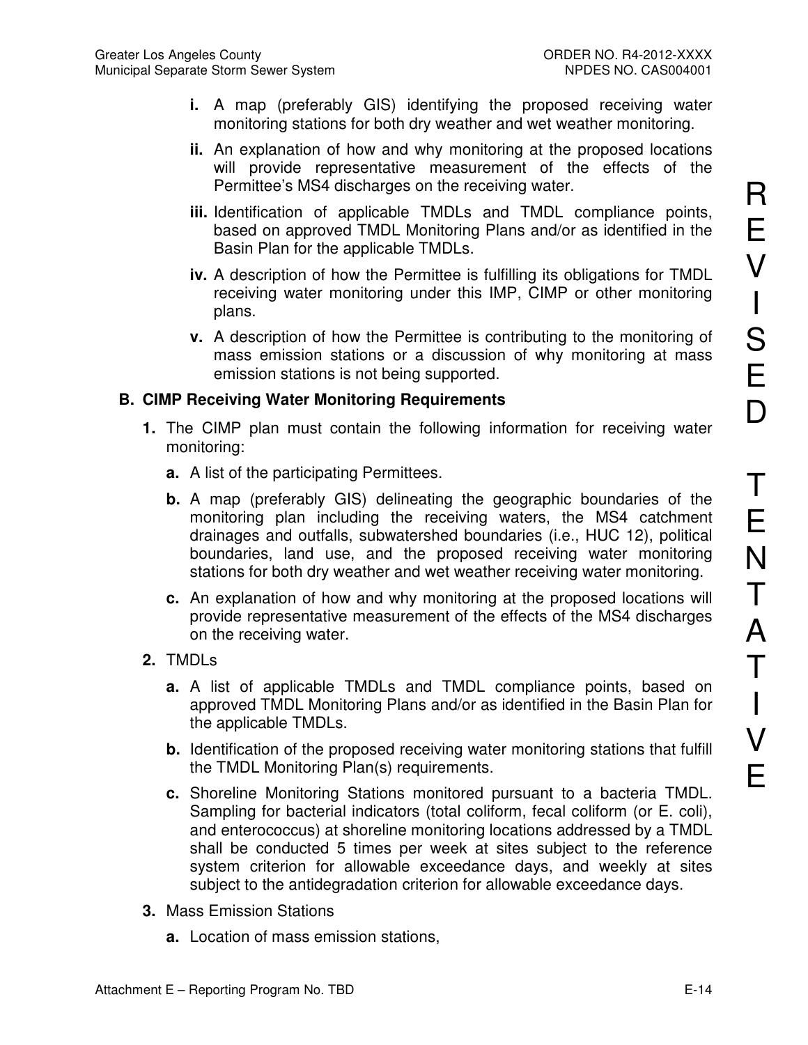- **i.** A map (preferably GIS) identifying the proposed receiving water monitoring stations for both dry weather and wet weather monitoring.
- **ii.** An explanation of how and why monitoring at the proposed locations will provide representative measurement of the effects of the Permittee's MS4 discharges on the receiving water.
- **iii.** Identification of applicable TMDLs and TMDL compliance points, based on approved TMDL Monitoring Plans and/or as identified in the Basin Plan for the applicable TMDLs.
- **iv.** A description of how the Permittee is fulfilling its obligations for TMDL receiving water monitoring under this IMP, CIMP or other monitoring plans.
- **v.** A description of how the Permittee is contributing to the monitoring of mass emission stations or a discussion of why monitoring at mass emission stations is not being supported.

**B. CIMP Receiving Water Monitoring Requirements**

**1.** The CIMP plan must contain the following information for receiving water monitoring:

- **a.** A list of the participating Permittees.
- **b.** A map (preferably GIS) delineating the geographic boundaries of the monitoring plan including the receiving waters, the MS4 catchment drainages and outfalls, subwatershed boundaries (i.e., HUC 12), political boundaries, land use, and the proposed receiving water monitoring stations for both dry weather and wet weather receiving water monitoring.
- **c.** An explanation of how and why monitoring at the proposed locations will provide representative measurement of the effects of the MS4 discharges on the receiving water.

**2.** TMDLs

- **a.** A list of applicable TMDLs and TMDL compliance points, based on approved TMDL Monitoring Plans and/or as identified in the Basin Plan for the applicable TMDLs.
- **b.** Identification of the proposed receiving water monitoring stations that fulfill the TMDL Monitoring Plan(s) requirements.
- **c.** Shoreline Monitoring Stations monitored pursuant to a bacteria TMDL. Sampling for bacterial indicators (total coliform, fecal coliform (or E. coli), and enterococcus) at shoreline monitoring locations addressed by a TMDL shall be conducted 5 times per week at sites subject to the reference system criterion for allowable exceedance days, and weekly at sites subject to the antidegradation criterion for allowable exceedance days.

**3.** Mass Emission Stations

- **a.** Location of mass emission stations,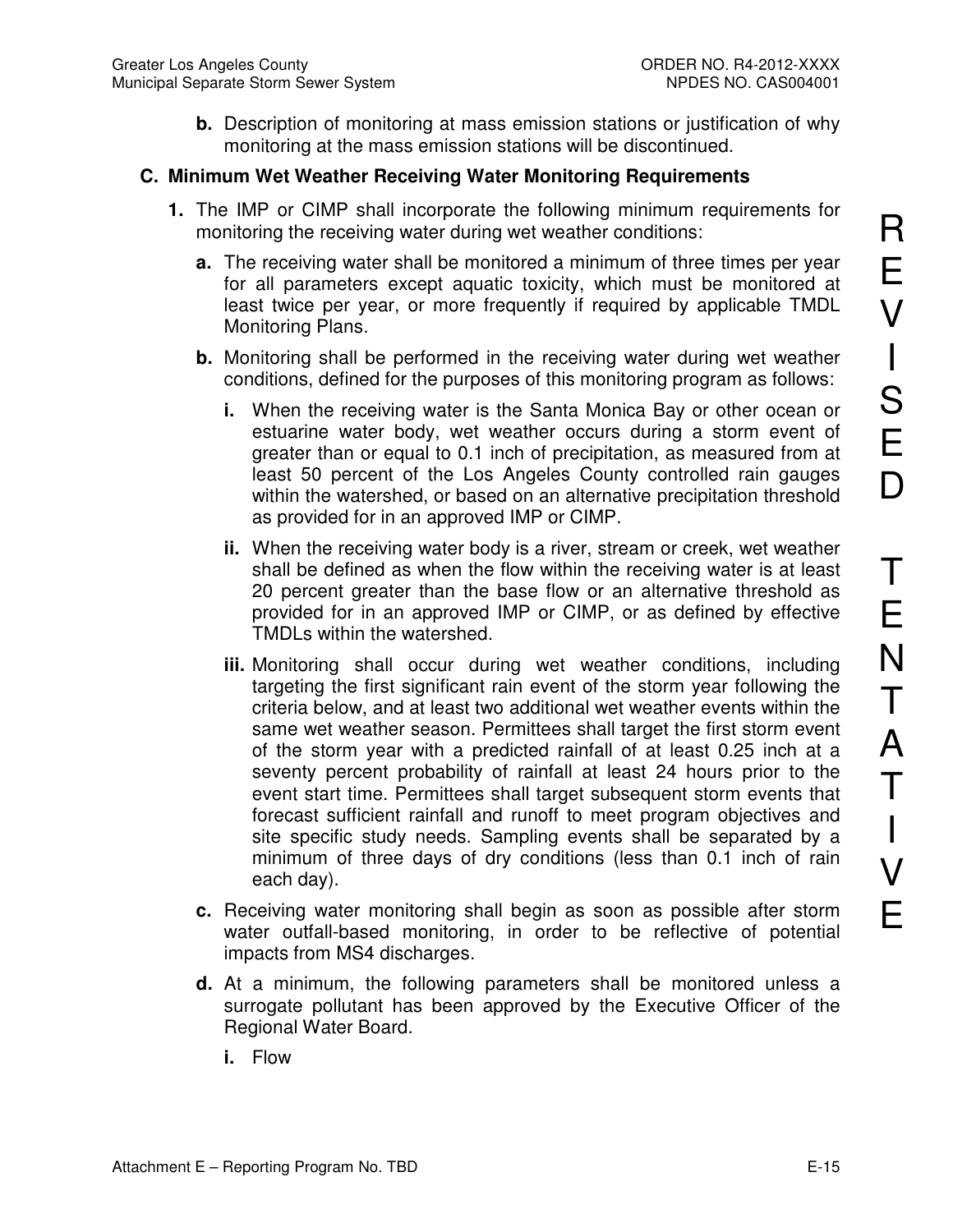**b.** Description of monitoring at mass emission stations or justification of why monitoring at the mass emission stations will be discontinued.

## C. Minimum Wet Weather Receiving Water Monitoring Requirements

**1.** The IMP or CIMP shall incorporate the following minimum requirements for monitoring the receiving water during wet weather conditions:

**a.** The receiving water shall be monitored a minimum of three times per year for all parameters except aquatic toxicity, which must be monitored at least twice per year, or more frequently if required by applicable TMDL Monitoring Plans.

**b.** Monitoring shall be performed in the receiving water during wet weather conditions, defined for the purposes of this monitoring program as follows:

**i.** When the receiving water is the Santa Monica Bay or other ocean or estuarine water body, wet weather occurs during a storm event of greater than or equal to 0.1 inch of precipitation, as measured from at least 50 percent of the Los Angeles County controlled rain gauges within the watershed, or based on an alternative precipitation threshold as provided for in an approved IMP or CIMP.

**ii.** When the receiving water body is a river, stream or creek, wet weather shall be defined as when the flow within the receiving water is at least 20 percent greater than the base flow or an alternative threshold as provided for in an approved IMP or CIMP, or as defined by effective TMDLs within the watershed.

**iii.** Monitoring shall occur during wet weather conditions, including targeting the first significant rain event of the storm year following the criteria below, and at least two additional wet weather events within the same wet weather season. Permittees shall target the first storm event of the storm year with a predicted rainfall of at least 0.25 inch at a seventy percent probability of rainfall at least 24 hours prior to the event start time. Permittees shall target subsequent storm events that forecast sufficient rainfall and runoff to meet program objectives and site specific study needs. Sampling events shall be separated by a minimum of three days of dry conditions (less than 0.1 inch of rain each day).

**c.** Receiving water monitoring shall begin as soon as possible after storm water outfall-based monitoring, in order to be reflective of potential impacts from MS4 discharges.

**d.** At a minimum, the following parameters shall be monitored unless a surrogate pollutant has been approved by the Executive Officer of the Regional Water Board.

**i.** Flow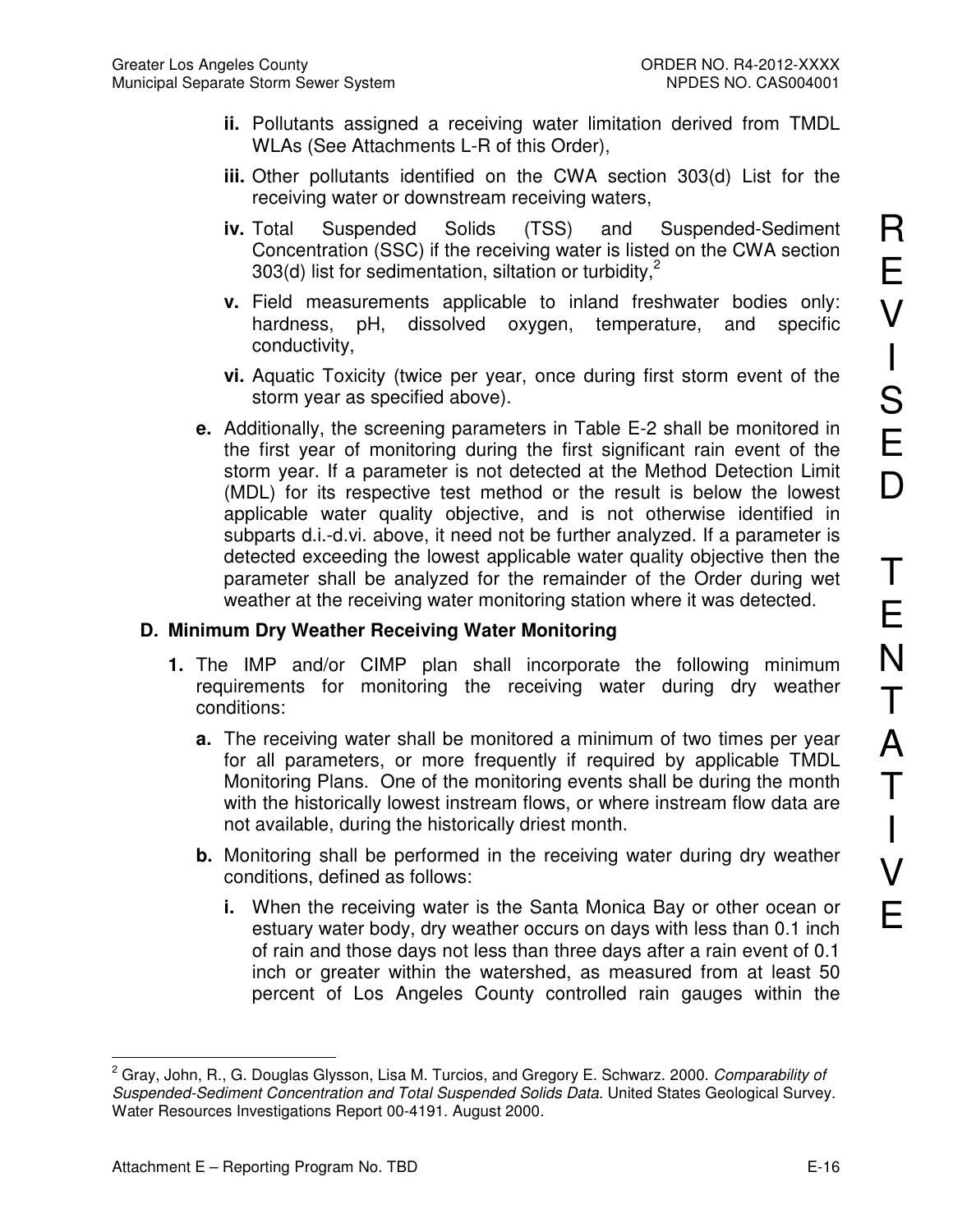**ii.** Pollutants assigned a receiving water limitation derived from TMDL WLAs (See Attachments L-R of this Order),

**iii.** Other pollutants identified on the CWA section 303(d) List for the receiving water or downstream receiving waters,

**iv.** Total Suspended Solids (TSS) and Suspended-Sediment Concentration (SSC) if the receiving water is listed on the CWA section 303(d) list for sedimentation, siltation or turbidity,[2]

**v.** Field measurements applicable to inland freshwater bodies only: hardness, pH, dissolved oxygen, temperature, and specific conductivity,

**vi.** Aquatic Toxicity (twice per year, once during first storm event of the storm year as specified above).

**e.** Additionally, the screening parameters in Table E-2 shall be monitored in the first year of monitoring during the first significant rain event of the storm year. If a parameter is not detected at the Method Detection Limit (MDL) for its respective test method or the result is below the lowest applicable water quality objective, and is not otherwise identified in subparts d.i.-d.vi. above, it need not be further analyzed. If a parameter is detected exceeding the lowest applicable water quality objective then the parameter shall be analyzed for the remainder of the Order during wet weather at the receiving water monitoring station where it was detected.

## D. Minimum Dry Weather Receiving Water Monitoring

**1.** The IMP and/or CIMP plan shall incorporate the following minimum requirements for monitoring the receiving water during dry weather conditions:

**a.** The receiving water shall be monitored a minimum of two times per year for all parameters, or more frequently if required by applicable TMDL Monitoring Plans. One of the monitoring events shall be during the month with the historically lowest instream flows, or where instream flow data are not available, during the historically driest month.

**b.** Monitoring shall be performed in the receiving water during dry weather conditions, defined as follows:

**i.** When the receiving water is the Santa Monica Bay or other ocean or estuary water body, dry weather occurs on days with less than 0.1 inch of rain and those days not less than three days after a rain event of 0.1 inch or greater within the watershed, as measured from at least 50 percent of Los Angeles County controlled rain gauges within the

---

[2] Gray, John, R., G. Douglas Glysson, Lisa M. Turcios, and Gregory E. Schwarz. 2000. *Comparability of Suspended-Sediment Concentration and Total Suspended Solids Data*. United States Geological Survey. Water Resources Investigations Report 00-4191. August 2000.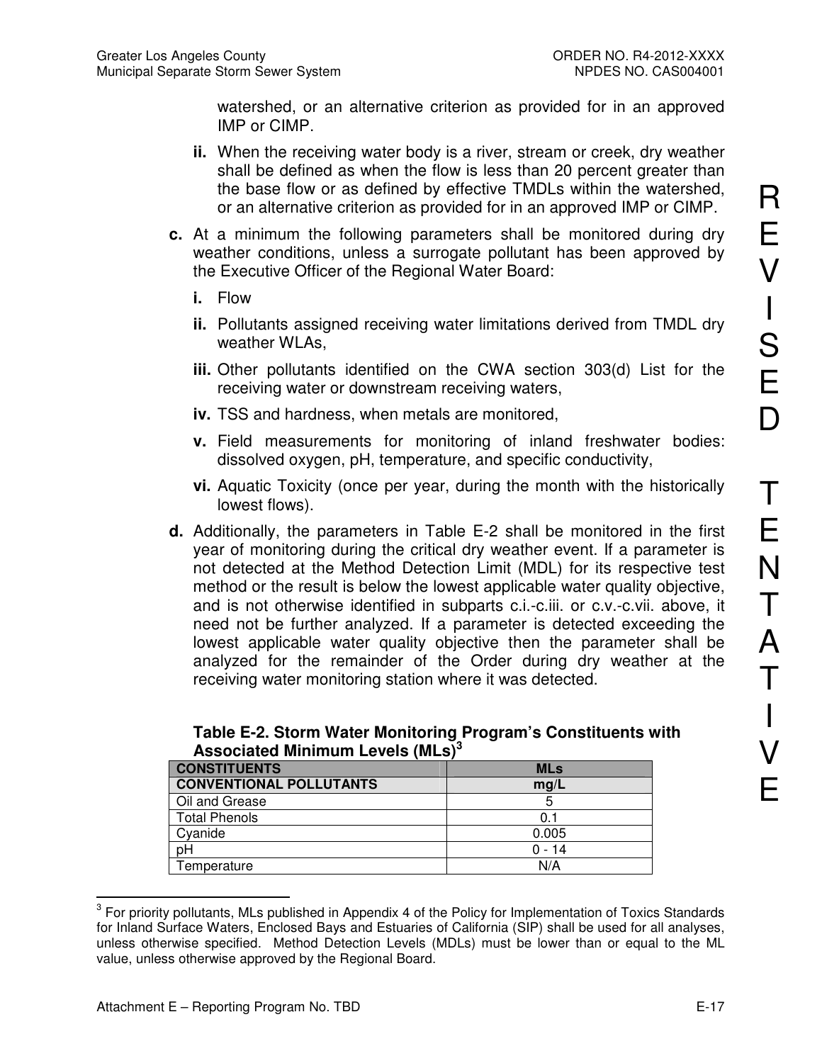watershed, or an alternative criterion as provided for in an approved IMP or CIMP.

**ii.** When the receiving water body is a river, stream or creek, dry weather shall be defined as when the flow is less than 20 percent greater than the base flow or as defined by effective TMDLs within the watershed, or an alternative criterion as provided for in an approved IMP or CIMP.

**c.** At a minimum the following parameters shall be monitored during dry weather conditions, unless a surrogate pollutant has been approved by the Executive Officer of the Regional Water Board:

**i.** Flow

**ii.** Pollutants assigned receiving water limitations derived from TMDL dry weather WLAs,

**iii.** Other pollutants identified on the CWA section 303(d) List for the receiving water or downstream receiving waters,

**iv.** TSS and hardness, when metals are monitored,

**v.** Field measurements for monitoring of inland freshwater bodies: dissolved oxygen, pH, temperature, and specific conductivity,

**vi.** Aquatic Toxicity (once per year, during the month with the historically lowest flows).

**d.** Additionally, the parameters in Table E-2 shall be monitored in the first year of monitoring during the critical dry weather event. If a parameter is not detected at the Method Detection Limit (MDL) for its respective test method or the result is below the lowest applicable water quality objective, and is not otherwise identified in subparts c.i.-c.iii. or c.v.-c.vii. above, it need not be further analyzed. If a parameter is detected exceeding the lowest applicable water quality objective then the parameter shall be analyzed for the remainder of the Order during dry weather at the receiving water monitoring station where it was detected.

**Table E-2. Storm Water Monitoring Program's Constituents with Associated Minimum Levels (MLs)[3]**

| CONSTITUENTS | MLs |
|---|---|
| **CONVENTIONAL POLLUTANTS** | **mg/L** |
| Oil and Grease | 5 |
| Total Phenols | 0.1 |
| Cyanide | 0.005 |
| pH | 0 - 14 |
| Temperature | N/A |

[3] For priority pollutants, MLs published in Appendix 4 of the Policy for Implementation of Toxics Standards for Inland Surface Waters, Enclosed Bays and Estuaries of California (SIP) shall be used for all analyses, unless otherwise specified. Method Detection Levels (MDLs) must be lower than or equal to the ML value, unless otherwise approved by the Regional Board.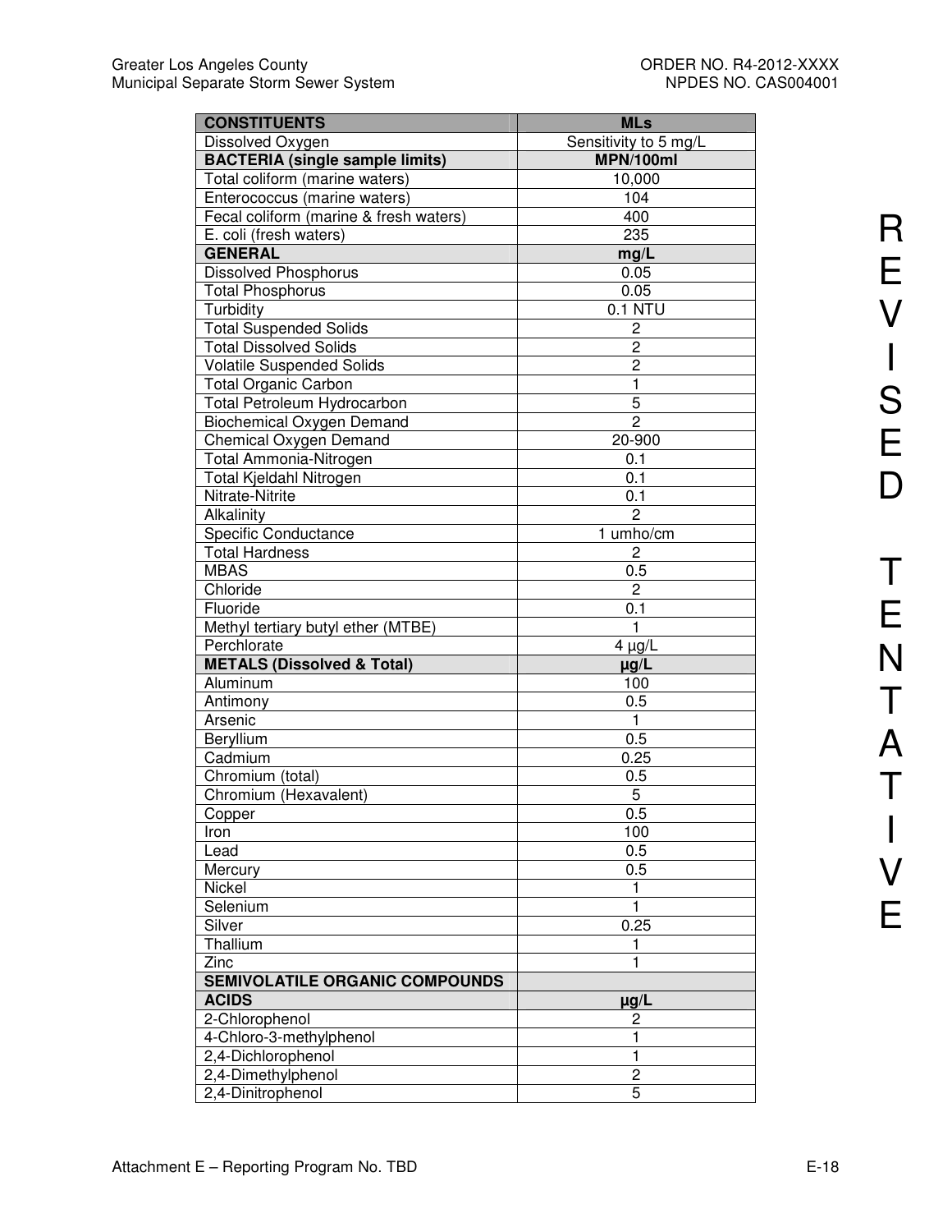| CONSTITUENTS | MLs |
|---|---|
| Dissolved Oxygen | Sensitivity to 5 mg/L |
| **BACTERIA (single sample limits)** | **MPN/100ml** |
| Total coliform (marine waters) | 10,000 |
| Enterococcus (marine waters) | 104 |
| Fecal coliform (marine & fresh waters) | 400 |
| E. coli (fresh waters) | 235 |
| **GENERAL** | **mg/L** |
| Dissolved Phosphorus | 0.05 |
| Total Phosphorus | 0.05 |
| Turbidity | 0.1 NTU |
| Total Suspended Solids | 2 |
| Total Dissolved Solids | 2 |
| Volatile Suspended Solids | 2 |
| Total Organic Carbon | 1 |
| Total Petroleum Hydrocarbon | 5 |
| Biochemical Oxygen Demand | 2 |
| Chemical Oxygen Demand | 20-900 |
| Total Ammonia-Nitrogen | 0.1 |
| Total Kjeldahl Nitrogen | 0.1 |
| Nitrate-Nitrite | 0.1 |
| Alkalinity | 2 |
| Specific Conductance | 1 umho/cm |
| Total Hardness | 2 |
| MBAS | 0.5 |
| Chloride | 2 |
| Fluoride | 0.1 |
| Methyl tertiary butyl ether (MTBE) | 1 |
| Perchlorate | 4 µg/L |
| **METALS (Dissolved & Total)** | **µg/L** |
| Aluminum | 100 |
| Antimony | 0.5 |
| Arsenic | 1 |
| Beryllium | 0.5 |
| Cadmium | 0.25 |
| Chromium (total) | 0.5 |
| Chromium (Hexavalent) | 5 |
| Copper | 0.5 |
| Iron | 100 |
| Lead | 0.5 |
| Mercury | 0.5 |
| Nickel | 1 |
| Selenium | 1 |
| Silver | 0.25 |
| Thallium | 1 |
| Zinc | 1 |
| **SEMIVOLATILE ORGANIC COMPOUNDS** | |
| **ACIDS** | **µg/L** |
| 2-Chlorophenol | 2 |
| 4-Chloro-3-methylphenol | 1 |
| 2,4-Dichlorophenol | 1 |
| 2,4-Dimethylphenol | 2 |
| 2,4-Dinitrophenol | 5 |

REVISED TENTATIVE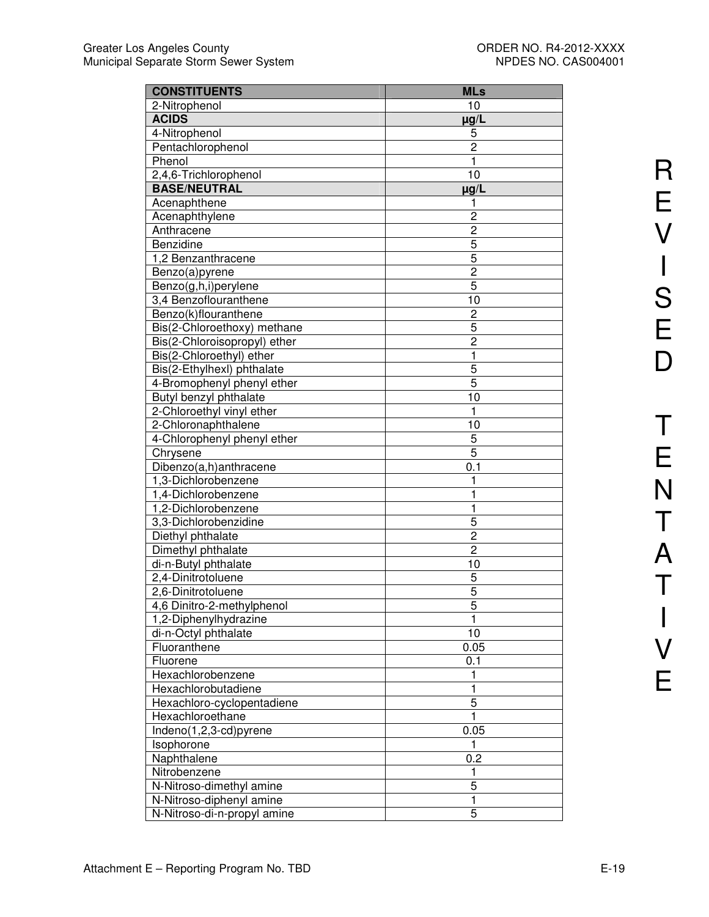| CONSTITUENTS | MLs |
|---|---|
| 2-Nitrophenol | 10 |
| **ACIDS** | **µg/L** |
| 4-Nitrophenol | 5 |
| Pentachlorophenol | 2 |
| Phenol | 1 |
| 2,4,6-Trichlorophenol | 10 |
| **BASE/NEUTRAL** | **µg/L** |
| Acenaphthene | 1 |
| Acenaphthylene | 2 |
| Anthracene | 2 |
| Benzidine | 5 |
| 1,2 Benzanthracene | 5 |
| Benzo(a)pyrene | 2 |
| Benzo(g,h,i)perylene | 5 |
| 3,4 Benzoflouranthene | 10 |
| Benzo(k)flouranthene | 2 |
| Bis(2-Chloroethoxy) methane | 5 |
| Bis(2-Chloroisopropyl) ether | 2 |
| Bis(2-Chloroethyl) ether | 1 |
| Bis(2-Ethylhexl) phthalate | 5 |
| 4-Bromophenyl phenyl ether | 5 |
| Butyl benzyl phthalate | 10 |
| 2-Chloroethyl vinyl ether | 1 |
| 2-Chloronaphthalene | 10 |
| 4-Chlorophenyl phenyl ether | 5 |
| Chrysene | 5 |
| Dibenzo(a,h)anthracene | 0.1 |
| 1,3-Dichlorobenzene | 1 |
| 1,4-Dichlorobenzene | 1 |
| 1,2-Dichlorobenzene | 1 |
| 3,3-Dichlorobenzidine | 5 |
| Diethyl phthalate | 2 |
| Dimethyl phthalate | 2 |
| di-n-Butyl phthalate | 10 |
| 2,4-Dinitrotoluene | 5 |
| 2,6-Dinitrotoluene | 5 |
| 4,6 Dinitro-2-methylphenol | 5 |
| 1,2-Diphenylhydrazine | 1 |
| di-n-Octyl phthalate | 10 |
| Fluoranthene | 0.05 |
| Fluorene | 0.1 |
| Hexachlorobenzene | 1 |
| Hexachlorobutadiene | 1 |
| Hexachloro-cyclopentadiene | 5 |
| Hexachloroethane | 1 |
| Indeno(1,2,3-cd)pyrene | 0.05 |
| Isophorone | 1 |
| Naphthalene | 0.2 |
| Nitrobenzene | 1 |
| N-Nitroso-dimethyl amine | 5 |
| N-Nitroso-diphenyl amine | 1 |
| N-Nitroso-di-n-propyl amine | 5 |

REVISED TENTATIVE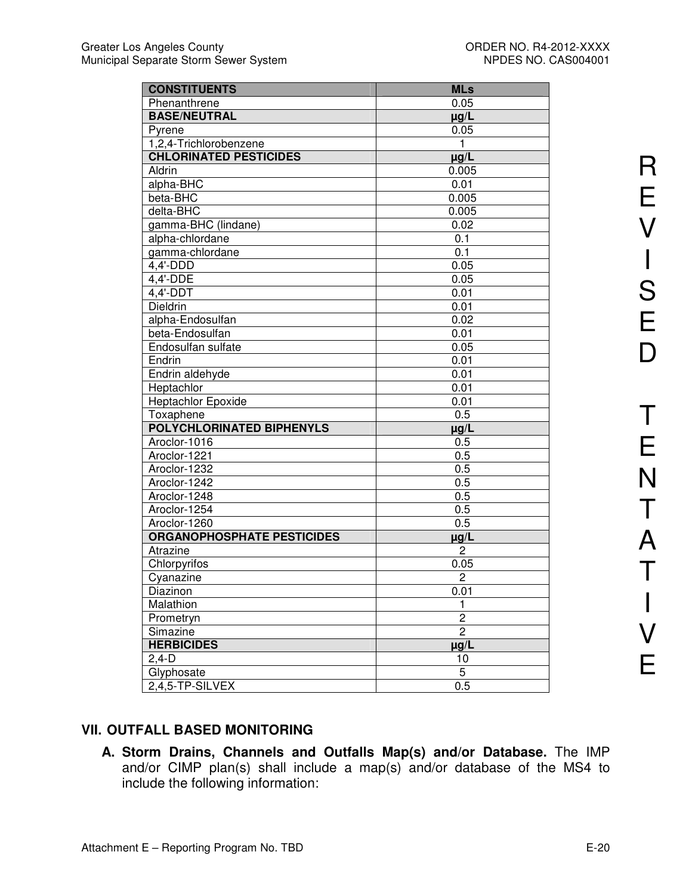| CONSTITUENTS | MLs |
| --- | --- |
| Phenanthrene | 0.05 |
| **BASE/NEUTRAL** | **µg/L** |
| Pyrene | 0.05 |
| 1,2,4-Trichlorobenzene | 1 |
| **CHLORINATED PESTICIDES** | **µg/L** |
| Aldrin | 0.005 |
| alpha-BHC | 0.01 |
| beta-BHC | 0.005 |
| delta-BHC | 0.005 |
| gamma-BHC (lindane) | 0.02 |
| alpha-chlordane | 0.1 |
| gamma-chlordane | 0.1 |
| 4,4'-DDD | 0.05 |
| 4,4'-DDE | 0.05 |
| 4,4'-DDT | 0.01 |
| Dieldrin | 0.01 |
| alpha-Endosulfan | 0.02 |
| beta-Endosulfan | 0.01 |
| Endosulfan sulfate | 0.05 |
| Endrin | 0.01 |
| Endrin aldehyde | 0.01 |
| Heptachlor | 0.01 |
| Heptachlor Epoxide | 0.01 |
| Toxaphene | 0.5 |
| **POLYCHLORINATED BIPHENYLS** | **µg/L** |
| Aroclor-1016 | 0.5 |
| Aroclor-1221 | 0.5 |
| Aroclor-1232 | 0.5 |
| Aroclor-1242 | 0.5 |
| Aroclor-1248 | 0.5 |
| Aroclor-1254 | 0.5 |
| Aroclor-1260 | 0.5 |
| **ORGANOPHOSPHATE PESTICIDES** | **µg/L** |
| Atrazine | 2 |
| Chlorpyrifos | 0.05 |
| Cyanazine | 2 |
| Diazinon | 0.01 |
| Malathion | 1 |
| Prometryn | 2 |
| Simazine | 2 |
| **HERBICIDES** | **µg/L** |
| 2,4-D | 10 |
| Glyphosate | 5 |
| 2,4,5-TP-SILVEX | 0.5 |

REVISED TENTATIVE

## VII. OUTFALL BASED MONITORING

**A. Storm Drains, Channels and Outfalls Map(s) and/or Database.** The IMP and/or CIMP plan(s) shall include a map(s) and/or database of the MS4 to include the following information: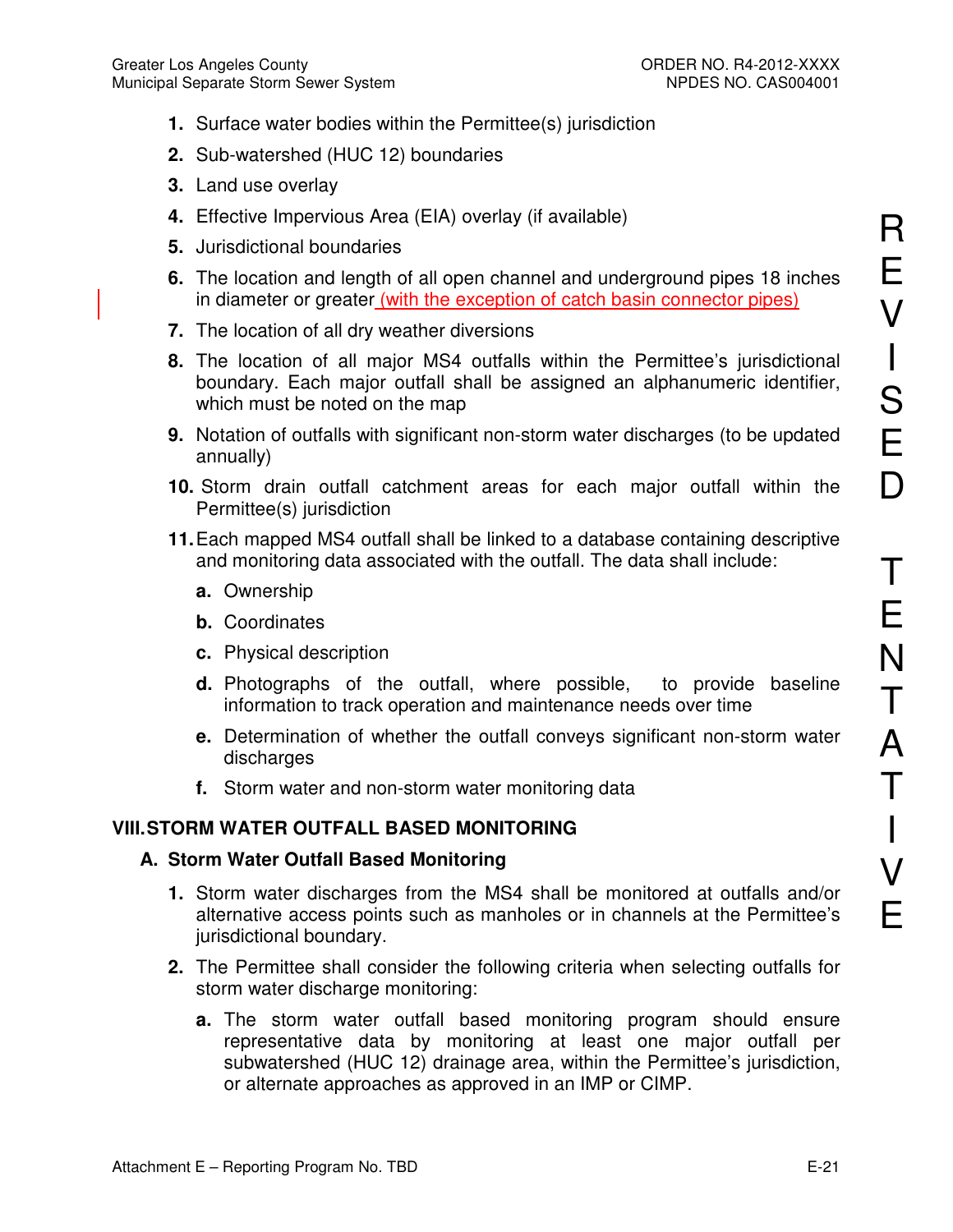1. Surface water bodies within the Permittee(s) jurisdiction
2. Sub-watershed (HUC 12) boundaries
3. Land use overlay
4. Effective Impervious Area (EIA) overlay (if available)
5. Jurisdictional boundaries
6. The location and length of all open channel and underground pipes 18 inches in diameter or greater (with the exception of catch basin connector pipes)
7. The location of all dry weather diversions
8. The location of all major MS4 outfalls within the Permittee's jurisdictional boundary. Each major outfall shall be assigned an alphanumeric identifier, which must be noted on the map
9. Notation of outfalls with significant non-storm water discharges (to be updated annually)
10. Storm drain outfall catchment areas for each major outfall within the Permittee(s) jurisdiction
11. Each mapped MS4 outfall shall be linked to a database containing descriptive and monitoring data associated with the outfall. The data shall include:
    a. Ownership
    b. Coordinates
    c. Physical description
    d. Photographs of the outfall, where possible, to provide baseline information to track operation and maintenance needs over time
    e. Determination of whether the outfall conveys significant non-storm water discharges
    f. Storm water and non-storm water monitoring data

## VIII. STORM WATER OUTFALL BASED MONITORING

### A. Storm Water Outfall Based Monitoring

1. Storm water discharges from the MS4 shall be monitored at outfalls and/or alternative access points such as manholes or in channels at the Permittee's jurisdictional boundary.
2. The Permittee shall consider the following criteria when selecting outfalls for storm water discharge monitoring:
    a. The storm water outfall based monitoring program should ensure representative data by monitoring at least one major outfall per subwatershed (HUC 12) drainage area, within the Permittee's jurisdiction, or alternate approaches as approved in an IMP or CIMP.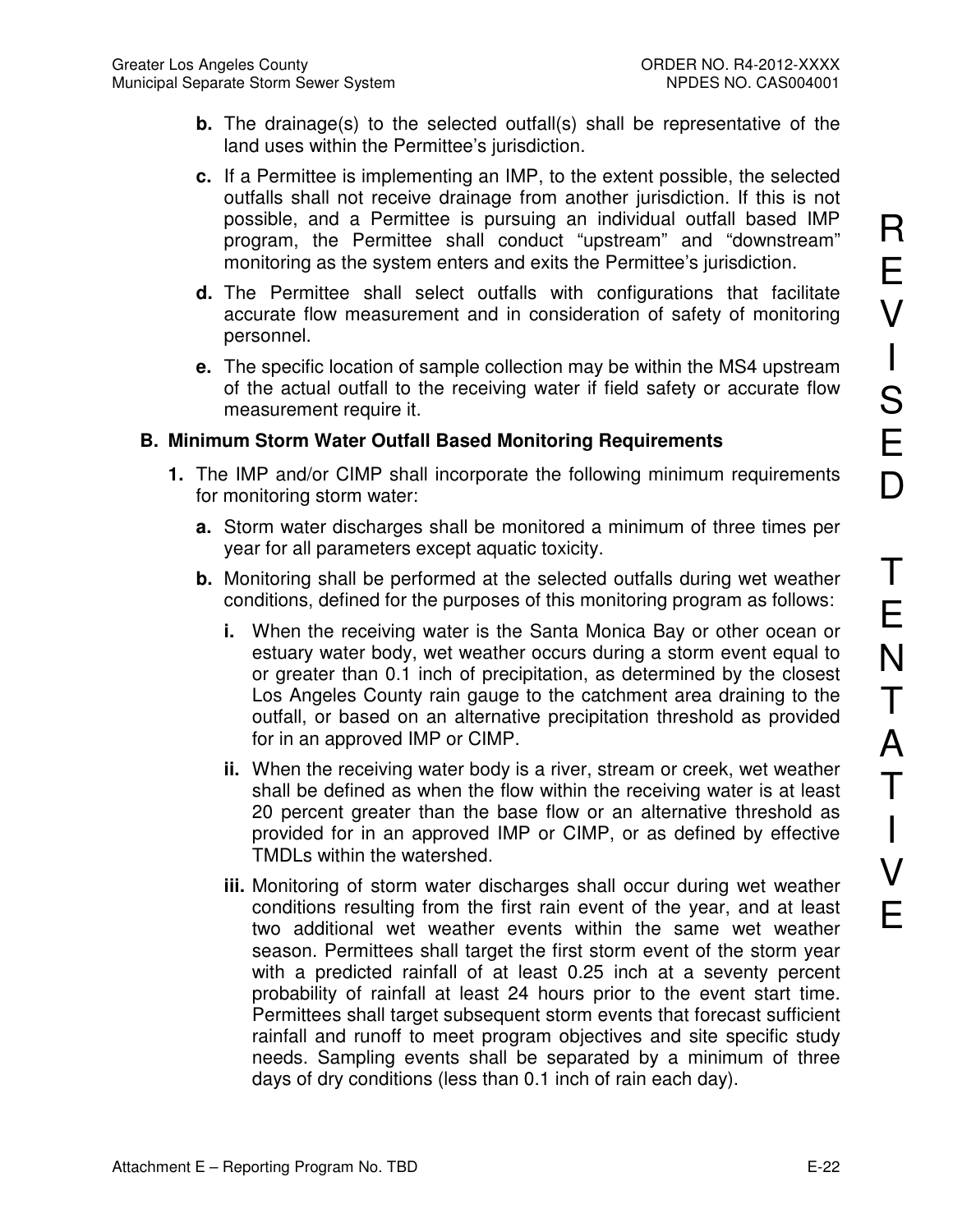**b.** The drainage(s) to the selected outfall(s) shall be representative of the land uses within the Permittee's jurisdiction.

**c.** If a Permittee is implementing an IMP, to the extent possible, the selected outfalls shall not receive drainage from another jurisdiction. If this is not possible, and a Permittee is pursuing an individual outfall based IMP program, the Permittee shall conduct "upstream" and "downstream" monitoring as the system enters and exits the Permittee's jurisdiction.

**d.** The Permittee shall select outfalls with configurations that facilitate accurate flow measurement and in consideration of safety of monitoring personnel.

**e.** The specific location of sample collection may be within the MS4 upstream of the actual outfall to the receiving water if field safety or accurate flow measurement require it.

**B. Minimum Storm Water Outfall Based Monitoring Requirements**

**1.** The IMP and/or CIMP shall incorporate the following minimum requirements for monitoring storm water:

**a.** Storm water discharges shall be monitored a minimum of three times per year for all parameters except aquatic toxicity.

**b.** Monitoring shall be performed at the selected outfalls during wet weather conditions, defined for the purposes of this monitoring program as follows:

**i.** When the receiving water is the Santa Monica Bay or other ocean or estuary water body, wet weather occurs during a storm event equal to or greater than 0.1 inch of precipitation, as determined by the closest Los Angeles County rain gauge to the catchment area draining to the outfall, or based on an alternative precipitation threshold as provided for in an approved IMP or CIMP.

**ii.** When the receiving water body is a river, stream or creek, wet weather shall be defined as when the flow within the receiving water is at least 20 percent greater than the base flow or an alternative threshold as provided for in an approved IMP or CIMP, or as defined by effective TMDLs within the watershed.

**iii.** Monitoring of storm water discharges shall occur during wet weather conditions resulting from the first rain event of the year, and at least two additional wet weather events within the same wet weather season. Permittees shall target the first storm event of the storm year with a predicted rainfall of at least 0.25 inch at a seventy percent probability of rainfall at least 24 hours prior to the event start time. Permittees shall target subsequent storm events that forecast sufficient rainfall and runoff to meet program objectives and site specific study needs. Sampling events shall be separated by a minimum of three days of dry conditions (less than 0.1 inch of rain each day).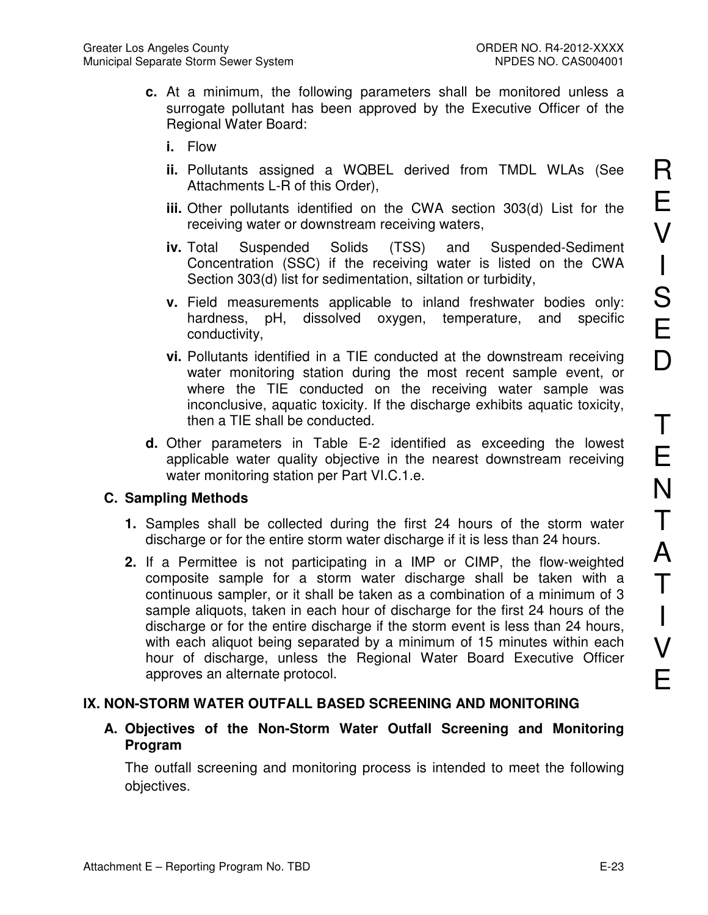**c.** At a minimum, the following parameters shall be monitored unless a surrogate pollutant has been approved by the Executive Officer of the Regional Water Board:

**i.** Flow

**ii.** Pollutants assigned a WQBEL derived from TMDL WLAs (See Attachments L-R of this Order),

**iii.** Other pollutants identified on the CWA section 303(d) List for the receiving water or downstream receiving waters,

**iv.** Total Suspended Solids (TSS) and Suspended-Sediment Concentration (SSC) if the receiving water is listed on the CWA Section 303(d) list for sedimentation, siltation or turbidity,

**v.** Field measurements applicable to inland freshwater bodies only: hardness, pH, dissolved oxygen, temperature, and specific conductivity,

**vi.** Pollutants identified in a TIE conducted at the downstream receiving water monitoring station during the most recent sample event, or where the TIE conducted on the receiving water sample was inconclusive, aquatic toxicity. If the discharge exhibits aquatic toxicity, then a TIE shall be conducted.

**d.** Other parameters in Table E-2 identified as exceeding the lowest applicable water quality objective in the nearest downstream receiving water monitoring station per Part VI.C.1.e.

### C. Sampling Methods

**1.** Samples shall be collected during the first 24 hours of the storm water discharge or for the entire storm water discharge if it is less than 24 hours.

**2.** If a Permittee is not participating in a IMP or CIMP, the flow-weighted composite sample for a storm water discharge shall be taken with a continuous sampler, or it shall be taken as a combination of a minimum of 3 sample aliquots, taken in each hour of discharge for the first 24 hours of the discharge or for the entire discharge if the storm event is less than 24 hours, with each aliquot being separated by a minimum of 15 minutes within each hour of discharge, unless the Regional Water Board Executive Officer approves an alternate protocol.

## IX. NON-STORM WATER OUTFALL BASED SCREENING AND MONITORING

### A. Objectives of the Non-Storm Water Outfall Screening and Monitoring Program

The outfall screening and monitoring process is intended to meet the following objectives.

REVISED TENTATIVE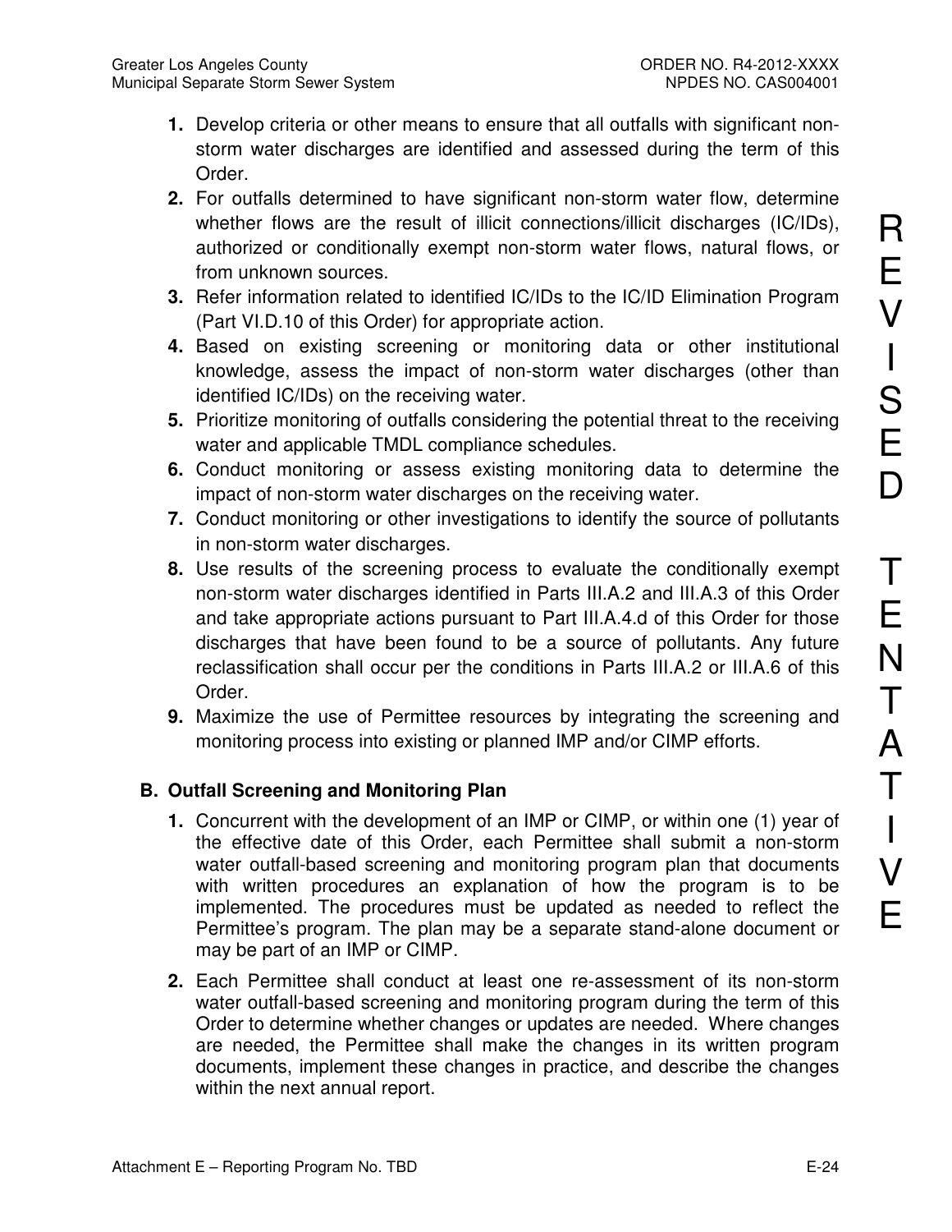1. Develop criteria or other means to ensure that all outfalls with significant non-storm water discharges are identified and assessed during the term of this Order.
2. For outfalls determined to have significant non-storm water flow, determine whether flows are the result of illicit connections/illicit discharges (IC/IDs), authorized or conditionally exempt non-storm water flows, natural flows, or from unknown sources.
3. Refer information related to identified IC/IDs to the IC/ID Elimination Program (Part VI.D.10 of this Order) for appropriate action.
4. Based on existing screening or monitoring data or other institutional knowledge, assess the impact of non-storm water discharges (other than identified IC/IDs) on the receiving water.
5. Prioritize monitoring of outfalls considering the potential threat to the receiving water and applicable TMDL compliance schedules.
6. Conduct monitoring or assess existing monitoring data to determine the impact of non-storm water discharges on the receiving water.
7. Conduct monitoring or other investigations to identify the source of pollutants in non-storm water discharges.
8. Use results of the screening process to evaluate the conditionally exempt non-storm water discharges identified in Parts III.A.2 and III.A.3 of this Order and take appropriate actions pursuant to Part III.A.4.d of this Order for those discharges that have been found to be a source of pollutants. Any future reclassification shall occur per the conditions in Parts III.A.2 or III.A.6 of this Order.
9. Maximize the use of Permittee resources by integrating the screening and monitoring process into existing or planned IMP and/or CIMP efforts.

## B. Outfall Screening and Monitoring Plan

1. Concurrent with the development of an IMP or CIMP, or within one (1) year of the effective date of this Order, each Permittee shall submit a non-storm water outfall-based screening and monitoring program plan that documents with written procedures an explanation of how the program is to be implemented. The procedures must be updated as needed to reflect the Permittee's program. The plan may be a separate stand-alone document or may be part of an IMP or CIMP.
2. Each Permittee shall conduct at least one re-assessment of its non-storm water outfall-based screening and monitoring program during the term of this Order to determine whether changes or updates are needed. Where changes are needed, the Permittee shall make the changes in its written program documents, implement these changes in practice, and describe the changes within the next annual report.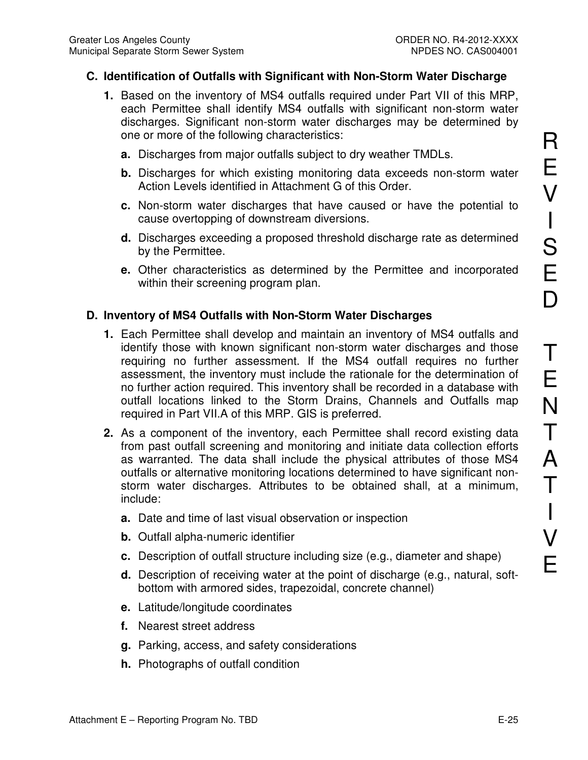## C. Identification of Outfalls with Significant with Non-Storm Water Discharge

1. Based on the inventory of MS4 outfalls required under Part VII of this MRP, each Permittee shall identify MS4 outfalls with significant non-storm water discharges. Significant non-storm water discharges may be determined by one or more of the following characteristics:

   a. Discharges from major outfalls subject to dry weather TMDLs.

   b. Discharges for which existing monitoring data exceeds non-storm water Action Levels identified in Attachment G of this Order.

   c. Non-storm water discharges that have caused or have the potential to cause overtopping of downstream diversions.

   d. Discharges exceeding a proposed threshold discharge rate as determined by the Permittee.

   e. Other characteristics as determined by the Permittee and incorporated within their screening program plan.

## D. Inventory of MS4 Outfalls with Non-Storm Water Discharges

1. Each Permittee shall develop and maintain an inventory of MS4 outfalls and identify those with known significant non-storm water discharges and those requiring no further assessment. If the MS4 outfall requires no further assessment, the inventory must include the rationale for the determination of no further action required. This inventory shall be recorded in a database with outfall locations linked to the Storm Drains, Channels and Outfalls map required in Part VII.A of this MRP. GIS is preferred.

2. As a component of the inventory, each Permittee shall record existing data from past outfall screening and monitoring and initiate data collection efforts as warranted. The data shall include the physical attributes of those MS4 outfalls or alternative monitoring locations determined to have significant non-storm water discharges. Attributes to be obtained shall, at a minimum, include:

   a. Date and time of last visual observation or inspection

   b. Outfall alpha-numeric identifier

   c. Description of outfall structure including size (e.g., diameter and shape)

   d. Description of receiving water at the point of discharge (e.g., natural, soft-bottom with armored sides, trapezoidal, concrete channel)

   e. Latitude/longitude coordinates

   f. Nearest street address

   g. Parking, access, and safety considerations

   h. Photographs of outfall condition

REVISED TENTATIVE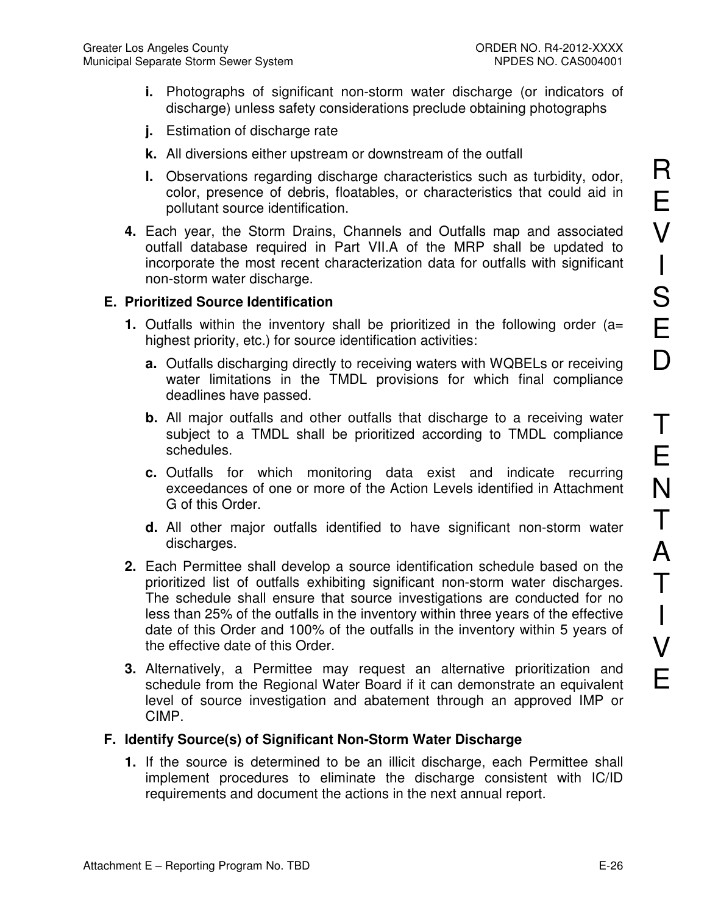i. Photographs of significant non-storm water discharge (or indicators of discharge) unless safety considerations preclude obtaining photographs

j. Estimation of discharge rate

k. All diversions either upstream or downstream of the outfall

l. Observations regarding discharge characteristics such as turbidity, odor, color, presence of debris, floatables, or characteristics that could aid in pollutant source identification.

4. Each year, the Storm Drains, Channels and Outfalls map and associated outfall database required in Part VII.A of the MRP shall be updated to incorporate the most recent characterization data for outfalls with significant non-storm water discharge.

### E. Prioritized Source Identification

1. Outfalls within the inventory shall be prioritized in the following order (a= highest priority, etc.) for source identification activities:

   a. Outfalls discharging directly to receiving waters with WQBELs or receiving water limitations in the TMDL provisions for which final compliance deadlines have passed.

   b. All major outfalls and other outfalls that discharge to a receiving water subject to a TMDL shall be prioritized according to TMDL compliance schedules.

   c. Outfalls for which monitoring data exist and indicate recurring exceedances of one or more of the Action Levels identified in Attachment G of this Order.

   d. All other major outfalls identified to have significant non-storm water discharges.

2. Each Permittee shall develop a source identification schedule based on the prioritized list of outfalls exhibiting significant non-storm water discharges. The schedule shall ensure that source investigations are conducted for no less than 25% of the outfalls in the inventory within three years of the effective date of this Order and 100% of the outfalls in the inventory within 5 years of the effective date of this Order.

3. Alternatively, a Permittee may request an alternative prioritization and schedule from the Regional Water Board if it can demonstrate an equivalent level of source investigation and abatement through an approved IMP or CIMP.

### F. Identify Source(s) of Significant Non-Storm Water Discharge

1. If the source is determined to be an illicit discharge, each Permittee shall implement procedures to eliminate the discharge consistent with IC/ID requirements and document the actions in the next annual report.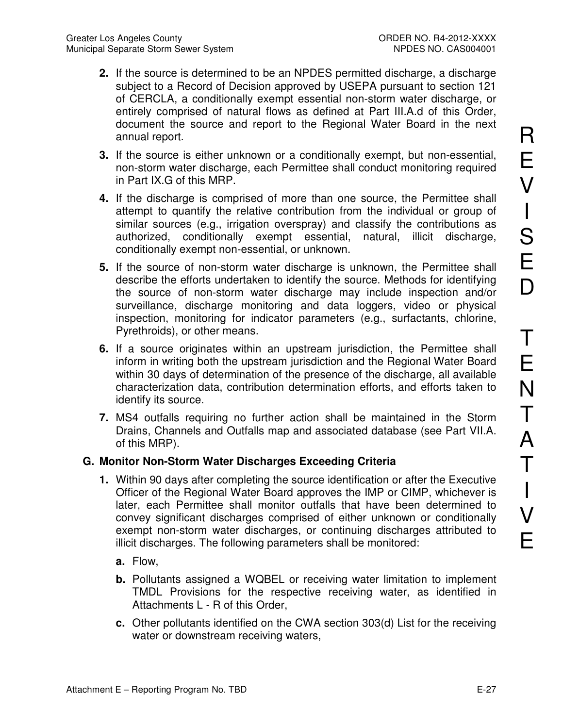2. If the source is determined to be an NPDES permitted discharge, a discharge subject to a Record of Decision approved by USEPA pursuant to section 121 of CERCLA, a conditionally exempt essential non-storm water discharge, or entirely comprised of natural flows as defined at Part III.A.d of this Order, document the source and report to the Regional Water Board in the next annual report.

3. If the source is either unknown or a conditionally exempt, but non-essential, non-storm water discharge, each Permittee shall conduct monitoring required in Part IX.G of this MRP.

4. If the discharge is comprised of more than one source, the Permittee shall attempt to quantify the relative contribution from the individual or group of similar sources (e.g., irrigation overspray) and classify the contributions as authorized, conditionally exempt essential, natural, illicit discharge, conditionally exempt non-essential, or unknown.

5. If the source of non-storm water discharge is unknown, the Permittee shall describe the efforts undertaken to identify the source. Methods for identifying the source of non-storm water discharge may include inspection and/or surveillance, discharge monitoring and data loggers, video or physical inspection, monitoring for indicator parameters (e.g., surfactants, chlorine, Pyrethroids), or other means.

6. If a source originates within an upstream jurisdiction, the Permittee shall inform in writing both the upstream jurisdiction and the Regional Water Board within 30 days of determination of the presence of the discharge, all available characterization data, contribution determination efforts, and efforts taken to identify its source.

7. MS4 outfalls requiring no further action shall be maintained in the Storm Drains, Channels and Outfalls map and associated database (see Part VII.A. of this MRP).

**G. Monitor Non-Storm Water Discharges Exceeding Criteria**

1. Within 90 days after completing the source identification or after the Executive Officer of the Regional Water Board approves the IMP or CIMP, whichever is later, each Permittee shall monitor outfalls that have been determined to convey significant discharges comprised of either unknown or conditionally exempt non-storm water discharges, or continuing discharges attributed to illicit discharges. The following parameters shall be monitored:

   a. Flow,

   b. Pollutants assigned a WQBEL or receiving water limitation to implement TMDL Provisions for the respective receiving water, as identified in Attachments L - R of this Order,

   c. Other pollutants identified on the CWA section 303(d) List for the receiving water or downstream receiving waters,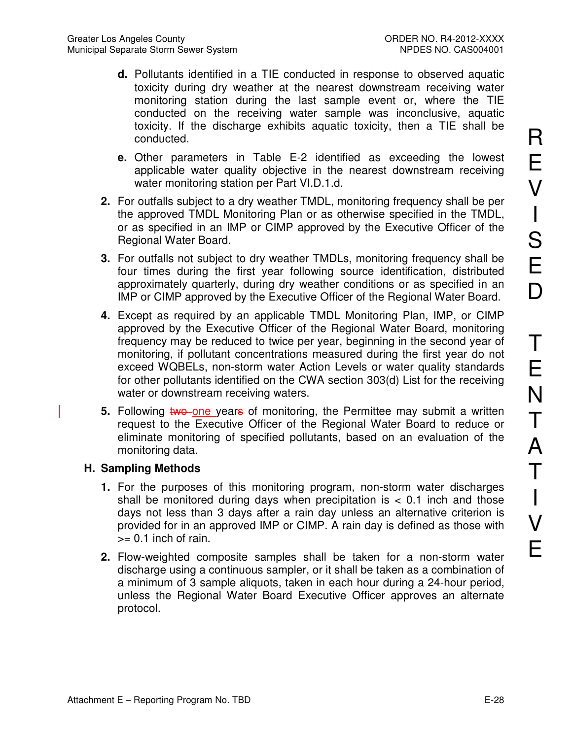**d.** Pollutants identified in a TIE conducted in response to observed aquatic toxicity during dry weather at the nearest downstream receiving water monitoring station during the last sample event or, where the TIE conducted on the receiving water sample was inconclusive, aquatic toxicity. If the discharge exhibits aquatic toxicity, then a TIE shall be conducted.

**e.** Other parameters in Table E-2 identified as exceeding the lowest applicable water quality objective in the nearest downstream receiving water monitoring station per Part VI.D.1.d.

**2.** For outfalls subject to a dry weather TMDL, monitoring frequency shall be per the approved TMDL Monitoring Plan or as otherwise specified in the TMDL, or as specified in an IMP or CIMP approved by the Executive Officer of the Regional Water Board.

**3.** For outfalls not subject to dry weather TMDLs, monitoring frequency shall be four times during the first year following source identification, distributed approximately quarterly, during dry weather conditions or as specified in an IMP or CIMP approved by the Executive Officer of the Regional Water Board.

**4.** Except as required by an applicable TMDL Monitoring Plan, IMP, or CIMP approved by the Executive Officer of the Regional Water Board, monitoring frequency may be reduced to twice per year, beginning in the second year of monitoring, if pollutant concentrations measured during the first year do not exceed WQBELs, non-storm water Action Levels or water quality standards for other pollutants identified on the CWA section 303(d) List for the receiving water or downstream receiving waters.

**5.** Following ~~two~~ one year~~s~~ of monitoring, the Permittee may submit a written request to the Executive Officer of the Regional Water Board to reduce or eliminate monitoring of specified pollutants, based on an evaluation of the monitoring data.

## H. Sampling Methods

**1.** For the purposes of this monitoring program, non-storm water discharges shall be monitored during days when precipitation is < 0.1 inch and those days not less than 3 days after a rain day unless an alternative criterion is provided for in an approved IMP or CIMP. A rain day is defined as those with >= 0.1 inch of rain.

**2.** Flow-weighted composite samples shall be taken for a non-storm water discharge using a continuous sampler, or it shall be taken as a combination of a minimum of 3 sample aliquots, taken in each hour during a 24-hour period, unless the Regional Water Board Executive Officer approves an alternate protocol.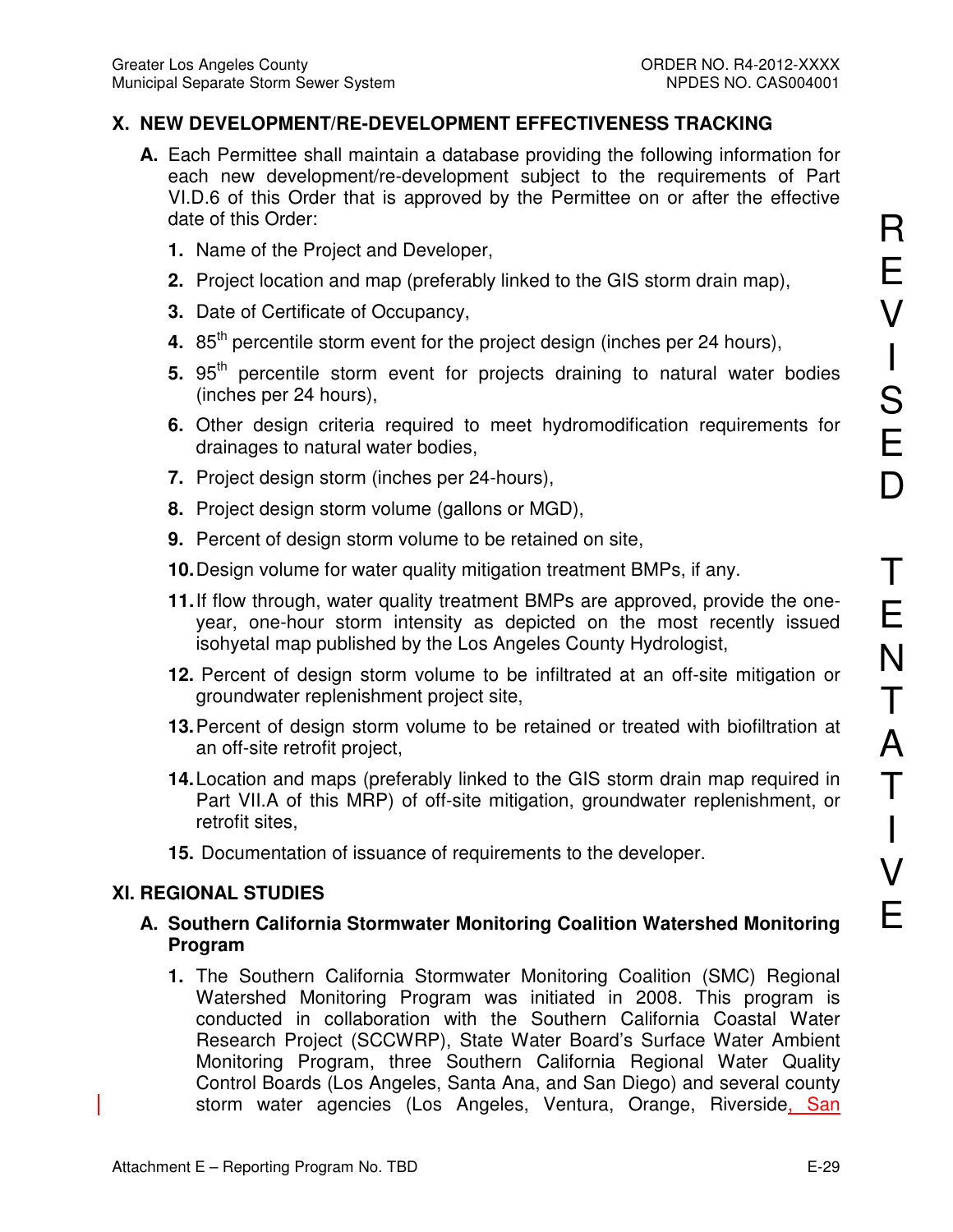## X. NEW DEVELOPMENT/RE-DEVELOPMENT EFFECTIVENESS TRACKING

**A.** Each Permittee shall maintain a database providing the following information for each new development/re-development subject to the requirements of Part VI.D.6 of this Order that is approved by the Permittee on or after the effective date of this Order:

1. Name of the Project and Developer,
2. Project location and map (preferably linked to the GIS storm drain map),
3. Date of Certificate of Occupancy,
4. 85th percentile storm event for the project design (inches per 24 hours),
5. 95th percentile storm event for projects draining to natural water bodies (inches per 24 hours),
6. Other design criteria required to meet hydromodification requirements for drainages to natural water bodies,
7. Project design storm (inches per 24-hours),
8. Project design storm volume (gallons or MGD),
9. Percent of design storm volume to be retained on site,
10. Design volume for water quality mitigation treatment BMPs, if any.
11. If flow through, water quality treatment BMPs are approved, provide the one-year, one-hour storm intensity as depicted on the most recently issued isohyetal map published by the Los Angeles County Hydrologist,
12. Percent of design storm volume to be infiltrated at an off-site mitigation or groundwater replenishment project site,
13. Percent of design storm volume to be retained or treated with biofiltration at an off-site retrofit project,
14. Location and maps (preferably linked to the GIS storm drain map required in Part VII.A of this MRP) of off-site mitigation, groundwater replenishment, or retrofit sites,
15. Documentation of issuance of requirements to the developer.

## XI. REGIONAL STUDIES

**A. Southern California Stormwater Monitoring Coalition Watershed Monitoring Program**

1. The Southern California Stormwater Monitoring Coalition (SMC) Regional Watershed Monitoring Program was initiated in 2008. This program is conducted in collaboration with the Southern California Coastal Water Research Project (SCCWRP), State Water Board's Surface Water Ambient Monitoring Program, three Southern California Regional Water Quality Control Boards (Los Angeles, Santa Ana, and San Diego) and several county storm water agencies (Los Angeles, Ventura, Orange, Riverside, San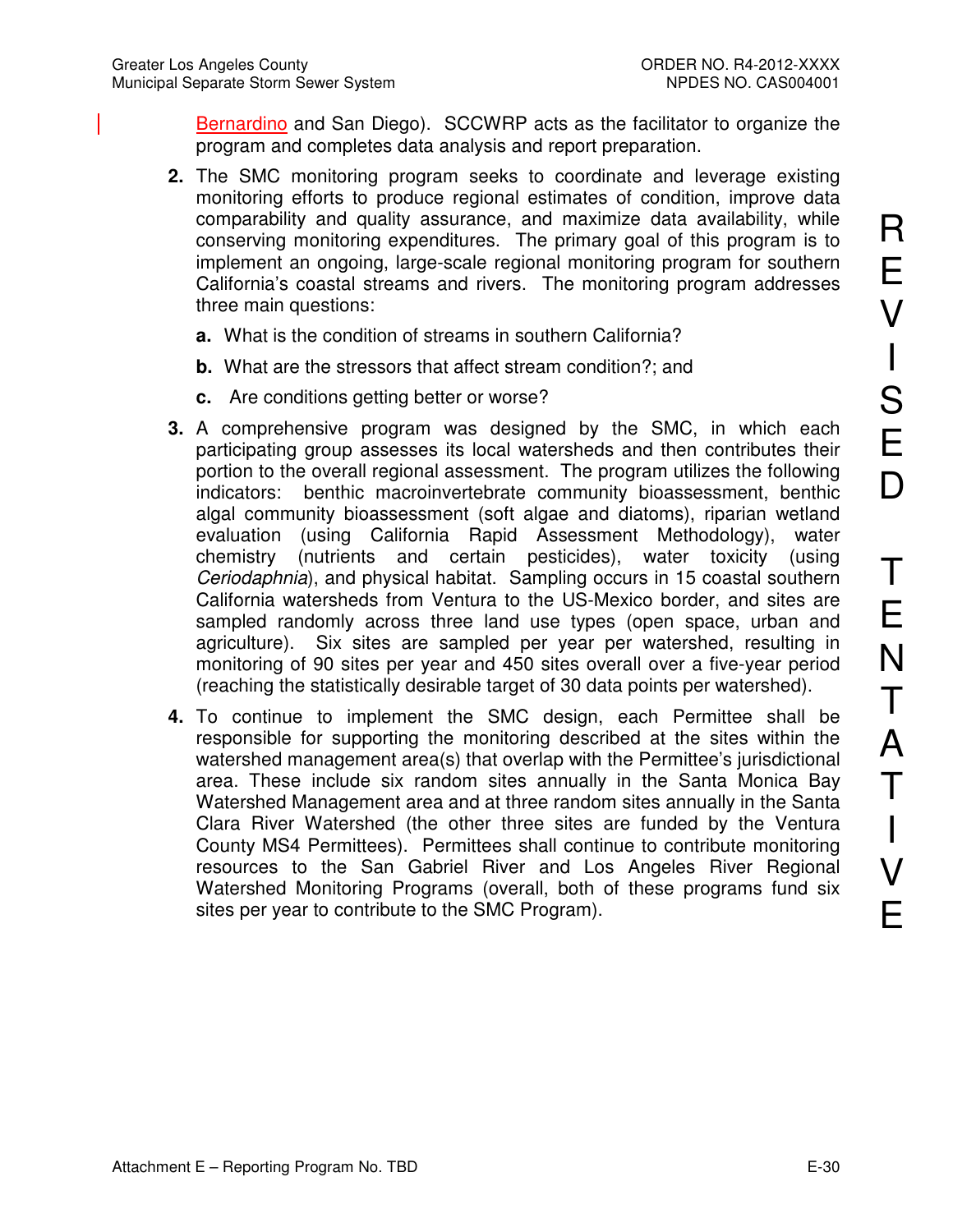Bernardino and San Diego). SCCWRP acts as the facilitator to organize the program and completes data analysis and report preparation.

2. The SMC monitoring program seeks to coordinate and leverage existing monitoring efforts to produce regional estimates of condition, improve data comparability and quality assurance, and maximize data availability, while conserving monitoring expenditures. The primary goal of this program is to implement an ongoing, large-scale regional monitoring program for southern California's coastal streams and rivers. The monitoring program addresses three main questions:

   a. What is the condition of streams in southern California?

   b. What are the stressors that affect stream condition?; and

   c. Are conditions getting better or worse?

3. A comprehensive program was designed by the SMC, in which each participating group assesses its local watersheds and then contributes their portion to the overall regional assessment. The program utilizes the following indicators: benthic macroinvertebrate community bioassessment, benthic algal community bioassessment (soft algae and diatoms), riparian wetland evaluation (using California Rapid Assessment Methodology), water chemistry (nutrients and certain pesticides), water toxicity (using *Ceriodaphnia*), and physical habitat. Sampling occurs in 15 coastal southern California watersheds from Ventura to the US-Mexico border, and sites are sampled randomly across three land use types (open space, urban and agriculture). Six sites are sampled per year per watershed, resulting in monitoring of 90 sites per year and 450 sites overall over a five-year period (reaching the statistically desirable target of 30 data points per watershed).

4. To continue to implement the SMC design, each Permittee shall be responsible for supporting the monitoring described at the sites within the watershed management area(s) that overlap with the Permittee's jurisdictional area. These include six random sites annually in the Santa Monica Bay Watershed Management area and at three random sites annually in the Santa Clara River Watershed (the other three sites are funded by the Ventura County MS4 Permittees). Permittees shall continue to contribute monitoring resources to the San Gabriel River and Los Angeles River Regional Watershed Monitoring Programs (overall, both of these programs fund six sites per year to contribute to the SMC Program).

REVISED TENTATIVE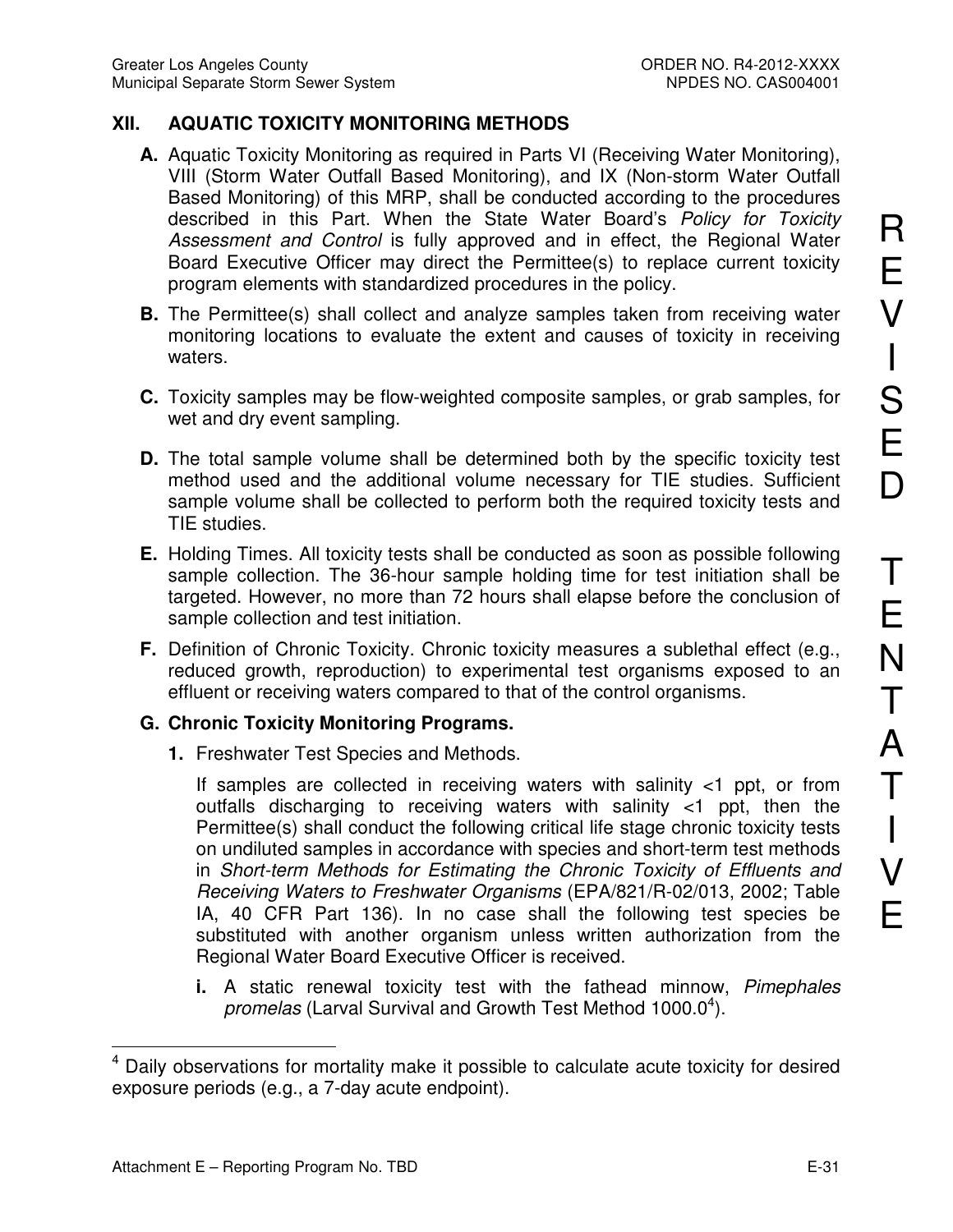## XII. AQUATIC TOXICITY MONITORING METHODS

**A.** Aquatic Toxicity Monitoring as required in Parts VI (Receiving Water Monitoring), VIII (Storm Water Outfall Based Monitoring), and IX (Non-storm Water Outfall Based Monitoring) of this MRP, shall be conducted according to the procedures described in this Part. When the State Water Board's *Policy for Toxicity Assessment and Control* is fully approved and in effect, the Regional Water Board Executive Officer may direct the Permittee(s) to replace current toxicity program elements with standardized procedures in the policy.

**B.** The Permittee(s) shall collect and analyze samples taken from receiving water monitoring locations to evaluate the extent and causes of toxicity in receiving waters.

**C.** Toxicity samples may be flow-weighted composite samples, or grab samples, for wet and dry event sampling.

**D.** The total sample volume shall be determined both by the specific toxicity test method used and the additional volume necessary for TIE studies. Sufficient sample volume shall be collected to perform both the required toxicity tests and TIE studies.

**E.** Holding Times. All toxicity tests shall be conducted as soon as possible following sample collection. The 36-hour sample holding time for test initiation shall be targeted. However, no more than 72 hours shall elapse before the conclusion of sample collection and test initiation.

**F.** Definition of Chronic Toxicity. Chronic toxicity measures a sublethal effect (e.g., reduced growth, reproduction) to experimental test organisms exposed to an effluent or receiving waters compared to that of the control organisms.

**G. Chronic Toxicity Monitoring Programs.**

**1.** Freshwater Test Species and Methods.

If samples are collected in receiving waters with salinity <1 ppt, or from outfalls discharging to receiving waters with salinity <1 ppt, then the Permittee(s) shall conduct the following critical life stage chronic toxicity tests on undiluted samples in accordance with species and short-term test methods in *Short-term Methods for Estimating the Chronic Toxicity of Effluents and Receiving Waters to Freshwater Organisms* (EPA/821/R-02/013, 2002; Table IA, 40 CFR Part 136). In no case shall the following test species be substituted with another organism unless written authorization from the Regional Water Board Executive Officer is received.

**i.** A static renewal toxicity test with the fathead minnow, *Pimephales promelas* (Larval Survival and Growth Test Method 1000.0[4]).

---

[4] Daily observations for mortality make it possible to calculate acute toxicity for desired exposure periods (e.g., a 7-day acute endpoint).

REVISED TENTATIVE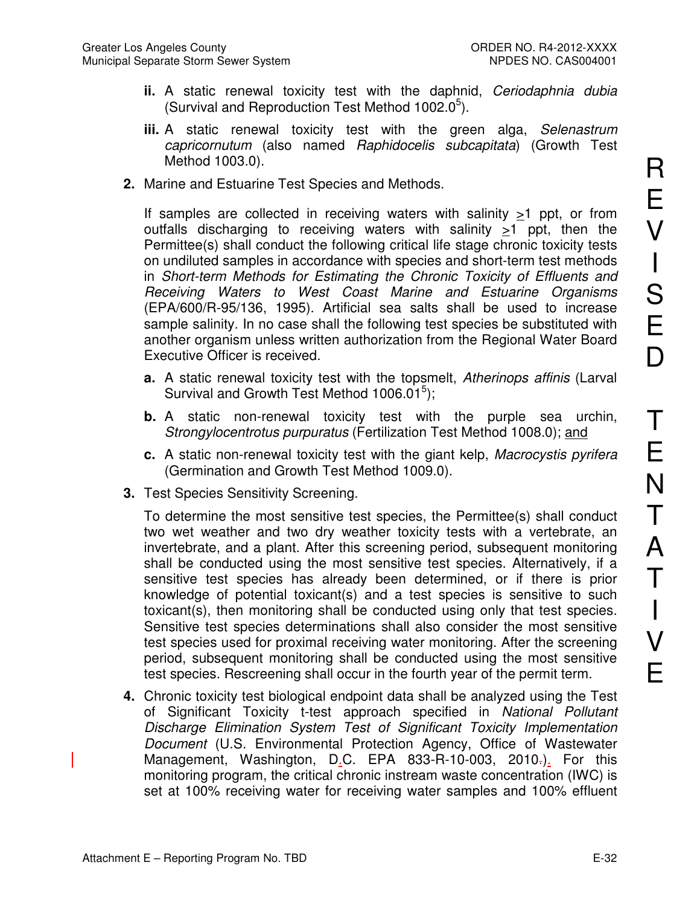ii. A static renewal toxicity test with the daphnid, *Ceriodaphnia dubia* (Survival and Reproduction Test Method 1002.0[5]).

iii. A static renewal toxicity test with the green alga, *Selenastrum capricornutum* (also named *Raphidocelis subcapitata*) (Growth Test Method 1003.0).

2. Marine and Estuarine Test Species and Methods.

   If samples are collected in receiving waters with salinity >1 ppt, or from outfalls discharging to receiving waters with salinity >1 ppt, then the Permittee(s) shall conduct the following critical life stage chronic toxicity tests on undiluted samples in accordance with species and short-term test methods in *Short-term Methods for Estimating the Chronic Toxicity of Effluents and Receiving Waters to West Coast Marine and Estuarine Organisms* (EPA/600/R-95/136, 1995). Artificial sea salts shall be used to increase sample salinity. In no case shall the following test species be substituted with another organism unless written authorization from the Regional Water Board Executive Officer is received.

   a. A static renewal toxicity test with the topsmelt, *Atherinops affinis* (Larval Survival and Growth Test Method 1006.01[5]);

   b. A static non-renewal toxicity test with the purple sea urchin, *Strongylocentrotus purpuratus* (Fertilization Test Method 1008.0); and

   c. A static non-renewal toxicity test with the giant kelp, *Macrocystis pyrifera* (Germination and Growth Test Method 1009.0).

3. Test Species Sensitivity Screening.

   To determine the most sensitive test species, the Permittee(s) shall conduct two wet weather and two dry weather toxicity tests with a vertebrate, an invertebrate, and a plant. After this screening period, subsequent monitoring shall be conducted using the most sensitive test species. Alternatively, if a sensitive test species has already been determined, or if there is prior knowledge of potential toxicant(s) and a test species is sensitive to such toxicant(s), then monitoring shall be conducted using only that test species. Sensitive test species determinations shall also consider the most sensitive test species used for proximal receiving water monitoring. After the screening period, subsequent monitoring shall be conducted using the most sensitive test species. Rescreening shall occur in the fourth year of the permit term.

4. Chronic toxicity test biological endpoint data shall be analyzed using the Test of Significant Toxicity t-test approach specified in *National Pollutant Discharge Elimination System Test of Significant Toxicity Implementation Document* (U.S. Environmental Protection Agency, Office of Wastewater Management, Washington, D.C. EPA 833-R-10-003, 2010). For this monitoring program, the critical chronic instream waste concentration (IWC) is set at 100% receiving water for receiving water samples and 100% effluent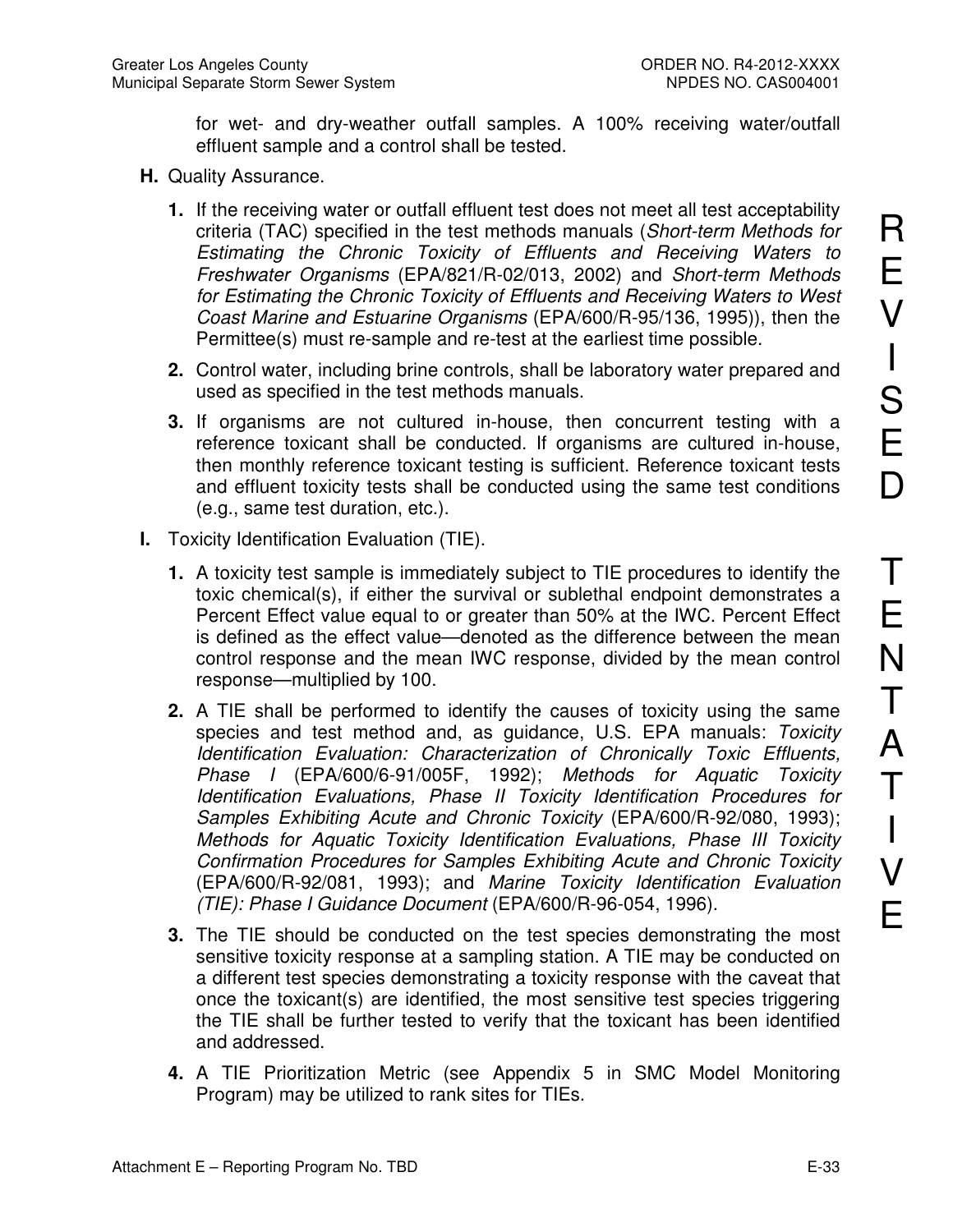for wet- and dry-weather outfall samples. A 100% receiving water/outfall effluent sample and a control shall be tested.

**H.** Quality Assurance.

1. If the receiving water or outfall effluent test does not meet all test acceptability criteria (TAC) specified in the test methods manuals (*Short-term Methods for Estimating the Chronic Toxicity of Effluents and Receiving Waters to Freshwater Organisms* (EPA/821/R-02/013, 2002) and *Short-term Methods for Estimating the Chronic Toxicity of Effluents and Receiving Waters to West Coast Marine and Estuarine Organisms* (EPA/600/R-95/136, 1995)), then the Permittee(s) must re-sample and re-test at the earliest time possible.
2. Control water, including brine controls, shall be laboratory water prepared and used as specified in the test methods manuals.
3. If organisms are not cultured in-house, then concurrent testing with a reference toxicant shall be conducted. If organisms are cultured in-house, then monthly reference toxicant testing is sufficient. Reference toxicant tests and effluent toxicity tests shall be conducted using the same test conditions (e.g., same test duration, etc.).

**I.** Toxicity Identification Evaluation (TIE).

1. A toxicity test sample is immediately subject to TIE procedures to identify the toxic chemical(s), if either the survival or sublethal endpoint demonstrates a Percent Effect value equal to or greater than 50% at the IWC. Percent Effect is defined as the effect value—denoted as the difference between the mean control response and the mean IWC response, divided by the mean control response—multiplied by 100.
2. A TIE shall be performed to identify the causes of toxicity using the same species and test method and, as guidance, U.S. EPA manuals: *Toxicity Identification Evaluation: Characterization of Chronically Toxic Effluents, Phase I* (EPA/600/6-91/005F, 1992); *Methods for Aquatic Toxicity Identification Evaluations, Phase II Toxicity Identification Procedures for Samples Exhibiting Acute and Chronic Toxicity* (EPA/600/R-92/080, 1993); *Methods for Aquatic Toxicity Identification Evaluations, Phase III Toxicity Confirmation Procedures for Samples Exhibiting Acute and Chronic Toxicity* (EPA/600/R-92/081, 1993); and *Marine Toxicity Identification Evaluation (TIE): Phase I Guidance Document* (EPA/600/R-96-054, 1996).
3. The TIE should be conducted on the test species demonstrating the most sensitive toxicity response at a sampling station. A TIE may be conducted on a different test species demonstrating a toxicity response with the caveat that once the toxicant(s) are identified, the most sensitive test species triggering the TIE shall be further tested to verify that the toxicant has been identified and addressed.
4. A TIE Prioritization Metric (see Appendix 5 in SMC Model Monitoring Program) may be utilized to rank sites for TIEs.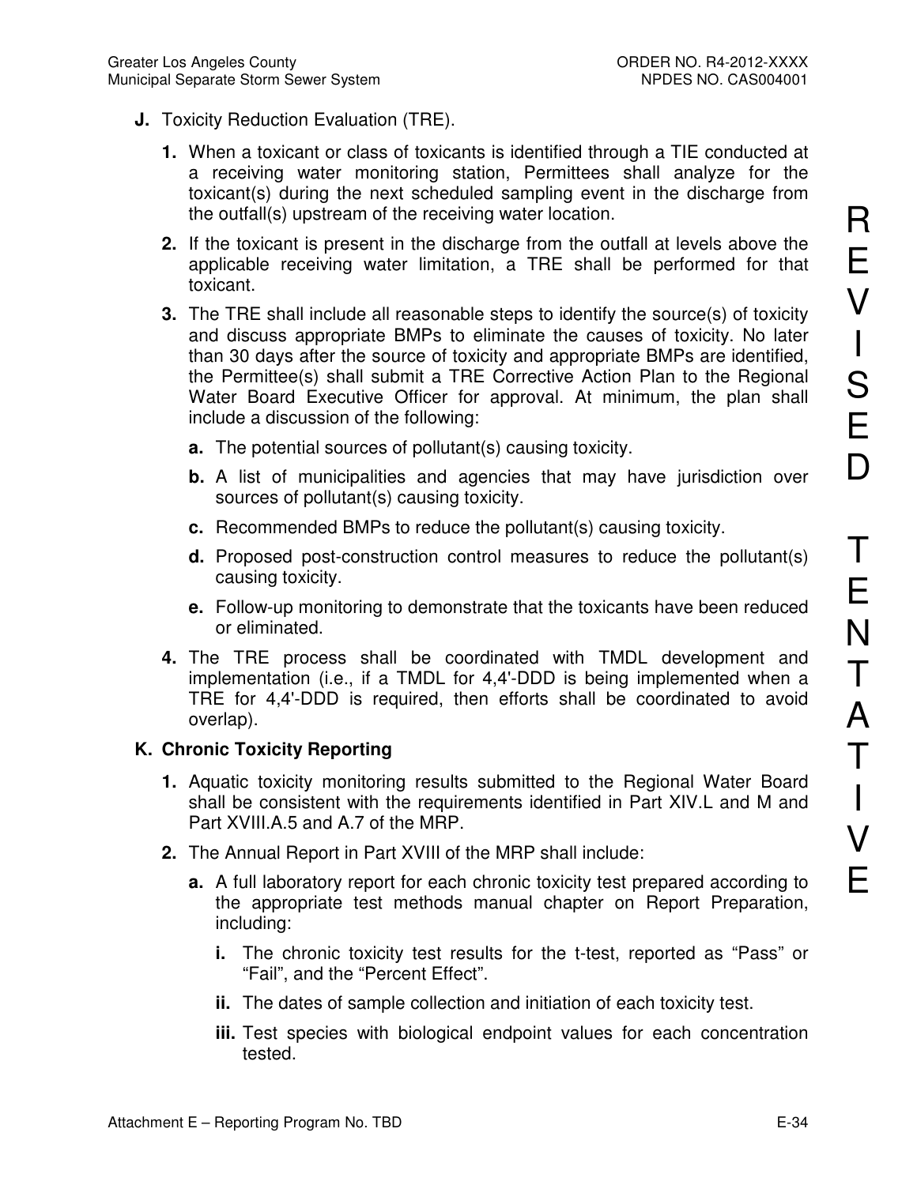**J.** Toxicity Reduction Evaluation (TRE).

1. When a toxicant or class of toxicants is identified through a TIE conducted at a receiving water monitoring station, Permittees shall analyze for the toxicant(s) during the next scheduled sampling event in the discharge from the outfall(s) upstream of the receiving water location.

2. If the toxicant is present in the discharge from the outfall at levels above the applicable receiving water limitation, a TRE shall be performed for that toxicant.

3. The TRE shall include all reasonable steps to identify the source(s) of toxicity and discuss appropriate BMPs to eliminate the causes of toxicity. No later than 30 days after the source of toxicity and appropriate BMPs are identified, the Permittee(s) shall submit a TRE Corrective Action Plan to the Regional Water Board Executive Officer for approval. At minimum, the plan shall include a discussion of the following:

   a. The potential sources of pollutant(s) causing toxicity.

   b. A list of municipalities and agencies that may have jurisdiction over sources of pollutant(s) causing toxicity.

   c. Recommended BMPs to reduce the pollutant(s) causing toxicity.

   d. Proposed post-construction control measures to reduce the pollutant(s) causing toxicity.

   e. Follow-up monitoring to demonstrate that the toxicants have been reduced or eliminated.

4. The TRE process shall be coordinated with TMDL development and implementation (i.e., if a TMDL for 4,4'-DDD is being implemented when a TRE for 4,4'-DDD is required, then efforts shall be coordinated to avoid overlap).

**K. Chronic Toxicity Reporting**

1. Aquatic toxicity monitoring results submitted to the Regional Water Board shall be consistent with the requirements identified in Part XIV.L and M and Part XVIII.A.5 and A.7 of the MRP.

2. The Annual Report in Part XVIII of the MRP shall include:

   a. A full laboratory report for each chronic toxicity test prepared according to the appropriate test methods manual chapter on Report Preparation, including:

      i. The chronic toxicity test results for the t-test, reported as "Pass" or "Fail", and the "Percent Effect".

      ii. The dates of sample collection and initiation of each toxicity test.

      iii. Test species with biological endpoint values for each concentration tested.

REVISED TENTATIVE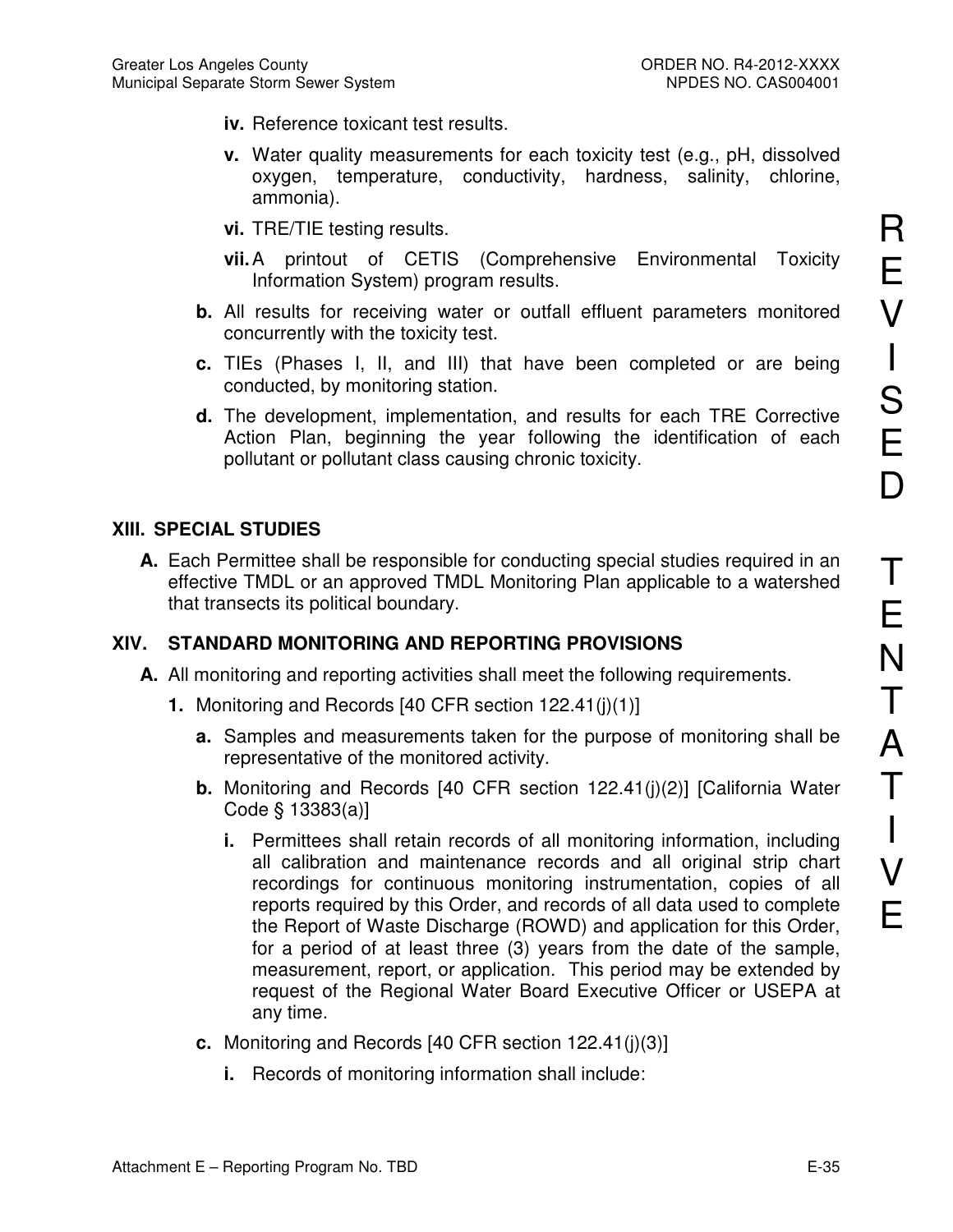**iv.** Reference toxicant test results.

**v.** Water quality measurements for each toxicity test (e.g., pH, dissolved oxygen, temperature, conductivity, hardness, salinity, chlorine, ammonia).

**vi.** TRE/TIE testing results.

**vii.** A printout of CETIS (Comprehensive Environmental Toxicity Information System) program results.

**b.** All results for receiving water or outfall effluent parameters monitored concurrently with the toxicity test.

**c.** TIEs (Phases I, II, and III) that have been completed or are being conducted, by monitoring station.

**d.** The development, implementation, and results for each TRE Corrective Action Plan, beginning the year following the identification of each pollutant or pollutant class causing chronic toxicity.

REVISED TENTATIVE

## XIII. SPECIAL STUDIES

**A.** Each Permittee shall be responsible for conducting special studies required in an effective TMDL or an approved TMDL Monitoring Plan applicable to a watershed that transects its political boundary.

## XIV. STANDARD MONITORING AND REPORTING PROVISIONS

**A.** All monitoring and reporting activities shall meet the following requirements.

**1.** Monitoring and Records [40 CFR section 122.41(j)(1)]

**a.** Samples and measurements taken for the purpose of monitoring shall be representative of the monitored activity.

**b.** Monitoring and Records [40 CFR section 122.41(j)(2)] [California Water Code § 13383(a)]

**i.** Permittees shall retain records of all monitoring information, including all calibration and maintenance records and all original strip chart recordings for continuous monitoring instrumentation, copies of all reports required by this Order, and records of all data used to complete the Report of Waste Discharge (ROWD) and application for this Order, for a period of at least three (3) years from the date of the sample, measurement, report, or application. This period may be extended by request of the Regional Water Board Executive Officer or USEPA at any time.

**c.** Monitoring and Records [40 CFR section 122.41(j)(3)]

**i.** Records of monitoring information shall include: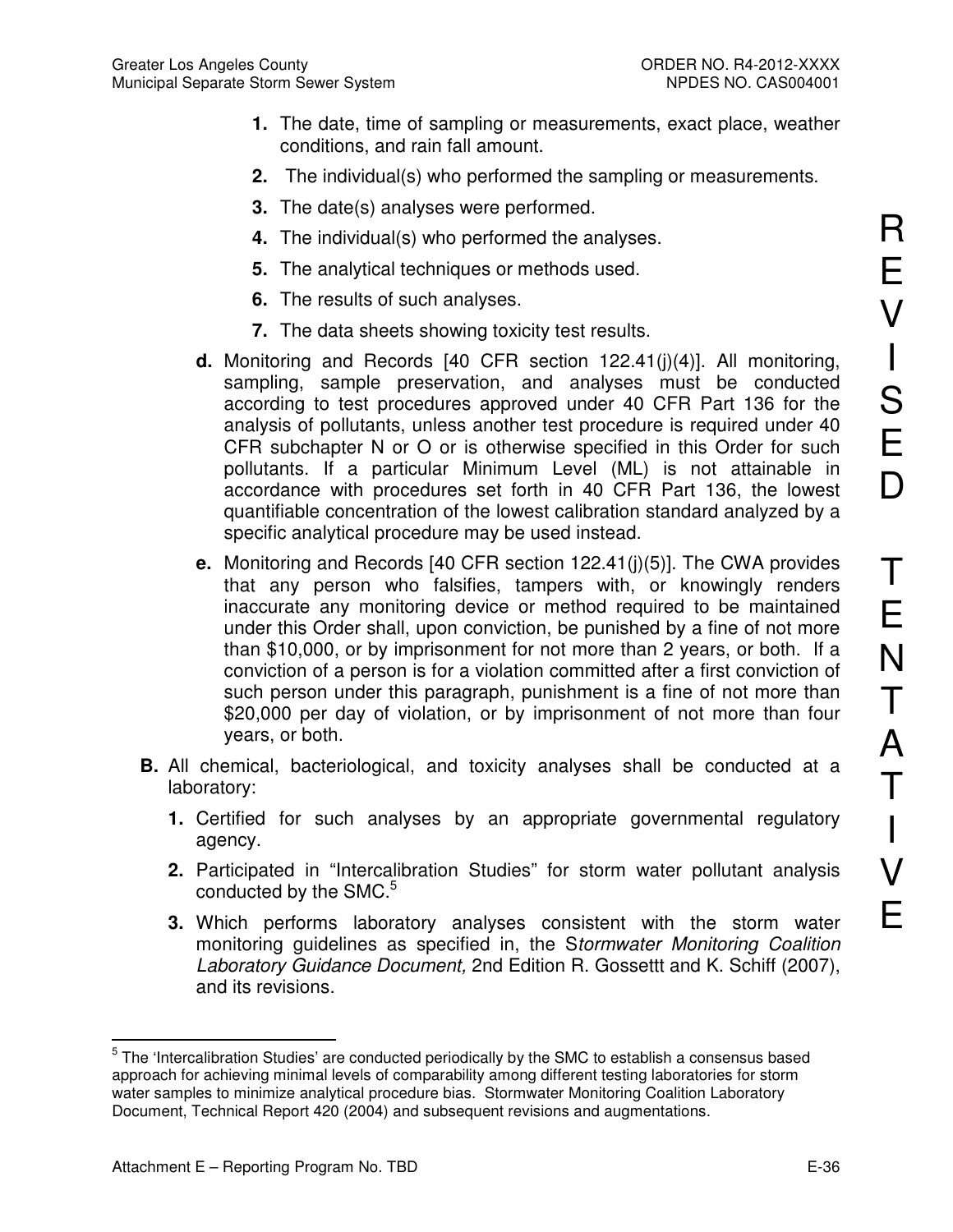1. The date, time of sampling or measurements, exact place, weather conditions, and rain fall amount.
2. The individual(s) who performed the sampling or measurements.
3. The date(s) analyses were performed.
4. The individual(s) who performed the analyses.
5. The analytical techniques or methods used.
6. The results of such analyses.
7. The data sheets showing toxicity test results.

**d.** Monitoring and Records [40 CFR section 122.41(j)(4)]. All monitoring, sampling, sample preservation, and analyses must be conducted according to test procedures approved under 40 CFR Part 136 for the analysis of pollutants, unless another test procedure is required under 40 CFR subchapter N or O or is otherwise specified in this Order for such pollutants. If a particular Minimum Level (ML) is not attainable in accordance with procedures set forth in 40 CFR Part 136, the lowest quantifiable concentration of the lowest calibration standard analyzed by a specific analytical procedure may be used instead.

**e.** Monitoring and Records [40 CFR section 122.41(j)(5)]. The CWA provides that any person who falsifies, tampers with, or knowingly renders inaccurate any monitoring device or method required to be maintained under this Order shall, upon conviction, be punished by a fine of not more than $10,000, or by imprisonment for not more than 2 years, or both. If a conviction of a person is for a violation committed after a first conviction of such person under this paragraph, punishment is a fine of not more than $20,000 per day of violation, or by imprisonment of not more than four years, or both.

**B.** All chemical, bacteriological, and toxicity analyses shall be conducted at a laboratory:

1. Certified for such analyses by an appropriate governmental regulatory agency.
2. Participated in "Intercalibration Studies" for storm water pollutant analysis conducted by the SMC.[5]
3. Which performs laboratory analyses consistent with the storm water monitoring guidelines as specified in, the S*tormwater Monitoring Coalition Laboratory Guidance Document,* 2nd Edition R. Gossettt and K. Schiff (2007), and its revisions.

---

[5] The 'Intercalibration Studies' are conducted periodically by the SMC to establish a consensus based approach for achieving minimal levels of comparability among different testing laboratories for storm water samples to minimize analytical procedure bias. Stormwater Monitoring Coalition Laboratory Document, Technical Report 420 (2004) and subsequent revisions and augmentations.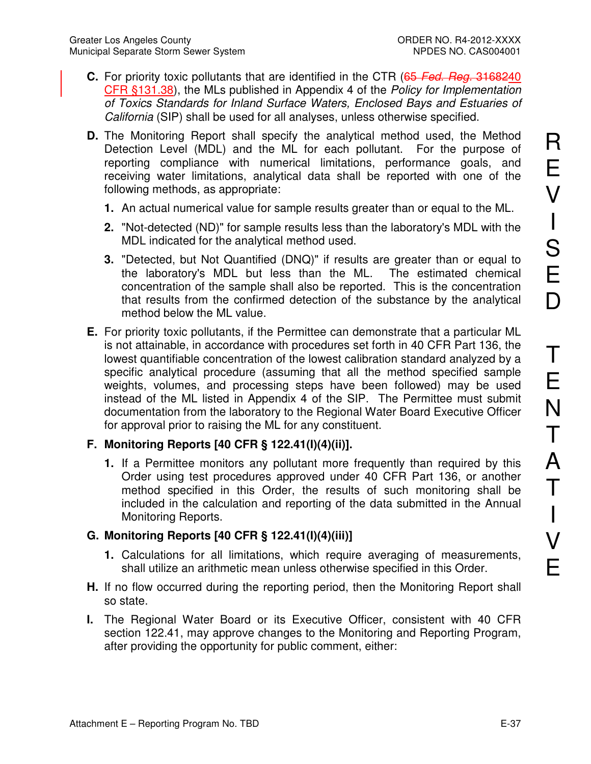**C.** For priority toxic pollutants that are identified in the CTR (~~65 *Fed. Reg.* 31682~~40 CFR §131.38), the MLs published in Appendix 4 of the *Policy for Implementation of Toxics Standards for Inland Surface Waters, Enclosed Bays and Estuaries of California* (SIP) shall be used for all analyses, unless otherwise specified.

**D.** The Monitoring Report shall specify the analytical method used, the Method Detection Level (MDL) and the ML for each pollutant. For the purpose of reporting compliance with numerical limitations, performance goals, and receiving water limitations, analytical data shall be reported with one of the following methods, as appropriate:

1. An actual numerical value for sample results greater than or equal to the ML.
2. "Not-detected (ND)" for sample results less than the laboratory's MDL with the MDL indicated for the analytical method used.
3. "Detected, but Not Quantified (DNQ)" if results are greater than or equal to the laboratory's MDL but less than the ML. The estimated chemical concentration of the sample shall also be reported. This is the concentration that results from the confirmed detection of the substance by the analytical method below the ML value.

**E.** For priority toxic pollutants, if the Permittee can demonstrate that a particular ML is not attainable, in accordance with procedures set forth in 40 CFR Part 136, the lowest quantifiable concentration of the lowest calibration standard analyzed by a specific analytical procedure (assuming that all the method specified sample weights, volumes, and processing steps have been followed) may be used instead of the ML listed in Appendix 4 of the SIP. The Permittee must submit documentation from the laboratory to the Regional Water Board Executive Officer for approval prior to raising the ML for any constituent.

**F. Monitoring Reports [40 CFR § 122.41(l)(4)(ii)].**

1. If a Permittee monitors any pollutant more frequently than required by this Order using test procedures approved under 40 CFR Part 136, or another method specified in this Order, the results of such monitoring shall be included in the calculation and reporting of the data submitted in the Annual Monitoring Reports.

**G. Monitoring Reports [40 CFR § 122.41(l)(4)(iii)]**

1. Calculations for all limitations, which require averaging of measurements, shall utilize an arithmetic mean unless otherwise specified in this Order.

**H.** If no flow occurred during the reporting period, then the Monitoring Report shall so state.

**I.** The Regional Water Board or its Executive Officer, consistent with 40 CFR section 122.41, may approve changes to the Monitoring and Reporting Program, after providing the opportunity for public comment, either: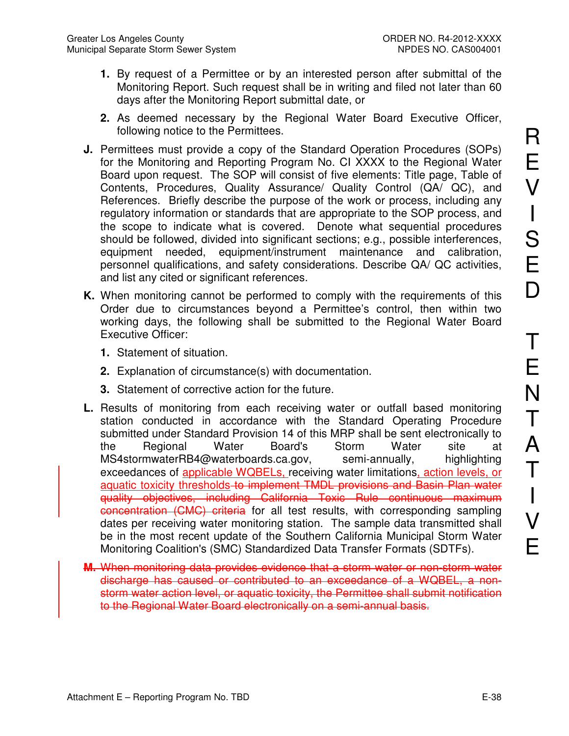1. By request of a Permittee or by an interested person after submittal of the Monitoring Report. Such request shall be in writing and filed not later than 60 days after the Monitoring Report submittal date, or

2. As deemed necessary by the Regional Water Board Executive Officer, following notice to the Permittees.

**J.** Permittees must provide a copy of the Standard Operation Procedures (SOPs) for the Monitoring and Reporting Program No. CI XXXX to the Regional Water Board upon request. The SOP will consist of five elements: Title page, Table of Contents, Procedures, Quality Assurance/ Quality Control (QA/ QC), and References. Briefly describe the purpose of the work or process, including any regulatory information or standards that are appropriate to the SOP process, and the scope to indicate what is covered. Denote what sequential procedures should be followed, divided into significant sections; e.g., possible interferences, equipment needed, equipment/instrument maintenance and calibration, personnel qualifications, and safety considerations. Describe QA/ QC activities, and list any cited or significant references.

**K.** When monitoring cannot be performed to comply with the requirements of this Order due to circumstances beyond a Permittee's control, then within two working days, the following shall be submitted to the Regional Water Board Executive Officer:

1. Statement of situation.

2. Explanation of circumstance(s) with documentation.

3. Statement of corrective action for the future.

**L.** Results of monitoring from each receiving water or outfall based monitoring station conducted in accordance with the Standard Operating Procedure submitted under Standard Provision 14 of this MRP shall be sent electronically to the Regional Water Board's Storm Water site at MS4stormwaterRB4@waterboards.ca.gov, semi-annually, highlighting exceedances of applicable WQBELs, receiving water limitations, action levels, or aquatic toxicity thresholds ~~to implement TMDL provisions and Basin Plan water quality objectives, including California Toxic Rule continuous maximum concentration (CMC) criteria~~ for all test results, with corresponding sampling dates per receiving water monitoring station. The sample data transmitted shall be in the most recent update of the Southern California Municipal Storm Water Monitoring Coalition's (SMC) Standardized Data Transfer Formats (SDTFs).

~~**M.** When monitoring data provides evidence that a storm water or non-storm water discharge has caused or contributed to an exceedance of a WQBEL, a non-storm water action level, or aquatic toxicity, the Permittee shall submit notification to the Regional Water Board electronically on a semi-annual basis.~~

REVISED TENTATIVE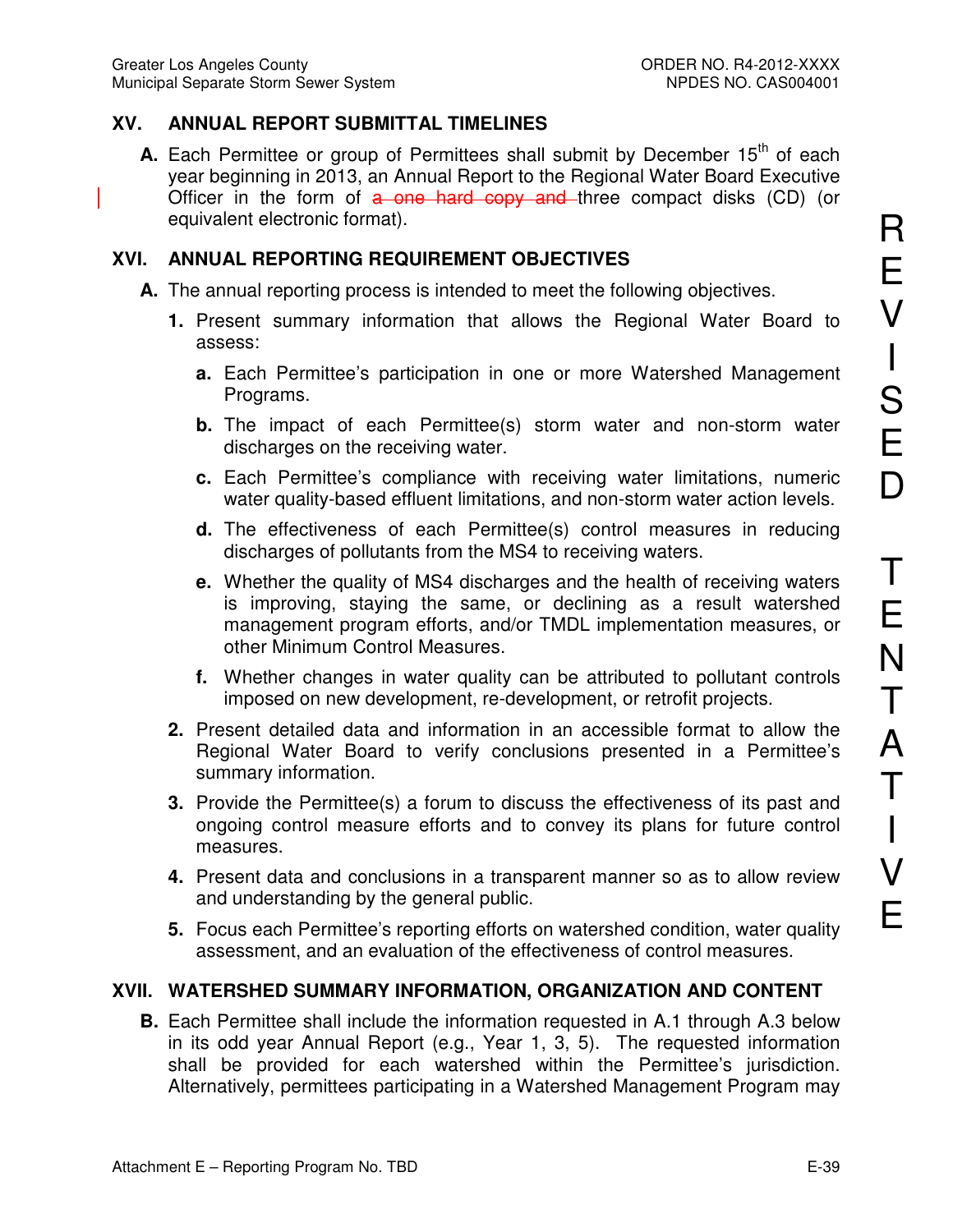## XV. ANNUAL REPORT SUBMITTAL TIMELINES

**A.** Each Permittee or group of Permittees shall submit by December 15th of each year beginning in 2013, an Annual Report to the Regional Water Board Executive Officer in the form of ~~a one hard copy and~~ three compact disks (CD) (or equivalent electronic format).

## XVI. ANNUAL REPORTING REQUIREMENT OBJECTIVES

**A.** The annual reporting process is intended to meet the following objectives.

1. Present summary information that allows the Regional Water Board to assess:

   a. Each Permittee's participation in one or more Watershed Management Programs.

   b. The impact of each Permittee(s) storm water and non-storm water discharges on the receiving water.

   c. Each Permittee's compliance with receiving water limitations, numeric water quality-based effluent limitations, and non-storm water action levels.

   d. The effectiveness of each Permittee(s) control measures in reducing discharges of pollutants from the MS4 to receiving waters.

   e. Whether the quality of MS4 discharges and the health of receiving waters is improving, staying the same, or declining as a result watershed management program efforts, and/or TMDL implementation measures, or other Minimum Control Measures.

   f. Whether changes in water quality can be attributed to pollutant controls imposed on new development, re-development, or retrofit projects.

2. Present detailed data and information in an accessible format to allow the Regional Water Board to verify conclusions presented in a Permittee's summary information.

3. Provide the Permittee(s) a forum to discuss the effectiveness of its past and ongoing control measure efforts and to convey its plans for future control measures.

4. Present data and conclusions in a transparent manner so as to allow review and understanding by the general public.

5. Focus each Permittee's reporting efforts on watershed condition, water quality assessment, and an evaluation of the effectiveness of control measures.

## XVII. WATERSHED SUMMARY INFORMATION, ORGANIZATION AND CONTENT

**B.** Each Permittee shall include the information requested in A.1 through A.3 below in its odd year Annual Report (e.g., Year 1, 3, 5). The requested information shall be provided for each watershed within the Permittee's jurisdiction. Alternatively, permittees participating in a Watershed Management Program may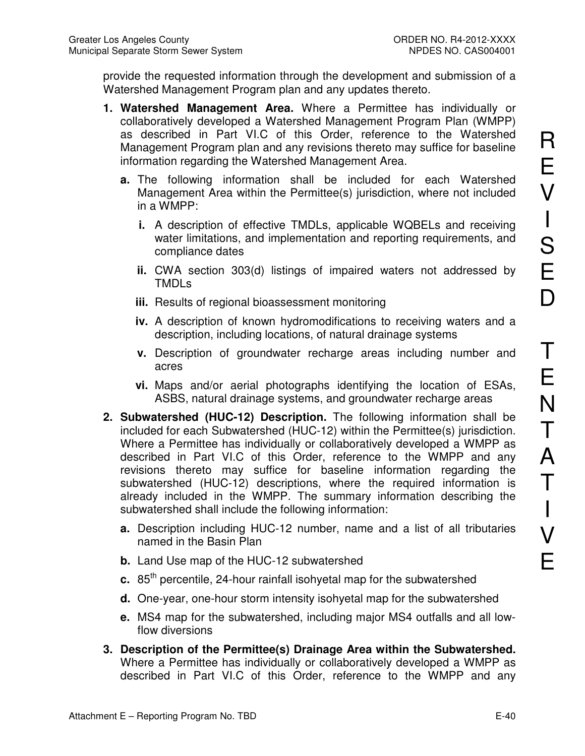provide the requested information through the development and submission of a Watershed Management Program plan and any updates thereto.

1. **Watershed Management Area.** Where a Permittee has individually or collaboratively developed a Watershed Management Program Plan (WMPP) as described in Part VI.C of this Order, reference to the Watershed Management Program plan and any revisions thereto may suffice for baseline information regarding the Watershed Management Area.

   a. The following information shall be included for each Watershed Management Area within the Permittee(s) jurisdiction, where not included in a WMPP:

      i. A description of effective TMDLs, applicable WQBELs and receiving water limitations, and implementation and reporting requirements, and compliance dates

      ii. CWA section 303(d) listings of impaired waters not addressed by TMDLs

      iii. Results of regional bioassessment monitoring

      iv. A description of known hydromodifications to receiving waters and a description, including locations, of natural drainage systems

      v. Description of groundwater recharge areas including number and acres

      vi. Maps and/or aerial photographs identifying the location of ESAs, ASBS, natural drainage systems, and groundwater recharge areas

2. **Subwatershed (HUC-12) Description.** The following information shall be included for each Subwatershed (HUC-12) within the Permittee(s) jurisdiction. Where a Permittee has individually or collaboratively developed a WMPP as described in Part VI.C of this Order, reference to the WMPP and any revisions thereto may suffice for baseline information regarding the subwatershed (HUC-12) descriptions, where the required information is already included in the WMPP. The summary information describing the subwatershed shall include the following information:

   a. Description including HUC-12 number, name and a list of all tributaries named in the Basin Plan

   b. Land Use map of the HUC-12 subwatershed

   c. 85$^{th}$ percentile, 24-hour rainfall isohyetal map for the subwatershed

   d. One-year, one-hour storm intensity isohyetal map for the subwatershed

   e. MS4 map for the subwatershed, including major MS4 outfalls and all low-flow diversions

3. **Description of the Permittee(s) Drainage Area within the Subwatershed.** Where a Permittee has individually or collaboratively developed a WMPP as described in Part VI.C of this Order, reference to the WMPP and any

REVISED TENTATIVE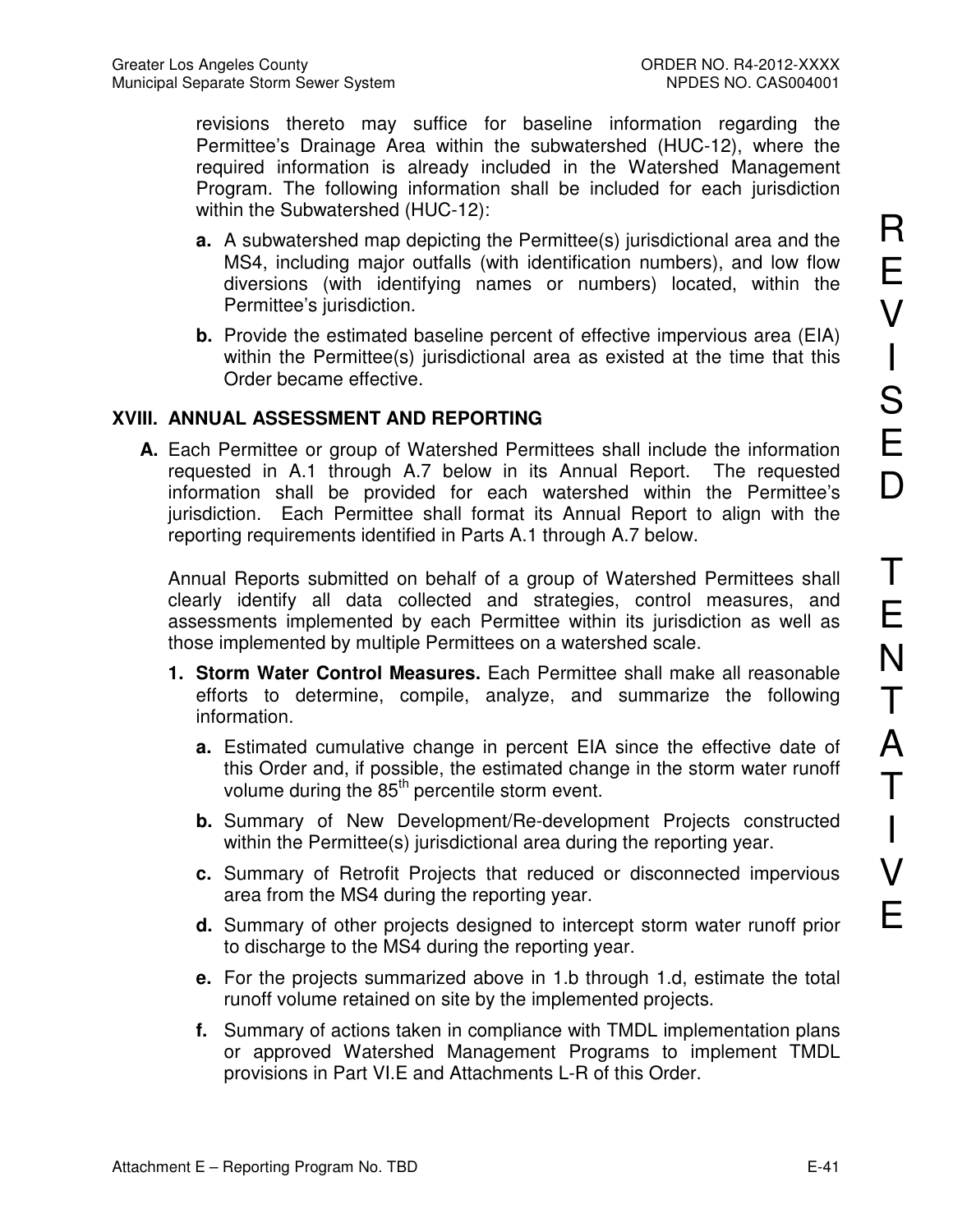revisions thereto may suffice for baseline information regarding the Permittee's Drainage Area within the subwatershed (HUC-12), where the required information is already included in the Watershed Management Program. The following information shall be included for each jurisdiction within the Subwatershed (HUC-12):

**a.** A subwatershed map depicting the Permittee(s) jurisdictional area and the MS4, including major outfalls (with identification numbers), and low flow diversions (with identifying names or numbers) located, within the Permittee's jurisdiction.

**b.** Provide the estimated baseline percent of effective impervious area (EIA) within the Permittee(s) jurisdictional area as existed at the time that this Order became effective.

## XVIII. ANNUAL ASSESSMENT AND REPORTING

**A.** Each Permittee or group of Watershed Permittees shall include the information requested in A.1 through A.7 below in its Annual Report. The requested information shall be provided for each watershed within the Permittee's jurisdiction. Each Permittee shall format its Annual Report to align with the reporting requirements identified in Parts A.1 through A.7 below.

Annual Reports submitted on behalf of a group of Watershed Permittees shall clearly identify all data collected and strategies, control measures, and assessments implemented by each Permittee within its jurisdiction as well as those implemented by multiple Permittees on a watershed scale.

**1. Storm Water Control Measures.** Each Permittee shall make all reasonable efforts to determine, compile, analyze, and summarize the following information.

**a.** Estimated cumulative change in percent EIA since the effective date of this Order and, if possible, the estimated change in the storm water runoff volume during the 85th percentile storm event.

**b.** Summary of New Development/Re-development Projects constructed within the Permittee(s) jurisdictional area during the reporting year.

**c.** Summary of Retrofit Projects that reduced or disconnected impervious area from the MS4 during the reporting year.

**d.** Summary of other projects designed to intercept storm water runoff prior to discharge to the MS4 during the reporting year.

**e.** For the projects summarized above in 1.b through 1.d, estimate the total runoff volume retained on site by the implemented projects.

**f.** Summary of actions taken in compliance with TMDL implementation plans or approved Watershed Management Programs to implement TMDL provisions in Part VI.E and Attachments L-R of this Order.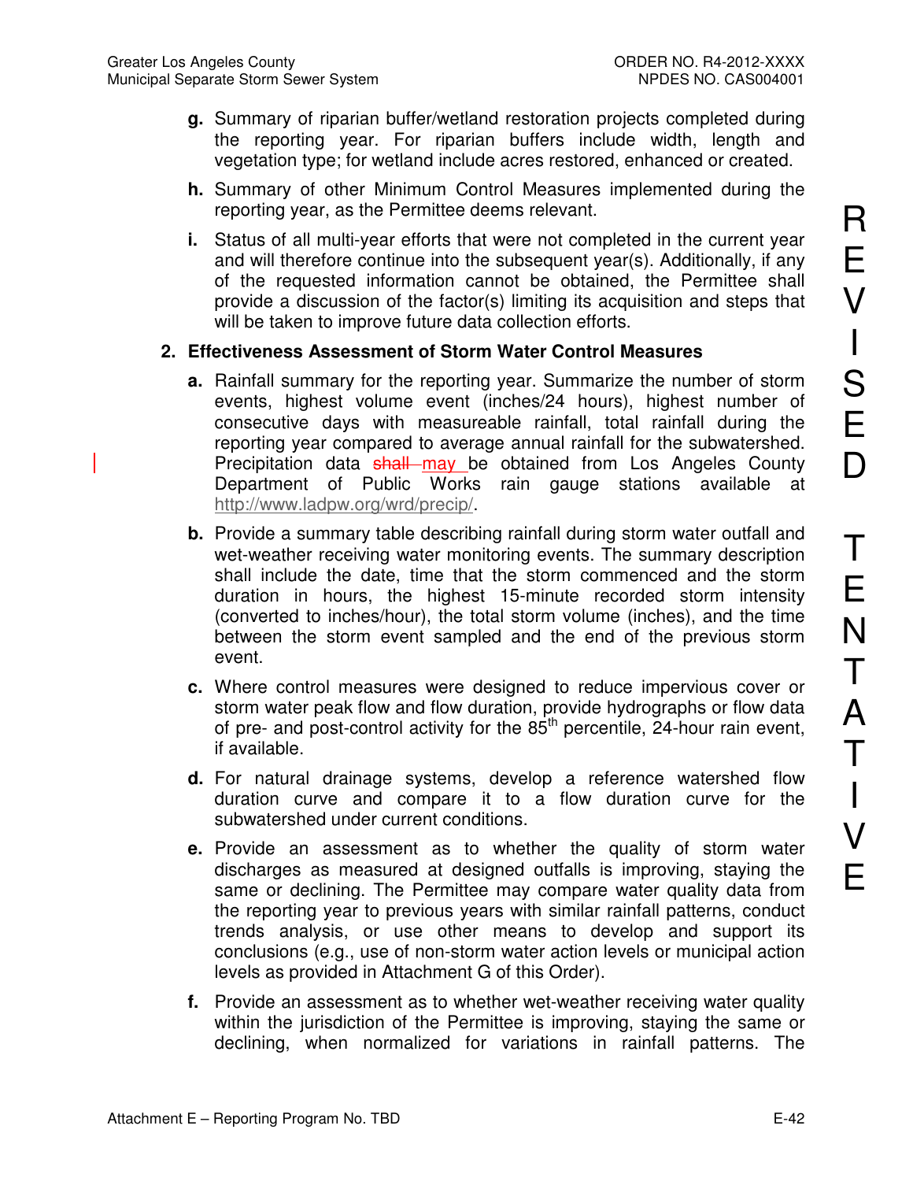- **g.** Summary of riparian buffer/wetland restoration projects completed during the reporting year. For riparian buffers include width, length and vegetation type; for wetland include acres restored, enhanced or created.

- **h.** Summary of other Minimum Control Measures implemented during the reporting year, as the Permittee deems relevant.

- **i.** Status of all multi-year efforts that were not completed in the current year and will therefore continue into the subsequent year(s). Additionally, if any of the requested information cannot be obtained, the Permittee shall provide a discussion of the factor(s) limiting its acquisition and steps that will be taken to improve future data collection efforts.

**2. Effectiveness Assessment of Storm Water Control Measures**

- **a.** Rainfall summary for the reporting year. Summarize the number of storm events, highest volume event (inches/24 hours), highest number of consecutive days with measureable rainfall, total rainfall during the reporting year compared to average annual rainfall for the subwatershed. Precipitation data ~~shall~~ may be obtained from Los Angeles County Department of Public Works rain gauge stations available at http://www.ladpw.org/wrd/precip/.

- **b.** Provide a summary table describing rainfall during storm water outfall and wet-weather receiving water monitoring events. The summary description shall include the date, time that the storm commenced and the storm duration in hours, the highest 15-minute recorded storm intensity (converted to inches/hour), the total storm volume (inches), and the time between the storm event sampled and the end of the previous storm event.

- **c.** Where control measures were designed to reduce impervious cover or storm water peak flow and flow duration, provide hydrographs or flow data of pre- and post-control activity for the 85$^{th}$ percentile, 24-hour rain event, if available.

- **d.** For natural drainage systems, develop a reference watershed flow duration curve and compare it to a flow duration curve for the subwatershed under current conditions.

- **e.** Provide an assessment as to whether the quality of storm water discharges as measured at designed outfalls is improving, staying the same or declining. The Permittee may compare water quality data from the reporting year to previous years with similar rainfall patterns, conduct trends analysis, or use other means to develop and support its conclusions (e.g., use of non-storm water action levels or municipal action levels as provided in Attachment G of this Order).

- **f.** Provide an assessment as to whether wet-weather receiving water quality within the jurisdiction of the Permittee is improving, staying the same or declining, when normalized for variations in rainfall patterns. The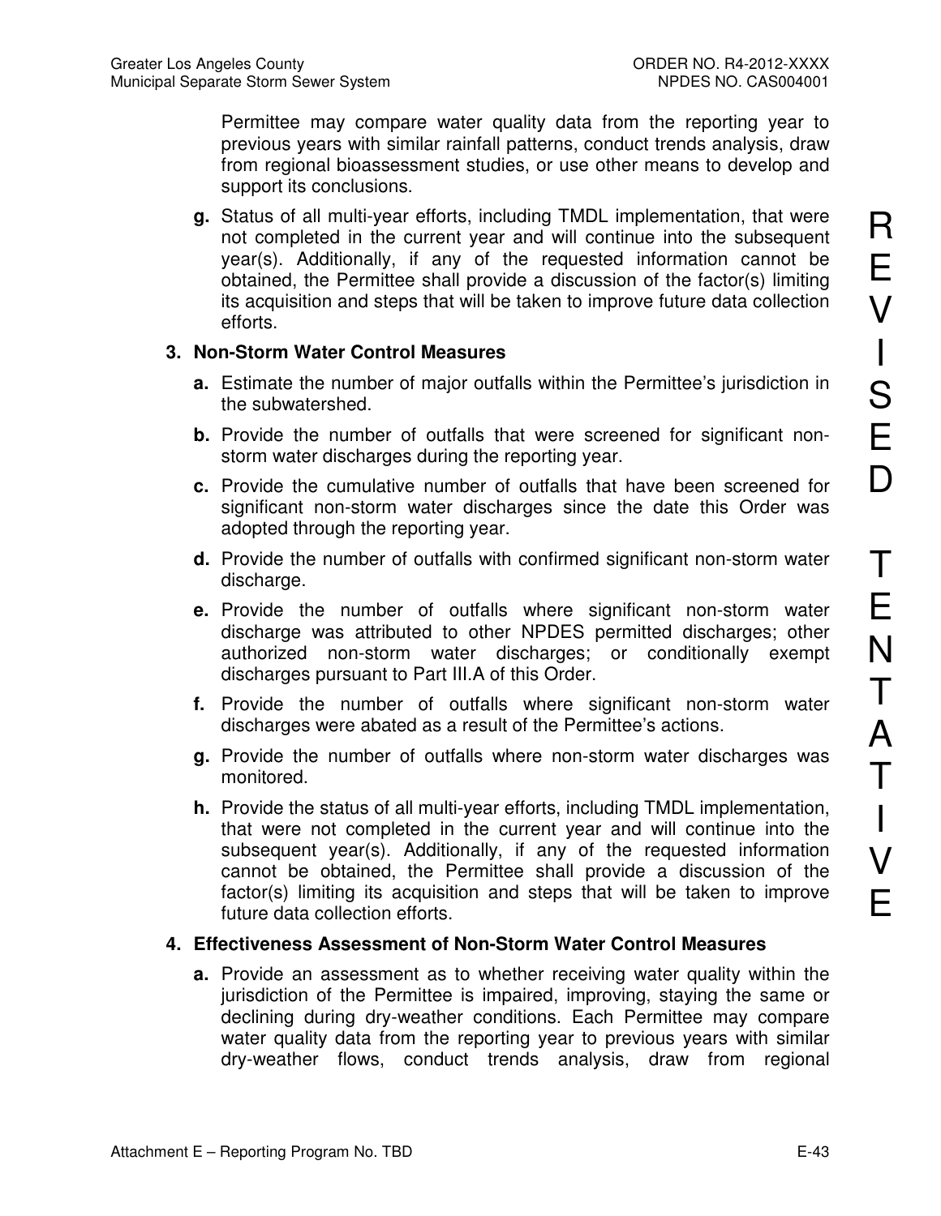Permittee may compare water quality data from the reporting year to previous years with similar rainfall patterns, conduct trends analysis, draw from regional bioassessment studies, or use other means to develop and support its conclusions.

**g.** Status of all multi-year efforts, including TMDL implementation, that were not completed in the current year and will continue into the subsequent year(s). Additionally, if any of the requested information cannot be obtained, the Permittee shall provide a discussion of the factor(s) limiting its acquisition and steps that will be taken to improve future data collection efforts.

**3. Non-Storm Water Control Measures**

**a.** Estimate the number of major outfalls within the Permittee's jurisdiction in the subwatershed.

**b.** Provide the number of outfalls that were screened for significant non-storm water discharges during the reporting year.

**c.** Provide the cumulative number of outfalls that have been screened for significant non-storm water discharges since the date this Order was adopted through the reporting year.

**d.** Provide the number of outfalls with confirmed significant non-storm water discharge.

**e.** Provide the number of outfalls where significant non-storm water discharge was attributed to other NPDES permitted discharges; other authorized non-storm water discharges; or conditionally exempt discharges pursuant to Part III.A of this Order.

**f.** Provide the number of outfalls where significant non-storm water discharges were abated as a result of the Permittee's actions.

**g.** Provide the number of outfalls where non-storm water discharges was monitored.

**h.** Provide the status of all multi-year efforts, including TMDL implementation, that were not completed in the current year and will continue into the subsequent year(s). Additionally, if any of the requested information cannot be obtained, the Permittee shall provide a discussion of the factor(s) limiting its acquisition and steps that will be taken to improve future data collection efforts.

**4. Effectiveness Assessment of Non-Storm Water Control Measures**

**a.** Provide an assessment as to whether receiving water quality within the jurisdiction of the Permittee is impaired, improving, staying the same or declining during dry-weather conditions. Each Permittee may compare water quality data from the reporting year to previous years with similar dry-weather flows, conduct trends analysis, draw from regional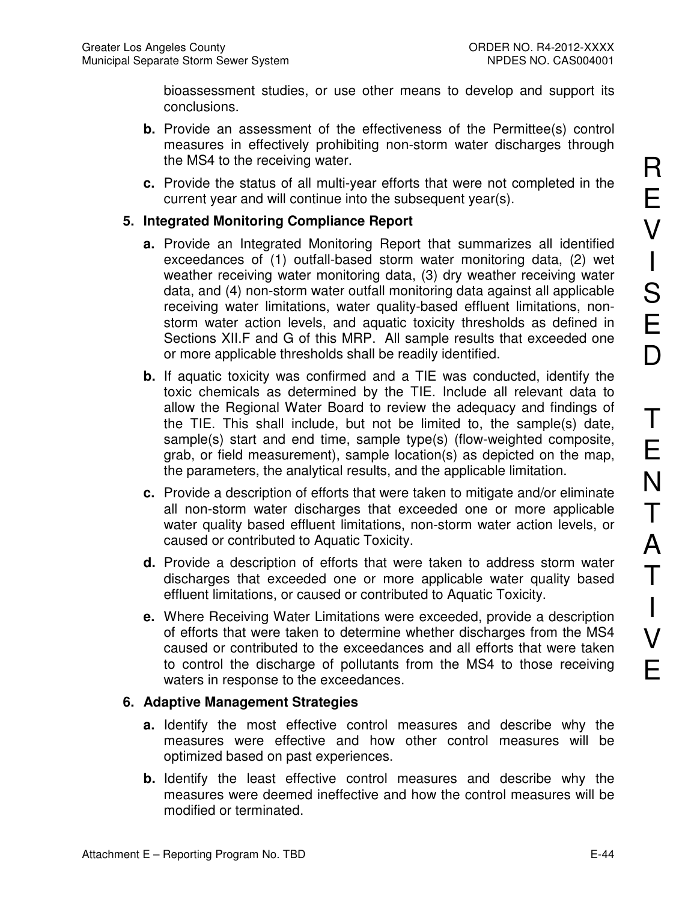bioassessment studies, or use other means to develop and support its conclusions.

**b.** Provide an assessment of the effectiveness of the Permittee(s) control measures in effectively prohibiting non-storm water discharges through the MS4 to the receiving water.

**c.** Provide the status of all multi-year efforts that were not completed in the current year and will continue into the subsequent year(s).

**5. Integrated Monitoring Compliance Report**

**a.** Provide an Integrated Monitoring Report that summarizes all identified exceedances of (1) outfall-based storm water monitoring data, (2) wet weather receiving water monitoring data, (3) dry weather receiving water data, and (4) non-storm water outfall monitoring data against all applicable receiving water limitations, water quality-based effluent limitations, non-storm water action levels, and aquatic toxicity thresholds as defined in Sections XII.F and G of this MRP. All sample results that exceeded one or more applicable thresholds shall be readily identified.

**b.** If aquatic toxicity was confirmed and a TIE was conducted, identify the toxic chemicals as determined by the TIE. Include all relevant data to allow the Regional Water Board to review the adequacy and findings of the TIE. This shall include, but not be limited to, the sample(s) date, sample(s) start and end time, sample type(s) (flow-weighted composite, grab, or field measurement), sample location(s) as depicted on the map, the parameters, the analytical results, and the applicable limitation.

**c.** Provide a description of efforts that were taken to mitigate and/or eliminate all non-storm water discharges that exceeded one or more applicable water quality based effluent limitations, non-storm water action levels, or caused or contributed to Aquatic Toxicity.

**d.** Provide a description of efforts that were taken to address storm water discharges that exceeded one or more applicable water quality based effluent limitations, or caused or contributed to Aquatic Toxicity.

**e.** Where Receiving Water Limitations were exceeded, provide a description of efforts that were taken to determine whether discharges from the MS4 caused or contributed to the exceedances and all efforts that were taken to control the discharge of pollutants from the MS4 to those receiving waters in response to the exceedances.

**6. Adaptive Management Strategies**

**a.** Identify the most effective control measures and describe why the measures were effective and how other control measures will be optimized based on past experiences.

**b.** Identify the least effective control measures and describe why the measures were deemed ineffective and how the control measures will be modified or terminated.

REVISED TENTATIVE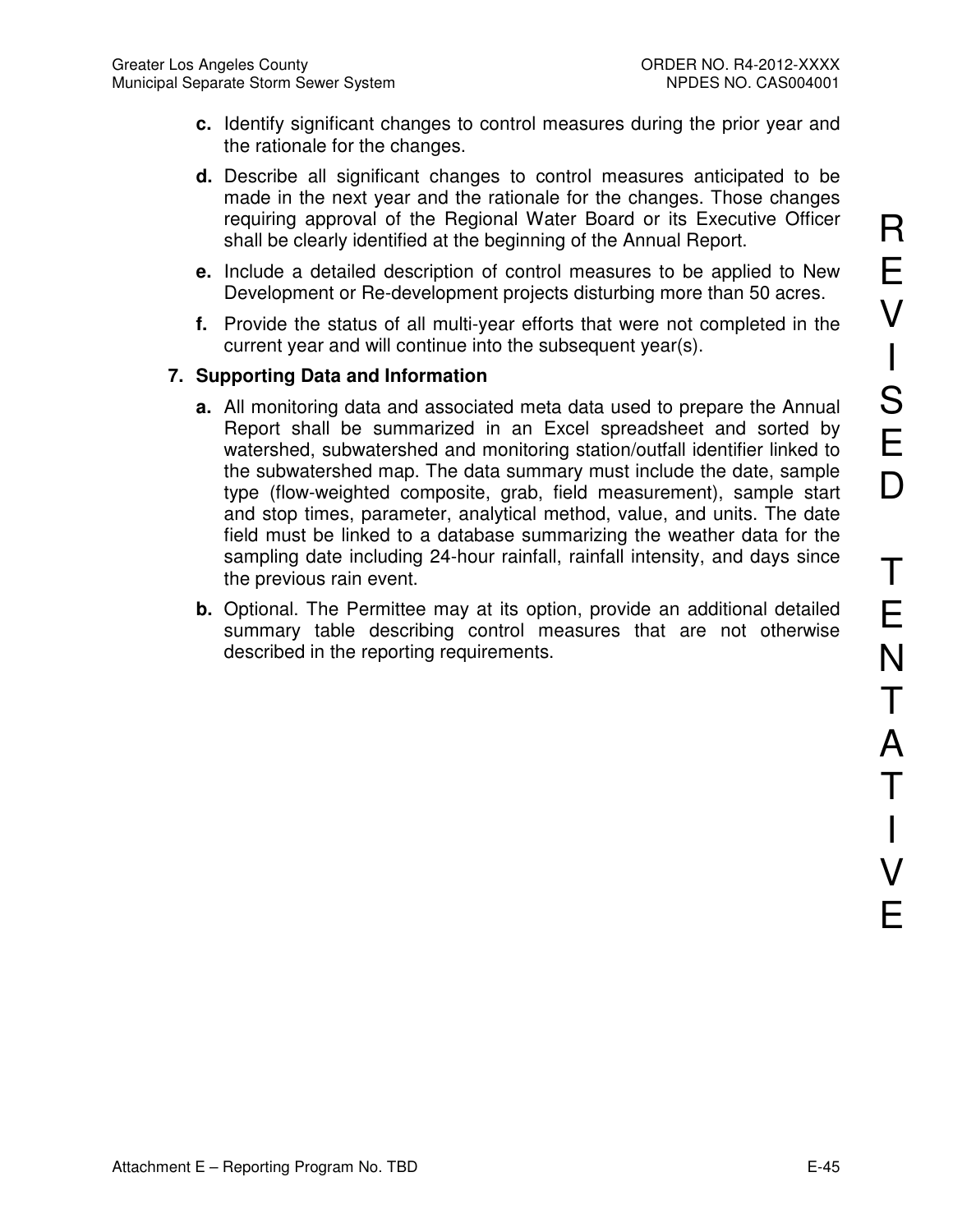**c.** Identify significant changes to control measures during the prior year and the rationale for the changes.

**d.** Describe all significant changes to control measures anticipated to be made in the next year and the rationale for the changes. Those changes requiring approval of the Regional Water Board or its Executive Officer shall be clearly identified at the beginning of the Annual Report.

**e.** Include a detailed description of control measures to be applied to New Development or Re-development projects disturbing more than 50 acres.

**f.** Provide the status of all multi-year efforts that were not completed in the current year and will continue into the subsequent year(s).

**7. Supporting Data and Information**

**a.** All monitoring data and associated meta data used to prepare the Annual Report shall be summarized in an Excel spreadsheet and sorted by watershed, subwatershed and monitoring station/outfall identifier linked to the subwatershed map. The data summary must include the date, sample type (flow-weighted composite, grab, field measurement), sample start and stop times, parameter, analytical method, value, and units. The date field must be linked to a database summarizing the weather data for the sampling date including 24-hour rainfall, rainfall intensity, and days since the previous rain event.

**b.** Optional. The Permittee may at its option, provide an additional detailed summary table describing control measures that are not otherwise described in the reporting requirements.

REVISED TENTATIVE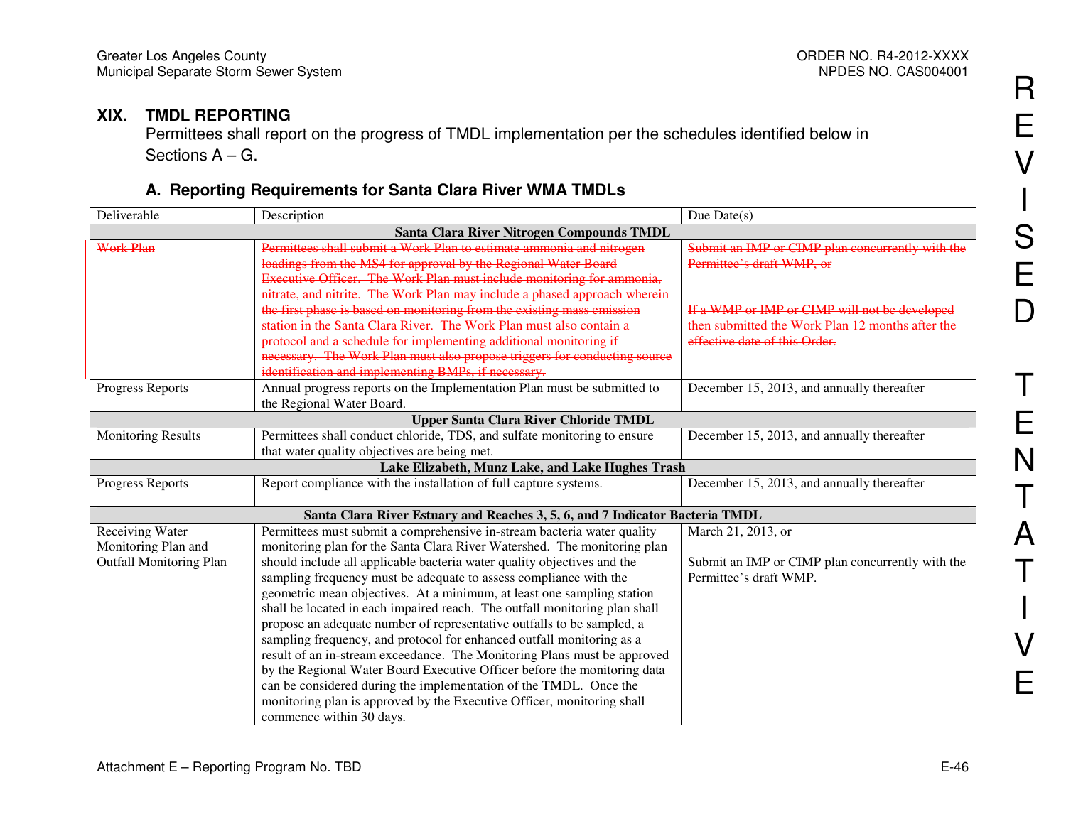## XIX. TMDL REPORTING

Permittees shall report on the progress of TMDL implementation per the schedules identified below in Sections A – G.

### A. Reporting Requirements for Santa Clara River WMA TMDLs

| Deliverable | Description | Due Date(s) |
|---|---|---|
| **Santa Clara River Nitrogen Compounds TMDL** | | |
| ~~Work Plan~~ | ~~Permittees shall submit a Work Plan to estimate ammonia and nitrogen loadings from the MS4 for approval by the Regional Water Board Executive Officer. The Work Plan must include monitoring for ammonia, nitrate, and nitrite. The Work Plan may include a phased approach wherein the first phase is based on monitoring from the existing mass emission station in the Santa Clara River. The Work Plan must also contain a protocol and a schedule for implementing additional monitoring if necessary. The Work Plan must also propose triggers for conducting source identification and implementing BMPs, if necessary.~~ | ~~Submit an IMP or CIMP plan concurrently with the Permittee's draft WMP, or~~<br><br>~~If a WMP or IMP or CIMP will not be developed then submitted the Work Plan 12 months after the effective date of this Order.~~ |
| Progress Reports | Annual progress reports on the Implementation Plan must be submitted to the Regional Water Board. | December 15, 2013, and annually thereafter |
| **Upper Santa Clara River Chloride TMDL** | | |
| Monitoring Results | Permittees shall conduct chloride, TDS, and sulfate monitoring to ensure that water quality objectives are being met. | December 15, 2013, and annually thereafter |
| **Lake Elizabeth, Munz Lake, and Lake Hughes Trash** | | |
| Progress Reports | Report compliance with the installation of full capture systems. | December 15, 2013, and annually thereafter |
| **Santa Clara River Estuary and Reaches 3, 5, 6, and 7 Indicator Bacteria TMDL** | | |
| Receiving Water Monitoring Plan and Outfall Monitoring Plan | Permittees must submit a comprehensive in-stream bacteria water quality monitoring plan for the Santa Clara River Watershed. The monitoring plan should include all applicable bacteria water quality objectives and the sampling frequency must be adequate to assess compliance with the geometric mean objectives. At a minimum, at least one sampling station shall be located in each impaired reach. The outfall monitoring plan shall propose an adequate number of representative outfalls to be sampled, a sampling frequency, and protocol for enhanced outfall monitoring as a result of an in-stream exceedance. The Monitoring Plans must be approved by the Regional Water Board Executive Officer before the monitoring data can be considered during the implementation of the TMDL. Once the monitoring plan is approved by the Executive Officer, monitoring shall commence within 30 days. | March 21, 2013, or<br><br>Submit an IMP or CIMP plan concurrently with the Permittee's draft WMP. |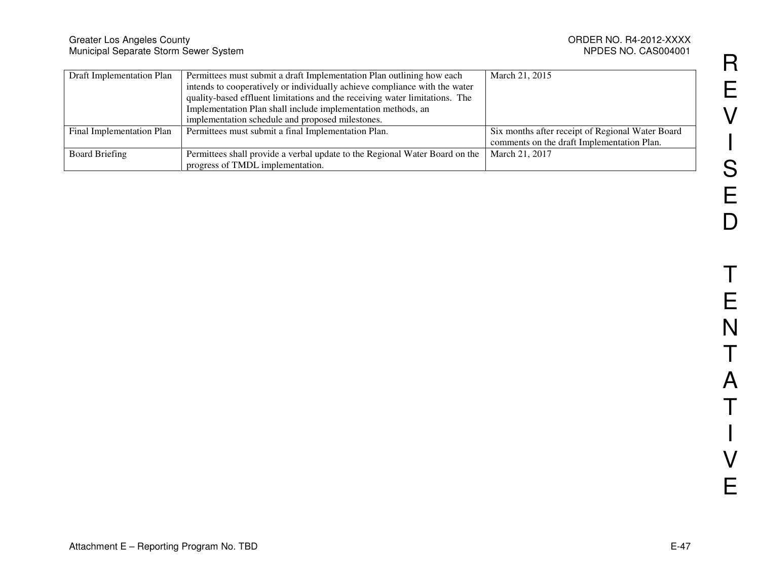| | | |
|---|---|---|
| Draft Implementation Plan | Permittees must submit a draft Implementation Plan outlining how each intends to cooperatively or individually achieve compliance with the water quality-based effluent limitations and the receiving water limitations. The Implementation Plan shall include implementation methods, an implementation schedule and proposed milestones. | March 21, 2015 |
| Final Implementation Plan | Permittees must submit a final Implementation Plan. | Six months after receipt of Regional Water Board comments on the draft Implementation Plan. |
| Board Briefing | Permittees shall provide a verbal update to the Regional Water Board on the progress of TMDL implementation. | March 21, 2017 |

REVISED TENTATIVE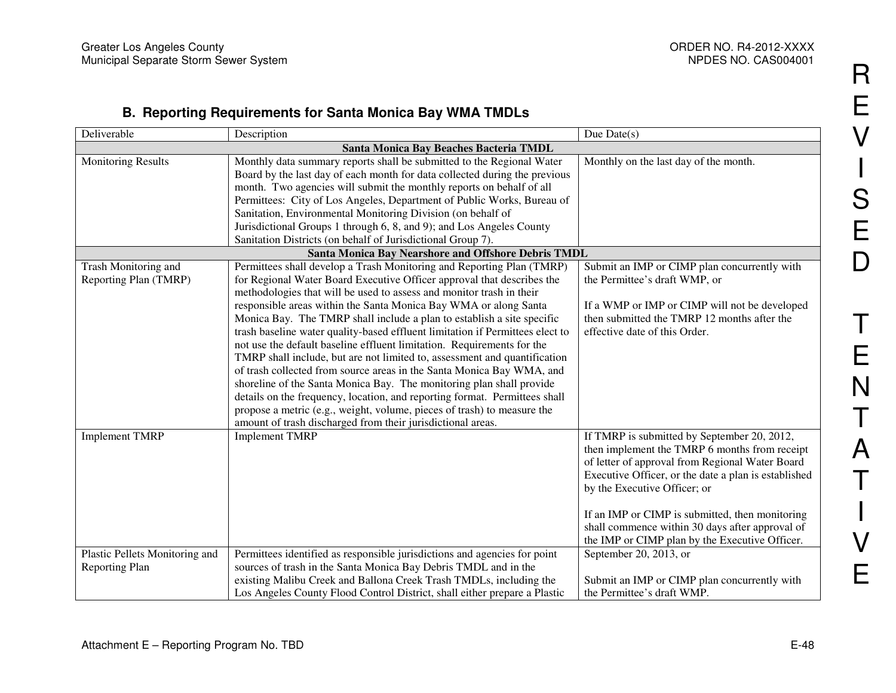### B. Reporting Requirements for Santa Monica Bay WMA TMDLs

| Deliverable | Description | Due Date(s) |
|---|---|---|
| **Santa Monica Bay Beaches Bacteria TMDL** | | |
| Monitoring Results | Monthly data summary reports shall be submitted to the Regional Water Board by the last day of each month for data collected during the previous month. Two agencies will submit the monthly reports on behalf of all Permittees: City of Los Angeles, Department of Public Works, Bureau of Sanitation, Environmental Monitoring Division (on behalf of Jurisdictional Groups 1 through 6, 8, and 9); and Los Angeles County Sanitation Districts (on behalf of Jurisdictional Group 7). | Monthly on the last day of the month. |
| **Santa Monica Bay Nearshore and Offshore Debris TMDL** | | |
| Trash Monitoring and Reporting Plan (TMRP) | Permittees shall develop a Trash Monitoring and Reporting Plan (TMRP) for Regional Water Board Executive Officer approval that describes the methodologies that will be used to assess and monitor trash in their responsible areas within the Santa Monica Bay WMA or along Santa Monica Bay. The TMRP shall include a plan to establish a site specific trash baseline water quality-based effluent limitation if Permittees elect to not use the default baseline effluent limitation. Requirements for the TMRP shall include, but are not limited to, assessment and quantification of trash collected from source areas in the Santa Monica Bay WMA, and shoreline of the Santa Monica Bay. The monitoring plan shall provide details on the frequency, location, and reporting format. Permittees shall propose a metric (e.g., weight, volume, pieces of trash) to measure the amount of trash discharged from their jurisdictional areas. | Submit an IMP or CIMP plan concurrently with the Permittee's draft WMP, or<br><br>If a WMP or IMP or CIMP will not be developed then submitted the TMRP 12 months after the effective date of this Order. |
| Implement TMRP | Implement TMRP | If TMRP is submitted by September 20, 2012, then implement the TMRP 6 months from receipt of letter of approval from Regional Water Board Executive Officer, or the date a plan is established by the Executive Officer; or<br><br>If an IMP or CIMP is submitted, then monitoring shall commence within 30 days after approval of the IMP or CIMP plan by the Executive Officer. |
| Plastic Pellets Monitoring and Reporting Plan | Permittees identified as responsible jurisdictions and agencies for point sources of trash in the Santa Monica Bay Debris TMDL and in the existing Malibu Creek and Ballona Creek Trash TMDLs, including the Los Angeles County Flood Control District, shall either prepare a Plastic | September 20, 2013, or<br><br>Submit an IMP or CIMP plan concurrently with the Permittee's draft WMP. |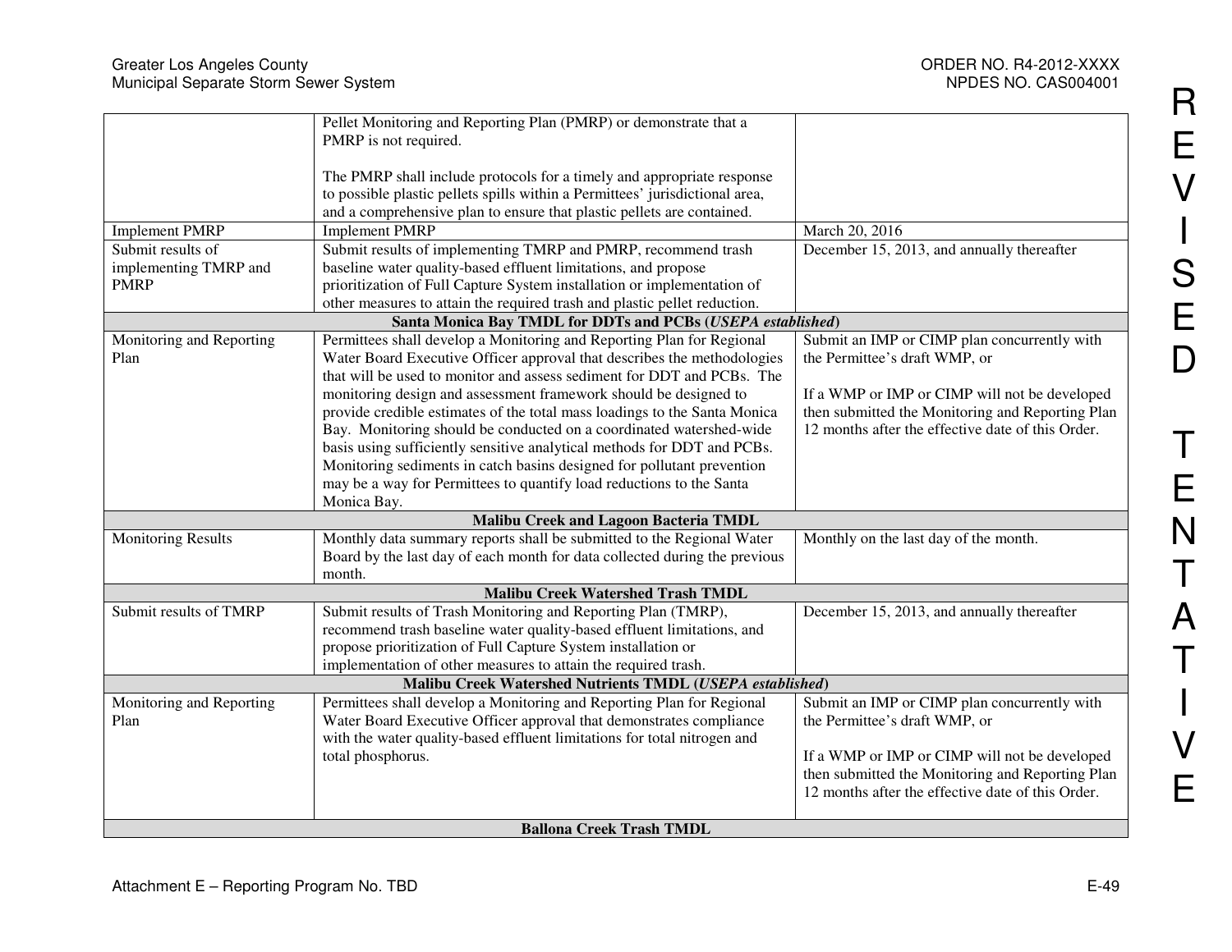| | | |
|---|---|---|
| | Pellet Monitoring and Reporting Plan (PMRP) or demonstrate that a PMRP is not required.<br><br>The PMRP shall include protocols for a timely and appropriate response to possible plastic pellets spills within a Permittees' jurisdictional area, and a comprehensive plan to ensure that plastic pellets are contained. | |
| Implement PMRP | Implement PMRP | March 20, 2016 |
| Submit results of implementing TMRP and PMRP | Submit results of implementing TMRP and PMRP, recommend trash baseline water quality-based effluent limitations, and propose prioritization of Full Capture System installation or implementation of other measures to attain the required trash and plastic pellet reduction. | December 15, 2013, and annually thereafter |
| **Santa Monica Bay TMDL for DDTs and PCBs (*USEPA established*)** | | |
| Monitoring and Reporting Plan | Permittees shall develop a Monitoring and Reporting Plan for Regional Water Board Executive Officer approval that describes the methodologies that will be used to monitor and assess sediment for DDT and PCBs. The monitoring design and assessment framework should be designed to provide credible estimates of the total mass loadings to the Santa Monica Bay. Monitoring should be conducted on a coordinated watershed-wide basis using sufficiently sensitive analytical methods for DDT and PCBs. Monitoring sediments in catch basins designed for pollutant prevention may be a way for Permittees to quantify load reductions to the Santa Monica Bay. | Submit an IMP or CIMP plan concurrently with the Permittee's draft WMP, or<br><br>If a WMP or IMP or CIMP will not be developed then submitted the Monitoring and Reporting Plan 12 months after the effective date of this Order. |
| **Malibu Creek and Lagoon Bacteria TMDL** | | |
| Monitoring Results | Monthly data summary reports shall be submitted to the Regional Water Board by the last day of each month for data collected during the previous month. | Monthly on the last day of the month. |
| **Malibu Creek Watershed Trash TMDL** | | |
| Submit results of TMRP | Submit results of Trash Monitoring and Reporting Plan (TMRP), recommend trash baseline water quality-based effluent limitations, and propose prioritization of Full Capture System installation or implementation of other measures to attain the required trash. | December 15, 2013, and annually thereafter |
| **Malibu Creek Watershed Nutrients TMDL (*USEPA established*)** | | |
| Monitoring and Reporting Plan | Permittees shall develop a Monitoring and Reporting Plan for Regional Water Board Executive Officer approval that demonstrates compliance with the water quality-based effluent limitations for total nitrogen and total phosphorus. | Submit an IMP or CIMP plan concurrently with the Permittee's draft WMP, or<br><br>If a WMP or IMP or CIMP will not be developed then submitted the Monitoring and Reporting Plan 12 months after the effective date of this Order. |
| **Ballona Creek Trash TMDL** | | |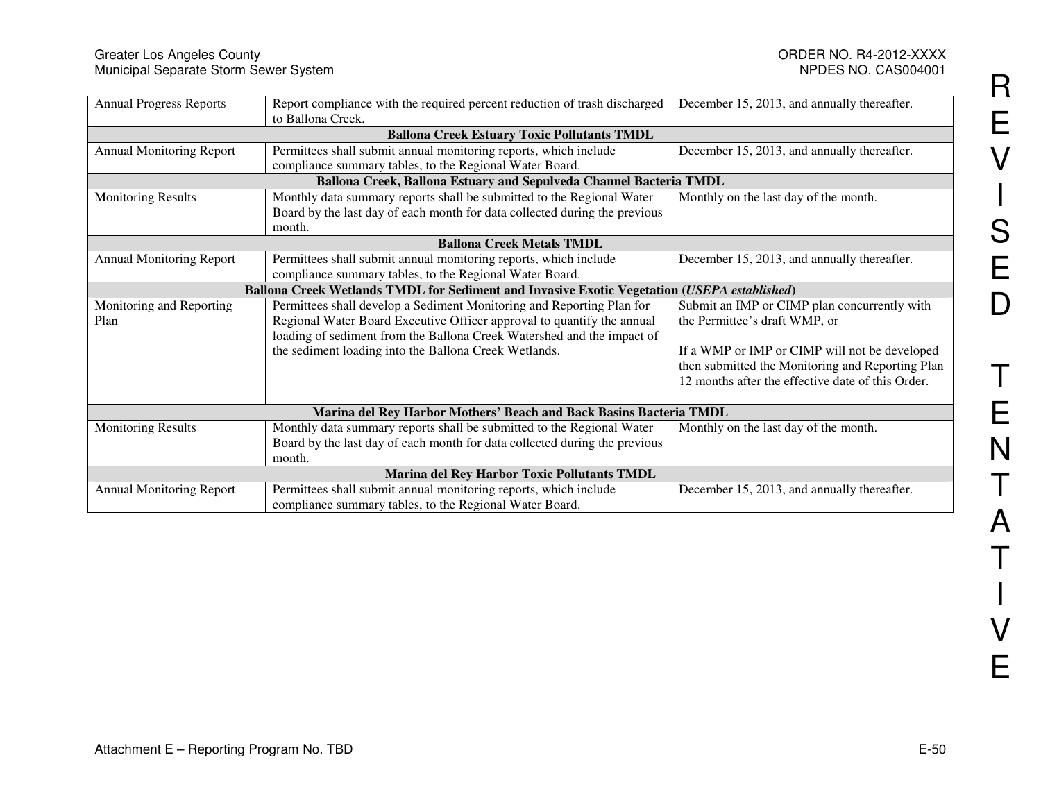| | | |
|---|---|---|
| Annual Progress Reports | Report compliance with the required percent reduction of trash discharged to Ballona Creek. | December 15, 2013, and annually thereafter. |
| **Ballona Creek Estuary Toxic Pollutants TMDL** | | |
| Annual Monitoring Report | Permittees shall submit annual monitoring reports, which include compliance summary tables, to the Regional Water Board. | December 15, 2013, and annually thereafter. |
| **Ballona Creek, Ballona Estuary and Sepulveda Channel Bacteria TMDL** | | |
| Monitoring Results | Monthly data summary reports shall be submitted to the Regional Water Board by the last day of each month for data collected during the previous month. | Monthly on the last day of the month. |
| **Ballona Creek Metals TMDL** | | |
| Annual Monitoring Report | Permittees shall submit annual monitoring reports, which include compliance summary tables, to the Regional Water Board. | December 15, 2013, and annually thereafter. |
| **Ballona Creek Wetlands TMDL for Sediment and Invasive Exotic Vegetation (*USEPA established*)** | | |
| Monitoring and Reporting Plan | Permittees shall develop a Sediment Monitoring and Reporting Plan for Regional Water Board Executive Officer approval to quantify the annual loading of sediment from the Ballona Creek Watershed and the impact of the sediment loading into the Ballona Creek Wetlands. | Submit an IMP or CIMP plan concurrently with the Permittee's draft WMP, or<br><br>If a WMP or IMP or CIMP will not be developed then submitted the Monitoring and Reporting Plan 12 months after the effective date of this Order. |
| **Marina del Rey Harbor Mothers' Beach and Back Basins Bacteria TMDL** | | |
| Monitoring Results | Monthly data summary reports shall be submitted to the Regional Water Board by the last day of each month for data collected during the previous month. | Monthly on the last day of the month. |
| **Marina del Rey Harbor Toxic Pollutants TMDL** | | |
| Annual Monitoring Report | Permittees shall submit annual monitoring reports, which include compliance summary tables, to the Regional Water Board. | December 15, 2013, and annually thereafter. |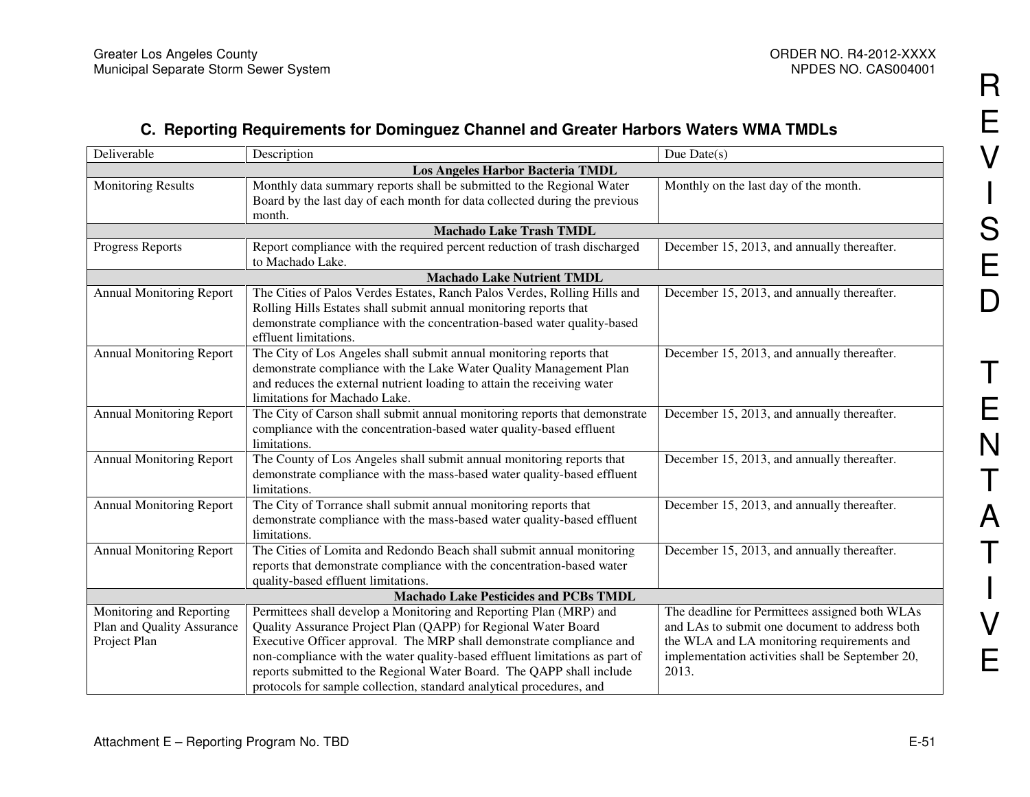### C. Reporting Requirements for Dominguez Channel and Greater Harbors Waters WMA TMDLs

| Deliverable | Description | Due Date(s) |
|---|---|---|
| **Los Angeles Harbor Bacteria TMDL** | | |
| Monitoring Results | Monthly data summary reports shall be submitted to the Regional Water Board by the last day of each month for data collected during the previous month. | Monthly on the last day of the month. |
| **Machado Lake Trash TMDL** | | |
| Progress Reports | Report compliance with the required percent reduction of trash discharged to Machado Lake. | December 15, 2013, and annually thereafter. |
| **Machado Lake Nutrient TMDL** | | |
| Annual Monitoring Report | The Cities of Palos Verdes Estates, Ranch Palos Verdes, Rolling Hills and Rolling Hills Estates shall submit annual monitoring reports that demonstrate compliance with the concentration-based water quality-based effluent limitations. | December 15, 2013, and annually thereafter. |
| Annual Monitoring Report | The City of Los Angeles shall submit annual monitoring reports that demonstrate compliance with the Lake Water Quality Management Plan and reduces the external nutrient loading to attain the receiving water limitations for Machado Lake. | December 15, 2013, and annually thereafter. |
| Annual Monitoring Report | The City of Carson shall submit annual monitoring reports that demonstrate compliance with the concentration-based water quality-based effluent limitations. | December 15, 2013, and annually thereafter. |
| Annual Monitoring Report | The County of Los Angeles shall submit annual monitoring reports that demonstrate compliance with the mass-based water quality-based effluent limitations. | December 15, 2013, and annually thereafter. |
| Annual Monitoring Report | The City of Torrance shall submit annual monitoring reports that demonstrate compliance with the mass-based water quality-based effluent limitations. | December 15, 2013, and annually thereafter. |
| Annual Monitoring Report | The Cities of Lomita and Redondo Beach shall submit annual monitoring reports that demonstrate compliance with the concentration-based water quality-based effluent limitations. | December 15, 2013, and annually thereafter. |
| **Machado Lake Pesticides and PCBs TMDL** | | |
| Monitoring and Reporting Plan and Quality Assurance Project Plan | Permittees shall develop a Monitoring and Reporting Plan (MRP) and Quality Assurance Project Plan (QAPP) for Regional Water Board Executive Officer approval. The MRP shall demonstrate compliance and non-compliance with the water quality-based effluent limitations as part of reports submitted to the Regional Water Board. The QAPP shall include protocols for sample collection, standard analytical procedures, and | The deadline for Permittees assigned both WLAs and LAs to submit one document to address both the WLA and LA monitoring requirements and implementation activities shall be September 20, 2013. |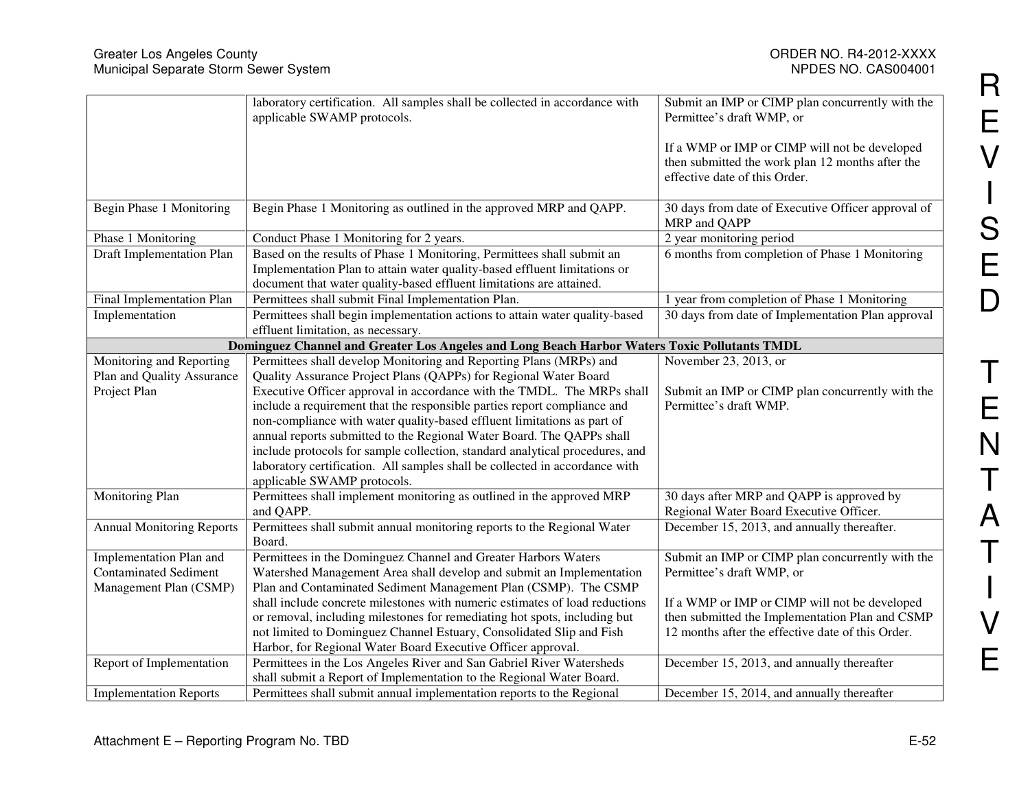| | | |
|---|---|---|
| | laboratory certification. All samples shall be collected in accordance with applicable SWAMP protocols. | Submit an IMP or CIMP plan concurrently with the Permittee's draft WMP, or<br><br>If a WMP or IMP or CIMP will not be developed then submitted the work plan 12 months after the effective date of this Order. |
| Begin Phase 1 Monitoring | Begin Phase 1 Monitoring as outlined in the approved MRP and QAPP. | 30 days from date of Executive Officer approval of MRP and QAPP |
| Phase 1 Monitoring | Conduct Phase 1 Monitoring for 2 years. | 2 year monitoring period |
| Draft Implementation Plan | Based on the results of Phase 1 Monitoring, Permittees shall submit an Implementation Plan to attain water quality-based effluent limitations or document that water quality-based effluent limitations are attained. | 6 months from completion of Phase 1 Monitoring |
| Final Implementation Plan | Permittees shall submit Final Implementation Plan. | 1 year from completion of Phase 1 Monitoring |
| Implementation | Permittees shall begin implementation actions to attain water quality-based effluent limitation, as necessary. | 30 days from date of Implementation Plan approval |
| **Dominguez Channel and Greater Los Angeles and Long Beach Harbor Waters Toxic Pollutants TMDL** | | |
| Monitoring and Reporting Plan and Quality Assurance Project Plan | Permittees shall develop Monitoring and Reporting Plans (MRPs) and Quality Assurance Project Plans (QAPPs) for Regional Water Board Executive Officer approval in accordance with the TMDL. The MRPs shall include a requirement that the responsible parties report compliance and non-compliance with water quality-based effluent limitations as part of annual reports submitted to the Regional Water Board. The QAPPs shall include protocols for sample collection, standard analytical procedures, and laboratory certification. All samples shall be collected in accordance with applicable SWAMP protocols. | November 23, 2013, or<br><br>Submit an IMP or CIMP plan concurrently with the Permittee's draft WMP. |
| Monitoring Plan | Permittees shall implement monitoring as outlined in the approved MRP and QAPP. | 30 days after MRP and QAPP is approved by Regional Water Board Executive Officer. |
| Annual Monitoring Reports | Permittees shall submit annual monitoring reports to the Regional Water Board. | December 15, 2013, and annually thereafter. |
| Implementation Plan and Contaminated Sediment Management Plan (CSMP) | Permittees in the Dominguez Channel and Greater Harbors Waters Watershed Management Area shall develop and submit an Implementation Plan and Contaminated Sediment Management Plan (CSMP). The CSMP shall include concrete milestones with numeric estimates of load reductions or removal, including milestones for remediating hot spots, including but not limited to Dominguez Channel Estuary, Consolidated Slip and Fish Harbor, for Regional Water Board Executive Officer approval. | Submit an IMP or CIMP plan concurrently with the Permittee's draft WMP, or<br><br>If a WMP or IMP or CIMP will not be developed then submitted the Implementation Plan and CSMP 12 months after the effective date of this Order. |
| Report of Implementation | Permittees in the Los Angeles River and San Gabriel River Watersheds shall submit a Report of Implementation to the Regional Water Board. | December 15, 2013, and annually thereafter |
| Implementation Reports | Permittees shall submit annual implementation reports to the Regional | December 15, 2014, and annually thereafter |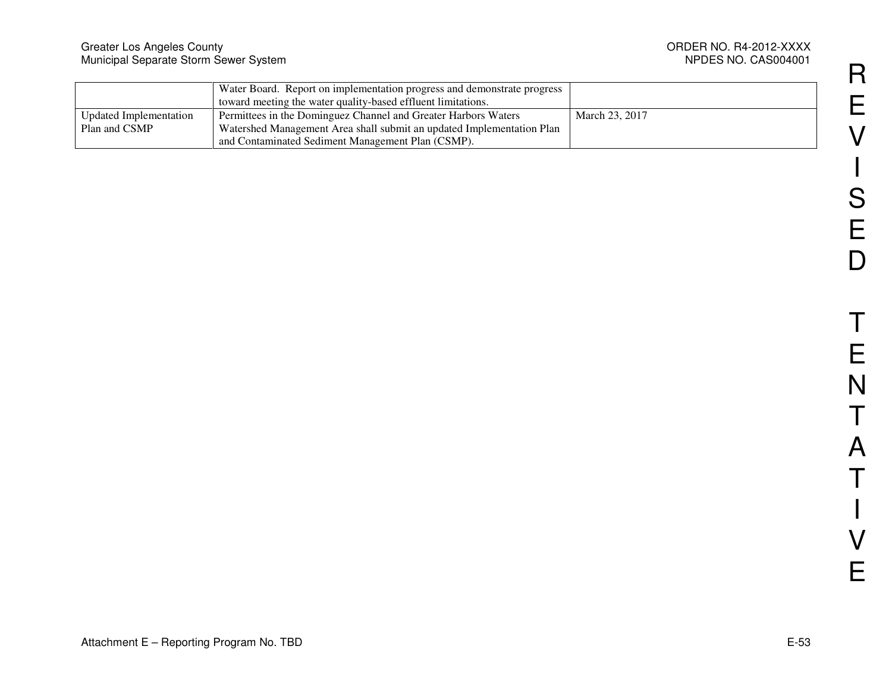|  |  |  |
|---|---|---|
|  | Water Board. Report on implementation progress and demonstrate progress toward meeting the water quality-based effluent limitations. |  |
| Updated Implementation Plan and CSMP | Permittees in the Dominguez Channel and Greater Harbors Waters Watershed Management Area shall submit an updated Implementation Plan and Contaminated Sediment Management Plan (CSMP). | March 23, 2017 |

REVISED TENTATIVE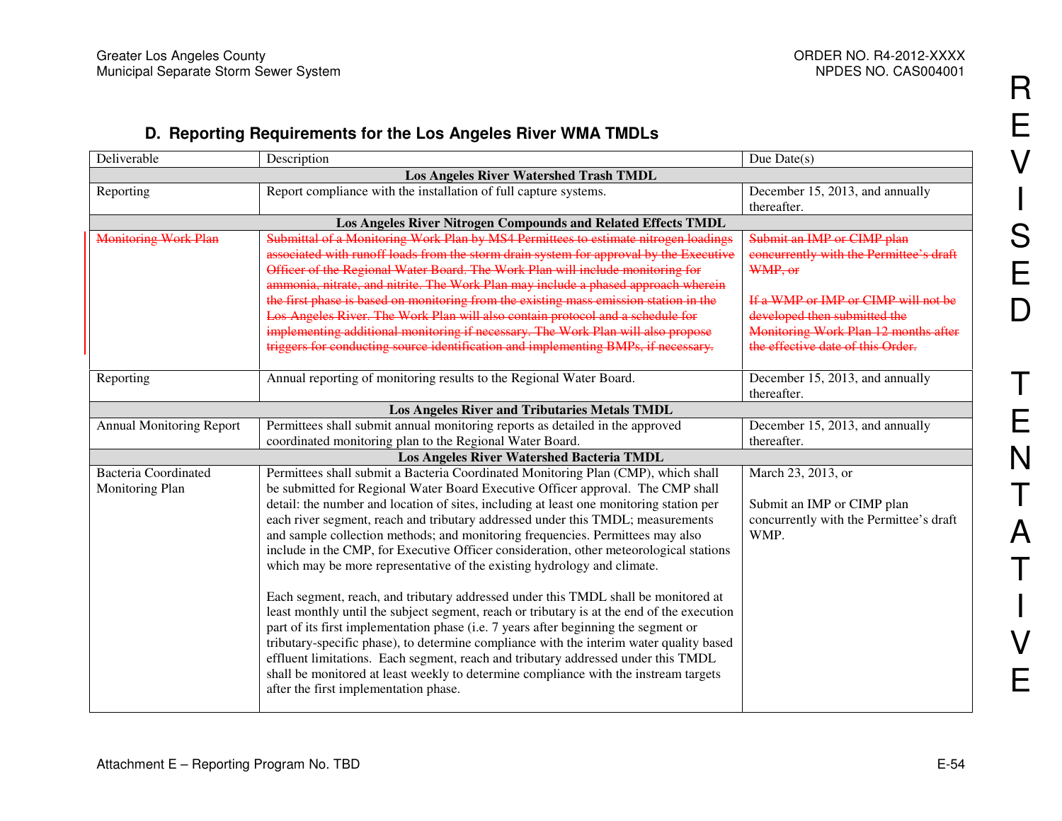## D. Reporting Requirements for the Los Angeles River WMA TMDLs

| Deliverable | Description | Due Date(s) |
|---|---|---|
| **Los Angeles River Watershed Trash TMDL** | | |
| Reporting | Report compliance with the installation of full capture systems. | December 15, 2013, and annually thereafter. |
| **Los Angeles River Nitrogen Compounds and Related Effects TMDL** | | |
| ~~Monitoring Work Plan~~ | ~~Submittal of a Monitoring Work Plan by MS4 Permittees to estimate nitrogen loadings associated with runoff loads from the storm drain system for approval by the Executive Officer of the Regional Water Board. The Work Plan will include monitoring for ammonia, nitrate, and nitrite. The Work Plan may include a phased approach wherein the first phase is based on monitoring from the existing mass emission station in the Los Angeles River. The Work Plan will also contain protocol and a schedule for implementing additional monitoring if necessary. The Work Plan will also propose triggers for conducting source identification and implementing BMPs, if necessary.~~ | ~~Submit an IMP or CIMP plan concurrently with the Permittee's draft WMP, or~~<br><br>~~If a WMP or IMP or CIMP will not be developed then submitted the Monitoring Work Plan 12 months after the effective date of this Order.~~ |
| Reporting | Annual reporting of monitoring results to the Regional Water Board. | December 15, 2013, and annually thereafter. |
| **Los Angeles River and Tributaries Metals TMDL** | | |
| Annual Monitoring Report | Permittees shall submit annual monitoring reports as detailed in the approved coordinated monitoring plan to the Regional Water Board. | December 15, 2013, and annually thereafter. |
| **Los Angeles River Watershed Bacteria TMDL** | | |
| Bacteria Coordinated Monitoring Plan | Permittees shall submit a Bacteria Coordinated Monitoring Plan (CMP), which shall be submitted for Regional Water Board Executive Officer approval. The CMP shall detail: the number and location of sites, including at least one monitoring station per each river segment, reach and tributary addressed under this TMDL; measurements and sample collection methods; and monitoring frequencies. Permittees may also include in the CMP, for Executive Officer consideration, other meteorological stations which may be more representative of the existing hydrology and climate.<br><br>Each segment, reach, and tributary addressed under this TMDL shall be monitored at least monthly until the subject segment, reach or tributary is at the end of the execution part of its first implementation phase (i.e. 7 years after beginning the segment or tributary-specific phase), to determine compliance with the interim water quality based effluent limitations. Each segment, reach and tributary addressed under this TMDL shall be monitored at least weekly to determine compliance with the instream targets after the first implementation phase. | March 23, 2013, or<br><br>Submit an IMP or CIMP plan concurrently with the Permittee's draft WMP. |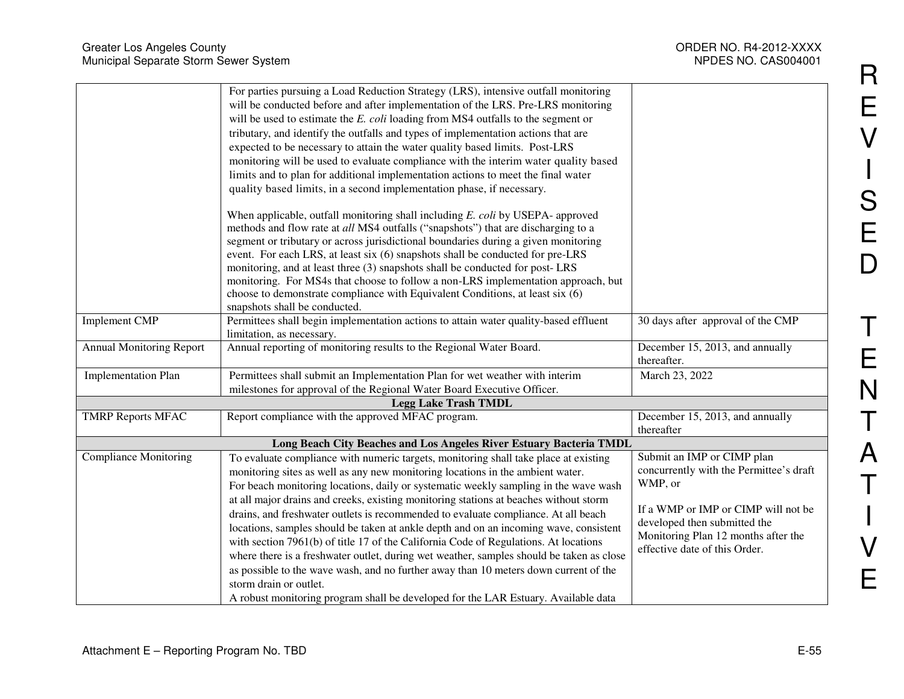| | | |
|---|---|---|
| | For parties pursuing a Load Reduction Strategy (LRS), intensive outfall monitoring will be conducted before and after implementation of the LRS. Pre-LRS monitoring will be used to estimate the *E. coli* loading from MS4 outfalls to the segment or tributary, and identify the outfalls and types of implementation actions that are expected to be necessary to attain the water quality based limits. Post-LRS monitoring will be used to evaluate compliance with the interim water quality based limits and to plan for additional implementation actions to meet the final water quality based limits, in a second implementation phase, if necessary.<br><br>When applicable, outfall monitoring shall including *E. coli* by USEPA- approved methods and flow rate at *all* MS4 outfalls ("snapshots") that are discharging to a segment or tributary or across jurisdictional boundaries during a given monitoring event. For each LRS, at least six (6) snapshots shall be conducted for pre-LRS monitoring, and at least three (3) snapshots shall be conducted for post- LRS monitoring. For MS4s that choose to follow a non-LRS implementation approach, but choose to demonstrate compliance with Equivalent Conditions, at least six (6) snapshots shall be conducted. | |
| Implement CMP | Permittees shall begin implementation actions to attain water quality-based effluent limitation, as necessary. | 30 days after approval of the CMP |
| Annual Monitoring Report | Annual reporting of monitoring results to the Regional Water Board. | December 15, 2013, and annually thereafter. |
| Implementation Plan | Permittees shall submit an Implementation Plan for wet weather with interim milestones for approval of the Regional Water Board Executive Officer. | March 23, 2022 |
| **Legg Lake Trash TMDL** | | |
| TMRP Reports MFAC | Report compliance with the approved MFAC program. | December 15, 2013, and annually thereafter |
| **Long Beach City Beaches and Los Angeles River Estuary Bacteria TMDL** | | |
| Compliance Monitoring | To evaluate compliance with numeric targets, monitoring shall take place at existing monitoring sites as well as any new monitoring locations in the ambient water.<br>For beach monitoring locations, daily or systematic weekly sampling in the wave wash at all major drains and creeks, existing monitoring stations at beaches without storm drains, and freshwater outlets is recommended to evaluate compliance. At all beach locations, samples should be taken at ankle depth and on an incoming wave, consistent with section 7961(b) of title 17 of the California Code of Regulations. At locations where there is a freshwater outlet, during wet weather, samples should be taken as close as possible to the wave wash, and no further away than 10 meters down current of the storm drain or outlet.<br>A robust monitoring program shall be developed for the LAR Estuary. Available data | Submit an IMP or CIMP plan concurrently with the Permittee's draft WMP, or<br><br>If a WMP or IMP or CIMP will not be developed then submitted the Monitoring Plan 12 months after the effective date of this Order. |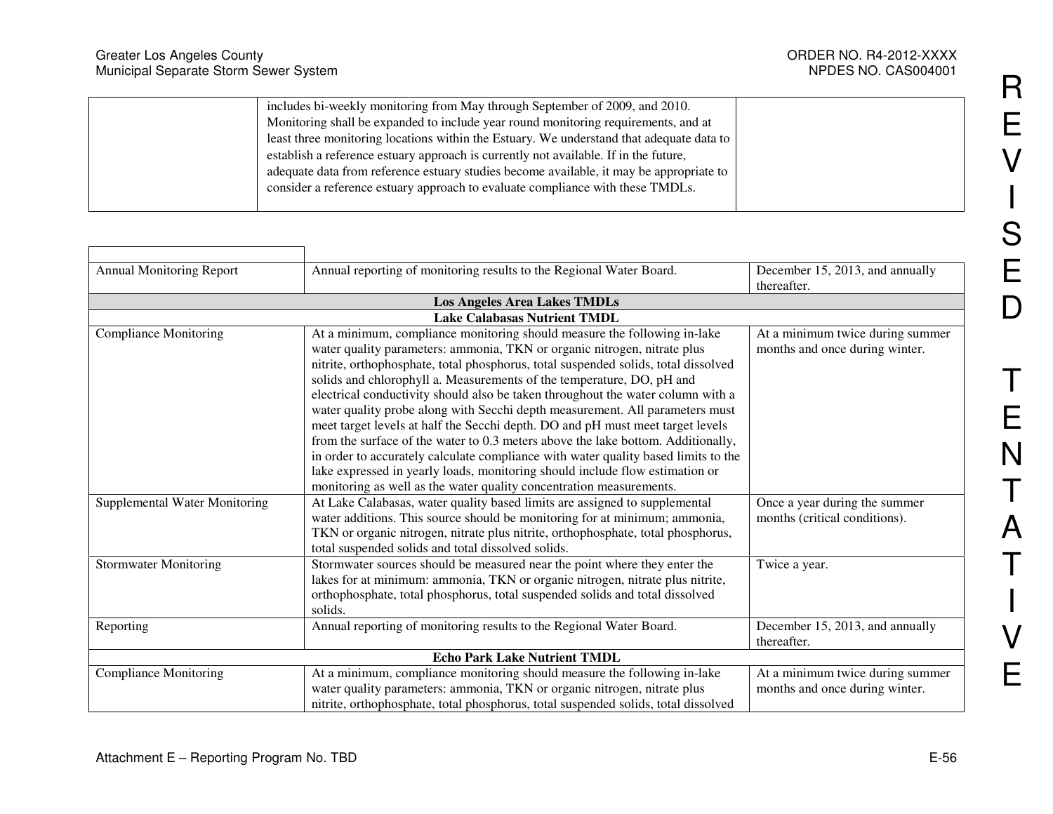| | includes bi-weekly monitoring from May through September of 2009, and 2010. Monitoring shall be expanded to include year round monitoring requirements, and at least three monitoring locations within the Estuary. We understand that adequate data to establish a reference estuary approach is currently not available. If in the future, adequate data from reference estuary studies become available, it may be appropriate to consider a reference estuary approach to evaluate compliance with these TMDLs. | |
|---|---|---|

| | | |
|---|---|---|
| Annual Monitoring Report | Annual reporting of monitoring results to the Regional Water Board. | December 15, 2013, and annually thereafter. |
| **Los Angeles Area Lakes TMDLs** | | |
| **Lake Calabasas Nutrient TMDL** | | |
| Compliance Monitoring | At a minimum, compliance monitoring should measure the following in-lake water quality parameters: ammonia, TKN or organic nitrogen, nitrate plus nitrite, orthophosphate, total phosphorus, total suspended solids, total dissolved solids and chlorophyll a. Measurements of the temperature, DO, pH and electrical conductivity should also be taken throughout the water column with a water quality probe along with Secchi depth measurement. All parameters must meet target levels at half the Secchi depth. DO and pH must meet target levels from the surface of the water to 0.3 meters above the lake bottom. Additionally, in order to accurately calculate compliance with water quality based limits to the lake expressed in yearly loads, monitoring should include flow estimation or monitoring as well as the water quality concentration measurements. | At a minimum twice during summer months and once during winter. |
| Supplemental Water Monitoring | At Lake Calabasas, water quality based limits are assigned to supplemental water additions. This source should be monitoring for at minimum; ammonia, TKN or organic nitrogen, nitrate plus nitrite, orthophosphate, total phosphorus, total suspended solids and total dissolved solids. | Once a year during the summer months (critical conditions). |
| Stormwater Monitoring | Stormwater sources should be measured near the point where they enter the lakes for at minimum: ammonia, TKN or organic nitrogen, nitrate plus nitrite, orthophosphate, total phosphorus, total suspended solids and total dissolved solids. | Twice a year. |
| Reporting | Annual reporting of monitoring results to the Regional Water Board. | December 15, 2013, and annually thereafter. |
| **Echo Park Lake Nutrient TMDL** | | |
| Compliance Monitoring | At a minimum, compliance monitoring should measure the following in-lake water quality parameters: ammonia, TKN or organic nitrogen, nitrate plus nitrite, orthophosphate, total phosphorus, total suspended solids, total dissolved | At a minimum twice during summer months and once during winter. |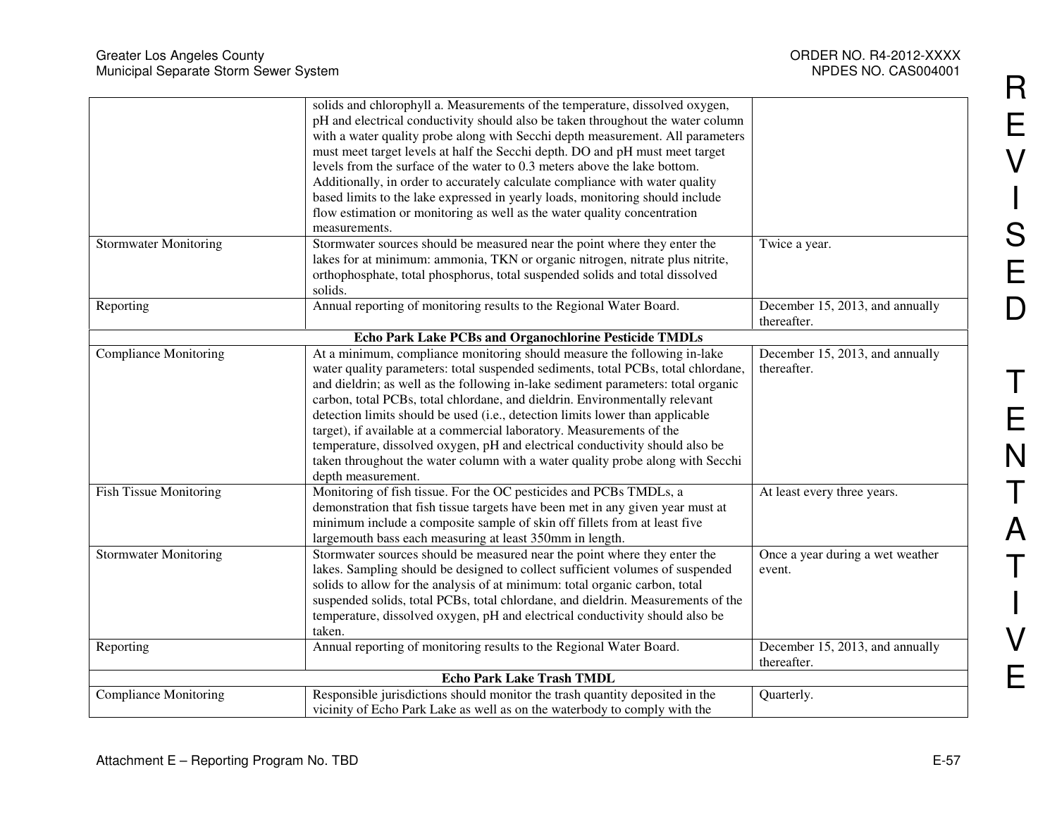| | | |
|---|---|---|
| | solids and chlorophyll a. Measurements of the temperature, dissolved oxygen, pH and electrical conductivity should also be taken throughout the water column with a water quality probe along with Secchi depth measurement. All parameters must meet target levels at half the Secchi depth. DO and pH must meet target levels from the surface of the water to 0.3 meters above the lake bottom. Additionally, in order to accurately calculate compliance with water quality based limits to the lake expressed in yearly loads, monitoring should include flow estimation or monitoring as well as the water quality concentration measurements. | |
| Stormwater Monitoring | Stormwater sources should be measured near the point where they enter the lakes for at minimum: ammonia, TKN or organic nitrogen, nitrate plus nitrite, orthophosphate, total phosphorus, total suspended solids and total dissolved solids. | Twice a year. |
| Reporting | Annual reporting of monitoring results to the Regional Water Board. | December 15, 2013, and annually thereafter. |
| **Echo Park Lake PCBs and Organochlorine Pesticide TMDLs** | | |
| Compliance Monitoring | At a minimum, compliance monitoring should measure the following in-lake water quality parameters: total suspended sediments, total PCBs, total chlordane, and dieldrin; as well as the following in-lake sediment parameters: total organic carbon, total PCBs, total chlordane, and dieldrin. Environmentally relevant detection limits should be used (i.e., detection limits lower than applicable target), if available at a commercial laboratory. Measurements of the temperature, dissolved oxygen, pH and electrical conductivity should also be taken throughout the water column with a water quality probe along with Secchi depth measurement. | December 15, 2013, and annually thereafter. |
| Fish Tissue Monitoring | Monitoring of fish tissue. For the OC pesticides and PCBs TMDLs, a demonstration that fish tissue targets have been met in any given year must at minimum include a composite sample of skin off fillets from at least five largemouth bass each measuring at least 350mm in length. | At least every three years. |
| Stormwater Monitoring | Stormwater sources should be measured near the point where they enter the lakes. Sampling should be designed to collect sufficient volumes of suspended solids to allow for the analysis of at minimum: total organic carbon, total suspended solids, total PCBs, total chlordane, and dieldrin. Measurements of the temperature, dissolved oxygen, pH and electrical conductivity should also be taken. | Once a year during a wet weather event. |
| Reporting | Annual reporting of monitoring results to the Regional Water Board. | December 15, 2013, and annually thereafter. |
| **Echo Park Lake Trash TMDL** | | |
| Compliance Monitoring | Responsible jurisdictions should monitor the trash quantity deposited in the vicinity of Echo Park Lake as well as on the waterbody to comply with the | Quarterly. |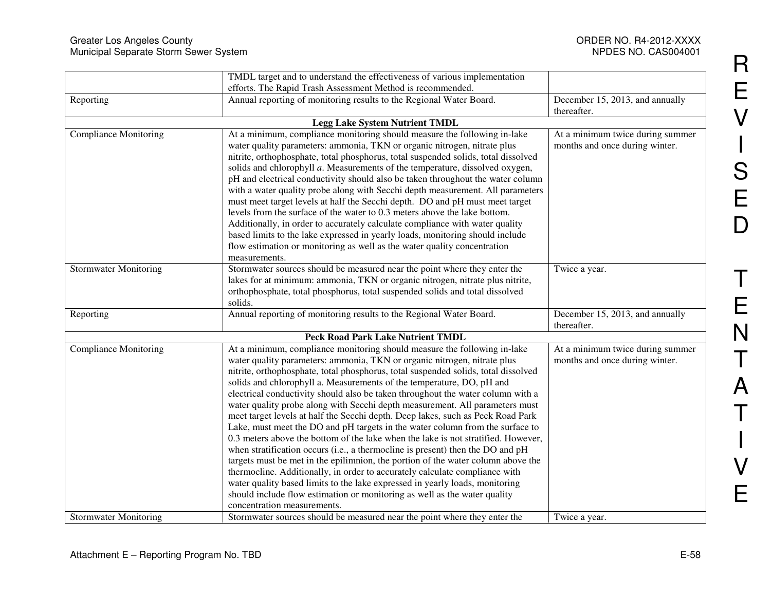| | | |
|---|---|---|
| | TMDL target and to understand the effectiveness of various implementation efforts. The Rapid Trash Assessment Method is recommended. | |
| Reporting | Annual reporting of monitoring results to the Regional Water Board. | December 15, 2013, and annually thereafter. |
| **Legg Lake System Nutrient TMDL** | | |
| Compliance Monitoring | At a minimum, compliance monitoring should measure the following in-lake water quality parameters: ammonia, TKN or organic nitrogen, nitrate plus nitrite, orthophosphate, total phosphorus, total suspended solids, total dissolved solids and chlorophyll *a*. Measurements of the temperature, dissolved oxygen, pH and electrical conductivity should also be taken throughout the water column with a water quality probe along with Secchi depth measurement. All parameters must meet target levels at half the Secchi depth. DO and pH must meet target levels from the surface of the water to 0.3 meters above the lake bottom. Additionally, in order to accurately calculate compliance with water quality based limits to the lake expressed in yearly loads, monitoring should include flow estimation or monitoring as well as the water quality concentration measurements. | At a minimum twice during summer months and once during winter. |
| Stormwater Monitoring | Stormwater sources should be measured near the point where they enter the lakes for at minimum: ammonia, TKN or organic nitrogen, nitrate plus nitrite, orthophosphate, total phosphorus, total suspended solids and total dissolved solids. | Twice a year. |
| Reporting | Annual reporting of monitoring results to the Regional Water Board. | December 15, 2013, and annually thereafter. |
| **Peck Road Park Lake Nutrient TMDL** | | |
| Compliance Monitoring | At a minimum, compliance monitoring should measure the following in-lake water quality parameters: ammonia, TKN or organic nitrogen, nitrate plus nitrite, orthophosphate, total phosphorus, total suspended solids, total dissolved solids and chlorophyll a. Measurements of the temperature, DO, pH and electrical conductivity should also be taken throughout the water column with a water quality probe along with Secchi depth measurement. All parameters must meet target levels at half the Secchi depth. Deep lakes, such as Peck Road Park Lake, must meet the DO and pH targets in the water column from the surface to 0.3 meters above the bottom of the lake when the lake is not stratified. However, when stratification occurs (i.e., a thermocline is present) then the DO and pH targets must be met in the epilimnion, the portion of the water column above the thermocline. Additionally, in order to accurately calculate compliance with water quality based limits to the lake expressed in yearly loads, monitoring should include flow estimation or monitoring as well as the water quality concentration measurements. | At a minimum twice during summer months and once during winter. |
| Stormwater Monitoring | Stormwater sources should be measured near the point where they enter the | Twice a year. |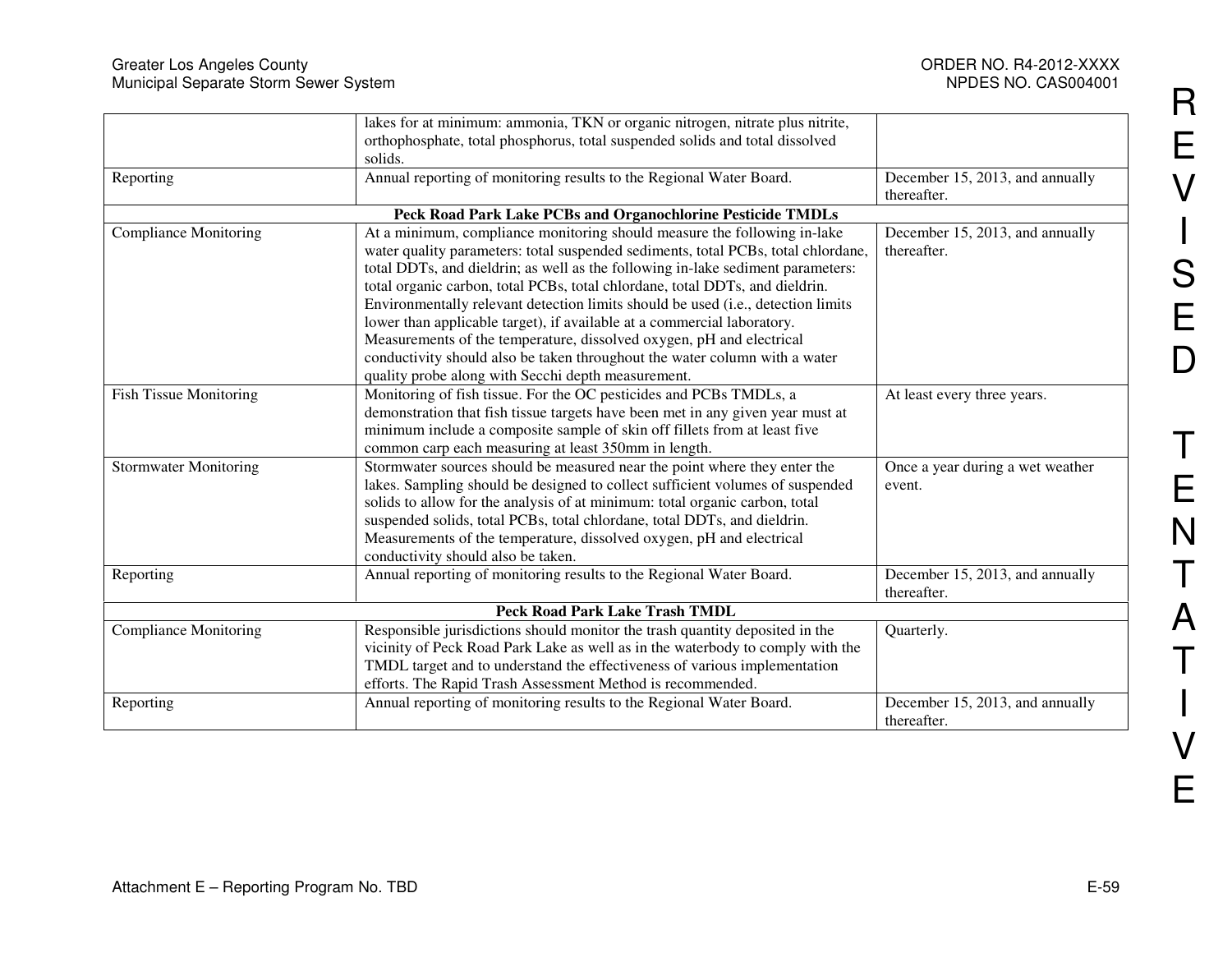| | | |
|---|---|---|
| | lakes for at minimum: ammonia, TKN or organic nitrogen, nitrate plus nitrite, orthophosphate, total phosphorus, total suspended solids and total dissolved solids. | |
| Reporting | Annual reporting of monitoring results to the Regional Water Board. | December 15, 2013, and annually thereafter. |
| **Peck Road Park Lake PCBs and Organochlorine Pesticide TMDLs** | | |
| Compliance Monitoring | At a minimum, compliance monitoring should measure the following in-lake water quality parameters: total suspended sediments, total PCBs, total chlordane, total DDTs, and dieldrin; as well as the following in-lake sediment parameters: total organic carbon, total PCBs, total chlordane, total DDTs, and dieldrin. Environmentally relevant detection limits should be used (i.e., detection limits lower than applicable target), if available at a commercial laboratory. Measurements of the temperature, dissolved oxygen, pH and electrical conductivity should also be taken throughout the water column with a water quality probe along with Secchi depth measurement. | December 15, 2013, and annually thereafter. |
| Fish Tissue Monitoring | Monitoring of fish tissue. For the OC pesticides and PCBs TMDLs, a demonstration that fish tissue targets have been met in any given year must at minimum include a composite sample of skin off fillets from at least five common carp each measuring at least 350mm in length. | At least every three years. |
| Stormwater Monitoring | Stormwater sources should be measured near the point where they enter the lakes. Sampling should be designed to collect sufficient volumes of suspended solids to allow for the analysis of at minimum: total organic carbon, total suspended solids, total PCBs, total chlordane, total DDTs, and dieldrin. Measurements of the temperature, dissolved oxygen, pH and electrical conductivity should also be taken. | Once a year during a wet weather event. |
| Reporting | Annual reporting of monitoring results to the Regional Water Board. | December 15, 2013, and annually thereafter. |
| **Peck Road Park Lake Trash TMDL** | | |
| Compliance Monitoring | Responsible jurisdictions should monitor the trash quantity deposited in the vicinity of Peck Road Park Lake as well as in the waterbody to comply with the TMDL target and to understand the effectiveness of various implementation efforts. The Rapid Trash Assessment Method is recommended. | Quarterly. |
| Reporting | Annual reporting of monitoring results to the Regional Water Board. | December 15, 2013, and annually thereafter. |

REVISED TENTATIVE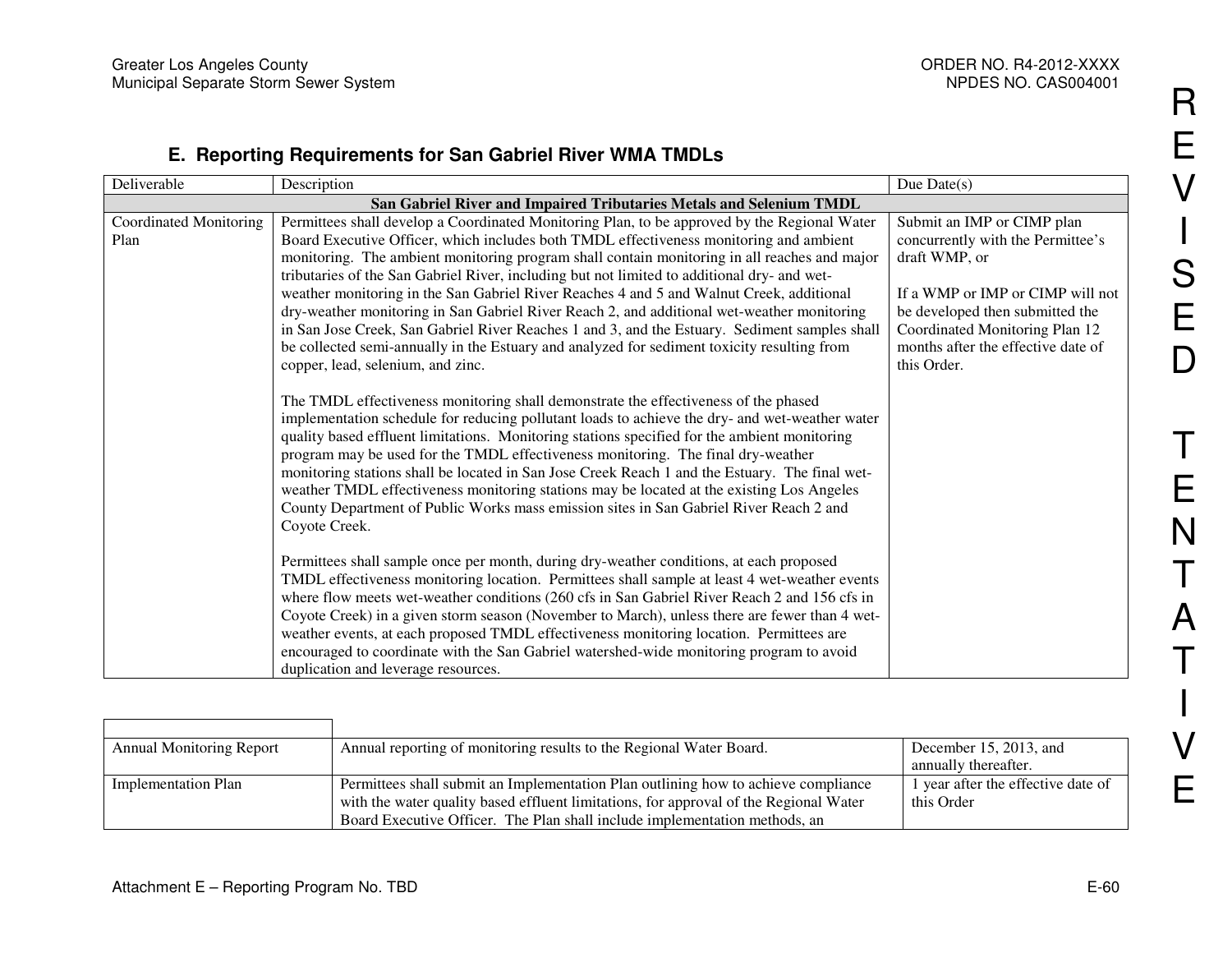## E. Reporting Requirements for San Gabriel River WMA TMDLs

| Deliverable | Description | Due Date(s) |
|---|---|---|
| **San Gabriel River and Impaired Tributaries Metals and Selenium TMDL** | | |
| Coordinated Monitoring Plan | Permittees shall develop a Coordinated Monitoring Plan, to be approved by the Regional Water Board Executive Officer, which includes both TMDL effectiveness monitoring and ambient monitoring. The ambient monitoring program shall contain monitoring in all reaches and major tributaries of the San Gabriel River, including but not limited to additional dry- and wet-weather monitoring in the San Gabriel River Reaches 4 and 5 and Walnut Creek, additional dry-weather monitoring in San Gabriel River Reach 2, and additional wet-weather monitoring in San Jose Creek, San Gabriel River Reaches 1 and 3, and the Estuary. Sediment samples shall be collected semi-annually in the Estuary and analyzed for sediment toxicity resulting from copper, lead, selenium, and zinc.<br><br>The TMDL effectiveness monitoring shall demonstrate the effectiveness of the phased implementation schedule for reducing pollutant loads to achieve the dry- and wet-weather water quality based effluent limitations. Monitoring stations specified for the ambient monitoring program may be used for the TMDL effectiveness monitoring. The final dry-weather monitoring stations shall be located in San Jose Creek Reach 1 and the Estuary. The final wet-weather TMDL effectiveness monitoring stations may be located at the existing Los Angeles County Department of Public Works mass emission sites in San Gabriel River Reach 2 and Coyote Creek.<br><br>Permittees shall sample once per month, during dry-weather conditions, at each proposed TMDL effectiveness monitoring location. Permittees shall sample at least 4 wet-weather events where flow meets wet-weather conditions (260 cfs in San Gabriel River Reach 2 and 156 cfs in Coyote Creek) in a given storm season (November to March), unless there are fewer than 4 wet-weather events, at each proposed TMDL effectiveness monitoring location. Permittees are encouraged to coordinate with the San Gabriel watershed-wide monitoring program to avoid duplication and leverage resources. | Submit an IMP or CIMP plan concurrently with the Permittee's draft WMP, or<br><br>If a WMP or IMP or CIMP will not be developed then submitted the Coordinated Monitoring Plan 12 months after the effective date of this Order. |
| Annual Monitoring Report | Annual reporting of monitoring results to the Regional Water Board. | December 15, 2013, and annually thereafter. |
| Implementation Plan | Permittees shall submit an Implementation Plan outlining how to achieve compliance with the water quality based effluent limitations, for approval of the Regional Water Board Executive Officer. The Plan shall include implementation methods, an | 1 year after the effective date of this Order |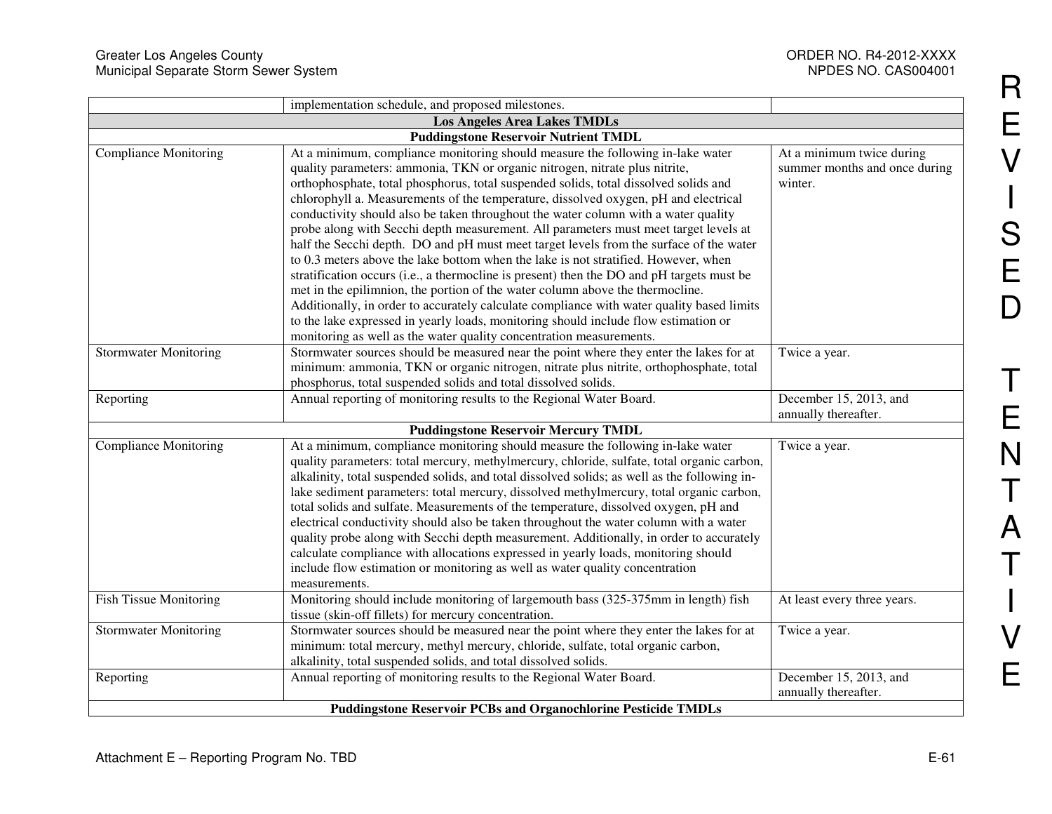| | | |
|---|---|---|
| | implementation schedule, and proposed milestones. | |
| **Los Angeles Area Lakes TMDLs** | | |
| **Puddingstone Reservoir Nutrient TMDL** | | |
| Compliance Monitoring | At a minimum, compliance monitoring should measure the following in-lake water quality parameters: ammonia, TKN or organic nitrogen, nitrate plus nitrite, orthophosphate, total phosphorus, total suspended solids, total dissolved solids and chlorophyll a. Measurements of the temperature, dissolved oxygen, pH and electrical conductivity should also be taken throughout the water column with a water quality probe along with Secchi depth measurement. All parameters must meet target levels at half the Secchi depth. DO and pH must meet target levels from the surface of the water to 0.3 meters above the lake bottom when the lake is not stratified. However, when stratification occurs (i.e., a thermocline is present) then the DO and pH targets must be met in the epilimnion, the portion of the water column above the thermocline. Additionally, in order to accurately calculate compliance with water quality based limits to the lake expressed in yearly loads, monitoring should include flow estimation or monitoring as well as the water quality concentration measurements. | At a minimum twice during summer months and once during winter. |
| Stormwater Monitoring | Stormwater sources should be measured near the point where they enter the lakes for at minimum: ammonia, TKN or organic nitrogen, nitrate plus nitrite, orthophosphate, total phosphorus, total suspended solids and total dissolved solids. | Twice a year. |
| Reporting | Annual reporting of monitoring results to the Regional Water Board. | December 15, 2013, and annually thereafter. |
| **Puddingstone Reservoir Mercury TMDL** | | |
| Compliance Monitoring | At a minimum, compliance monitoring should measure the following in-lake water quality parameters: total mercury, methylmercury, chloride, sulfate, total organic carbon, alkalinity, total suspended solids, and total dissolved solids; as well as the following in-lake sediment parameters: total mercury, dissolved methylmercury, total organic carbon, total solids and sulfate. Measurements of the temperature, dissolved oxygen, pH and electrical conductivity should also be taken throughout the water column with a water quality probe along with Secchi depth measurement. Additionally, in order to accurately calculate compliance with allocations expressed in yearly loads, monitoring should include flow estimation or monitoring as well as water quality concentration measurements. | Twice a year. |
| Fish Tissue Monitoring | Monitoring should include monitoring of largemouth bass (325-375mm in length) fish tissue (skin-off fillets) for mercury concentration. | At least every three years. |
| Stormwater Monitoring | Stormwater sources should be measured near the point where they enter the lakes for at minimum: total mercury, methyl mercury, chloride, sulfate, total organic carbon, alkalinity, total suspended solids, and total dissolved solids. | Twice a year. |
| Reporting | Annual reporting of monitoring results to the Regional Water Board. | December 15, 2013, and annually thereafter. |
| **Puddingstone Reservoir PCBs and Organochlorine Pesticide TMDLs** | | |

REVISED TENTATIVE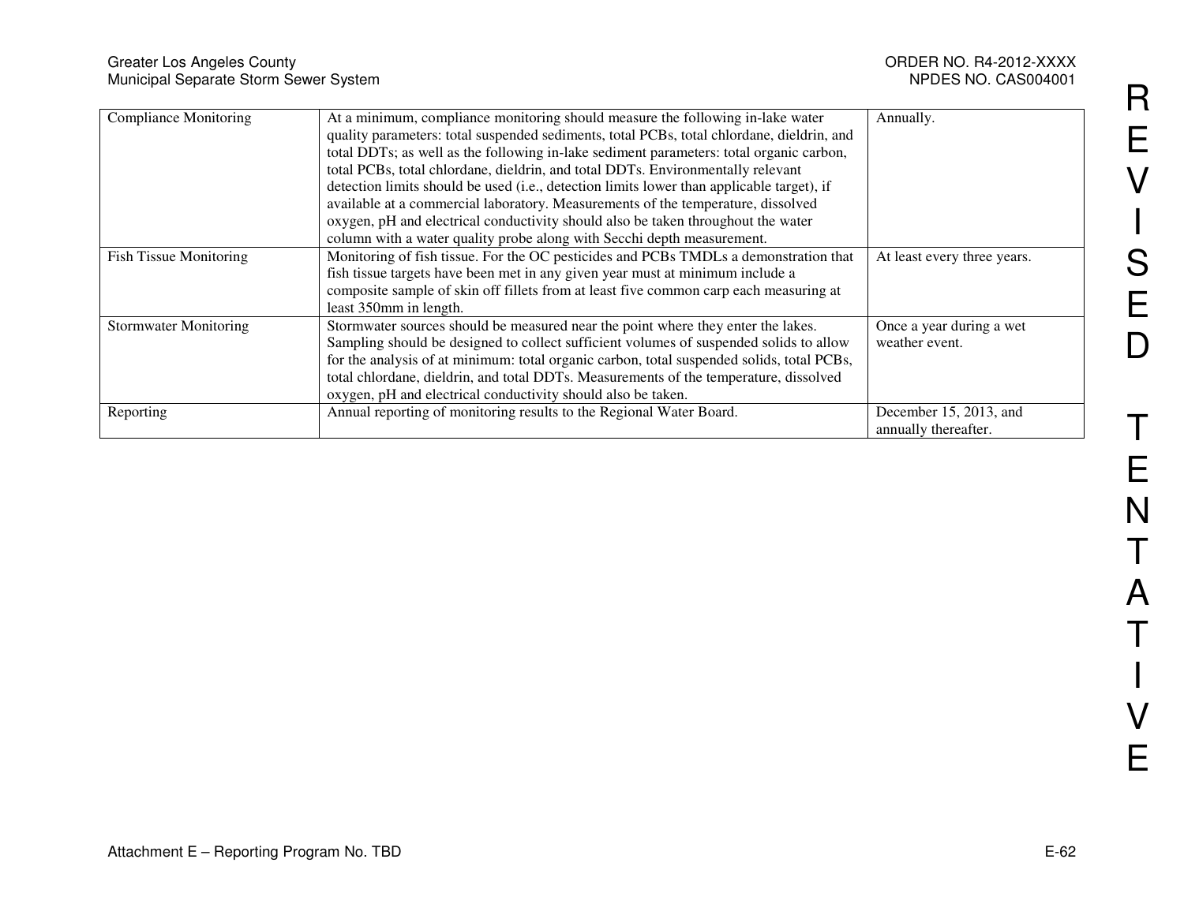| Compliance Monitoring | At a minimum, compliance monitoring should measure the following in-lake water quality parameters: total suspended sediments, total PCBs, total chlordane, dieldrin, and total DDTs; as well as the following in-lake sediment parameters: total organic carbon, total PCBs, total chlordane, dieldrin, and total DDTs. Environmentally relevant detection limits should be used (i.e., detection limits lower than applicable target), if available at a commercial laboratory. Measurements of the temperature, dissolved oxygen, pH and electrical conductivity should also be taken throughout the water column with a water quality probe along with Secchi depth measurement. | Annually. |
|---|---|---|
| Fish Tissue Monitoring | Monitoring of fish tissue. For the OC pesticides and PCBs TMDLs a demonstration that fish tissue targets have been met in any given year must at minimum include a composite sample of skin off fillets from at least five common carp each measuring at least 350mm in length. | At least every three years. |
| Stormwater Monitoring | Stormwater sources should be measured near the point where they enter the lakes. Sampling should be designed to collect sufficient volumes of suspended solids to allow for the analysis of at minimum: total organic carbon, total suspended solids, total PCBs, total chlordane, dieldrin, and total DDTs. Measurements of the temperature, dissolved oxygen, pH and electrical conductivity should also be taken. | Once a year during a wet weather event. |
| Reporting | Annual reporting of monitoring results to the Regional Water Board. | December 15, 2013, and annually thereafter. |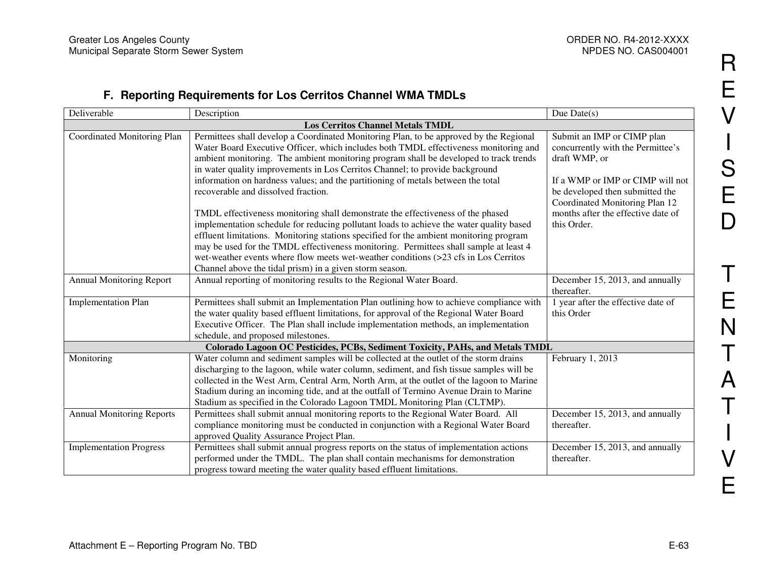### F. Reporting Requirements for Los Cerritos Channel WMA TMDLs

| Deliverable | Description | Due Date(s) |
|---|---|---|
| **Los Cerritos Channel Metals TMDL** | | |
| Coordinated Monitoring Plan | Permittees shall develop a Coordinated Monitoring Plan, to be approved by the Regional Water Board Executive Officer, which includes both TMDL effectiveness monitoring and ambient monitoring. The ambient monitoring program shall be developed to track trends in water quality improvements in Los Cerritos Channel; to provide background information on hardness values; and the partitioning of metals between the total recoverable and dissolved fraction.<br><br>TMDL effectiveness monitoring shall demonstrate the effectiveness of the phased implementation schedule for reducing pollutant loads to achieve the water quality based effluent limitations. Monitoring stations specified for the ambient monitoring program may be used for the TMDL effectiveness monitoring. Permittees shall sample at least 4 wet-weather events where flow meets wet-weather conditions (>23 cfs in Los Cerritos Channel above the tidal prism) in a given storm season. | Submit an IMP or CIMP plan concurrently with the Permittee's draft WMP, or<br><br>If a WMP or IMP or CIMP will not be developed then submitted the Coordinated Monitoring Plan 12 months after the effective date of this Order. |
| Annual Monitoring Report | Annual reporting of monitoring results to the Regional Water Board. | December 15, 2013, and annually thereafter. |
| Implementation Plan | Permittees shall submit an Implementation Plan outlining how to achieve compliance with the water quality based effluent limitations, for approval of the Regional Water Board Executive Officer. The Plan shall include implementation methods, an implementation schedule, and proposed milestones. | 1 year after the effective date of this Order |
| **Colorado Lagoon OC Pesticides, PCBs, Sediment Toxicity, PAHs, and Metals TMDL** | | |
| Monitoring | Water column and sediment samples will be collected at the outlet of the storm drains discharging to the lagoon, while water column, sediment, and fish tissue samples will be collected in the West Arm, Central Arm, North Arm, at the outlet of the lagoon to Marine Stadium during an incoming tide, and at the outfall of Termino Avenue Drain to Marine Stadium as specified in the Colorado Lagoon TMDL Monitoring Plan (CLTMP). | February 1, 2013 |
| Annual Monitoring Reports | Permittees shall submit annual monitoring reports to the Regional Water Board. All compliance monitoring must be conducted in conjunction with a Regional Water Board approved Quality Assurance Project Plan. | December 15, 2013, and annually thereafter. |
| Implementation Progress | Permittees shall submit annual progress reports on the status of implementation actions performed under the TMDL. The plan shall contain mechanisms for demonstration progress toward meeting the water quality based effluent limitations. | December 15, 2013, and annually thereafter. |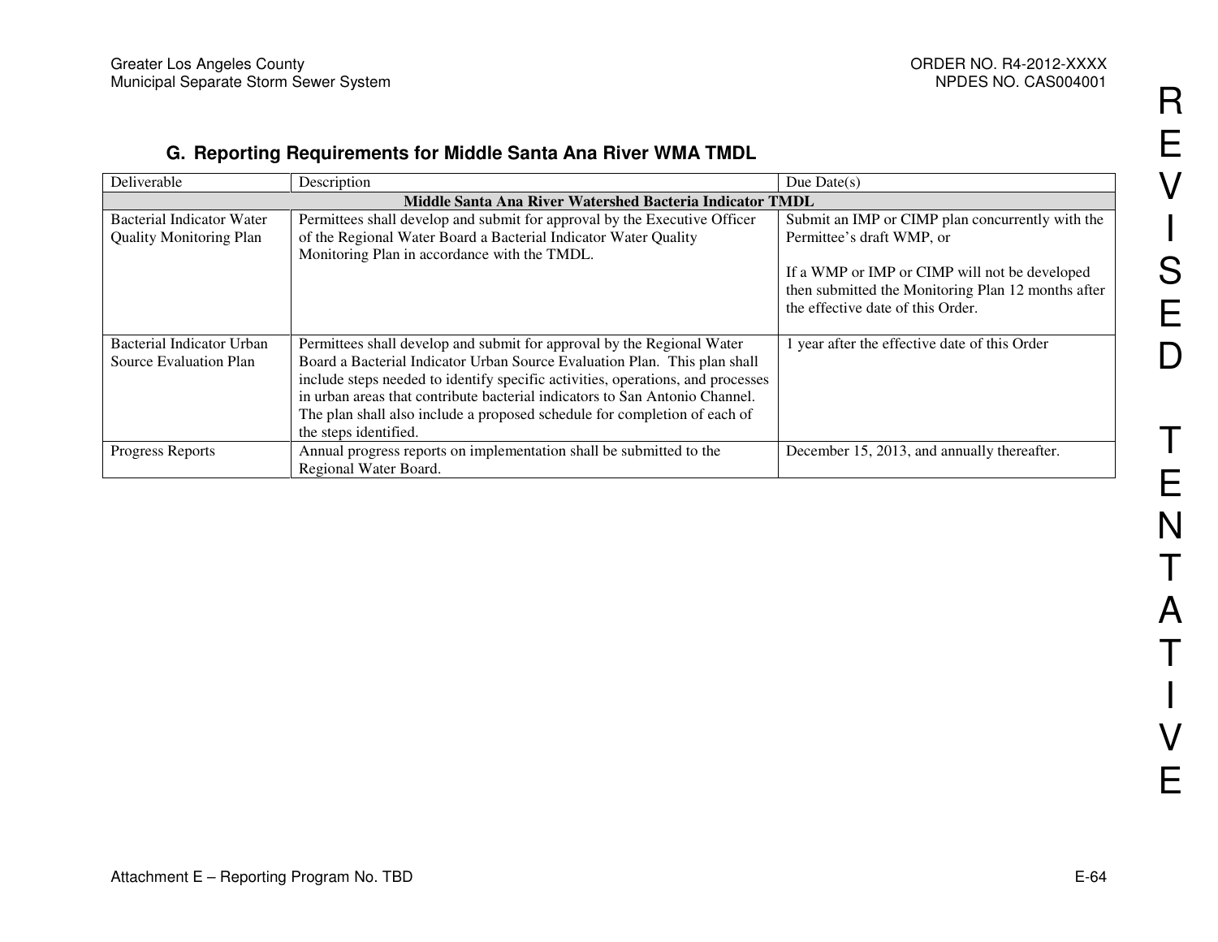### G. Reporting Requirements for Middle Santa Ana River WMA TMDL

| Deliverable | Description | Due Date(s) |
|---|---|---|
| **Middle Santa Ana River Watershed Bacteria Indicator TMDL** | | |
| Bacterial Indicator Water Quality Monitoring Plan | Permittees shall develop and submit for approval by the Executive Officer of the Regional Water Board a Bacterial Indicator Water Quality Monitoring Plan in accordance with the TMDL. | Submit an IMP or CIMP plan concurrently with the Permittee's draft WMP, or<br><br>If a WMP or IMP or CIMP will not be developed then submitted the Monitoring Plan 12 months after the effective date of this Order. |
| Bacterial Indicator Urban Source Evaluation Plan | Permittees shall develop and submit for approval by the Regional Water Board a Bacterial Indicator Urban Source Evaluation Plan. This plan shall include steps needed to identify specific activities, operations, and processes in urban areas that contribute bacterial indicators to San Antonio Channel. The plan shall also include a proposed schedule for completion of each of the steps identified. | 1 year after the effective date of this Order |
| Progress Reports | Annual progress reports on implementation shall be submitted to the Regional Water Board. | December 15, 2013, and annually thereafter. |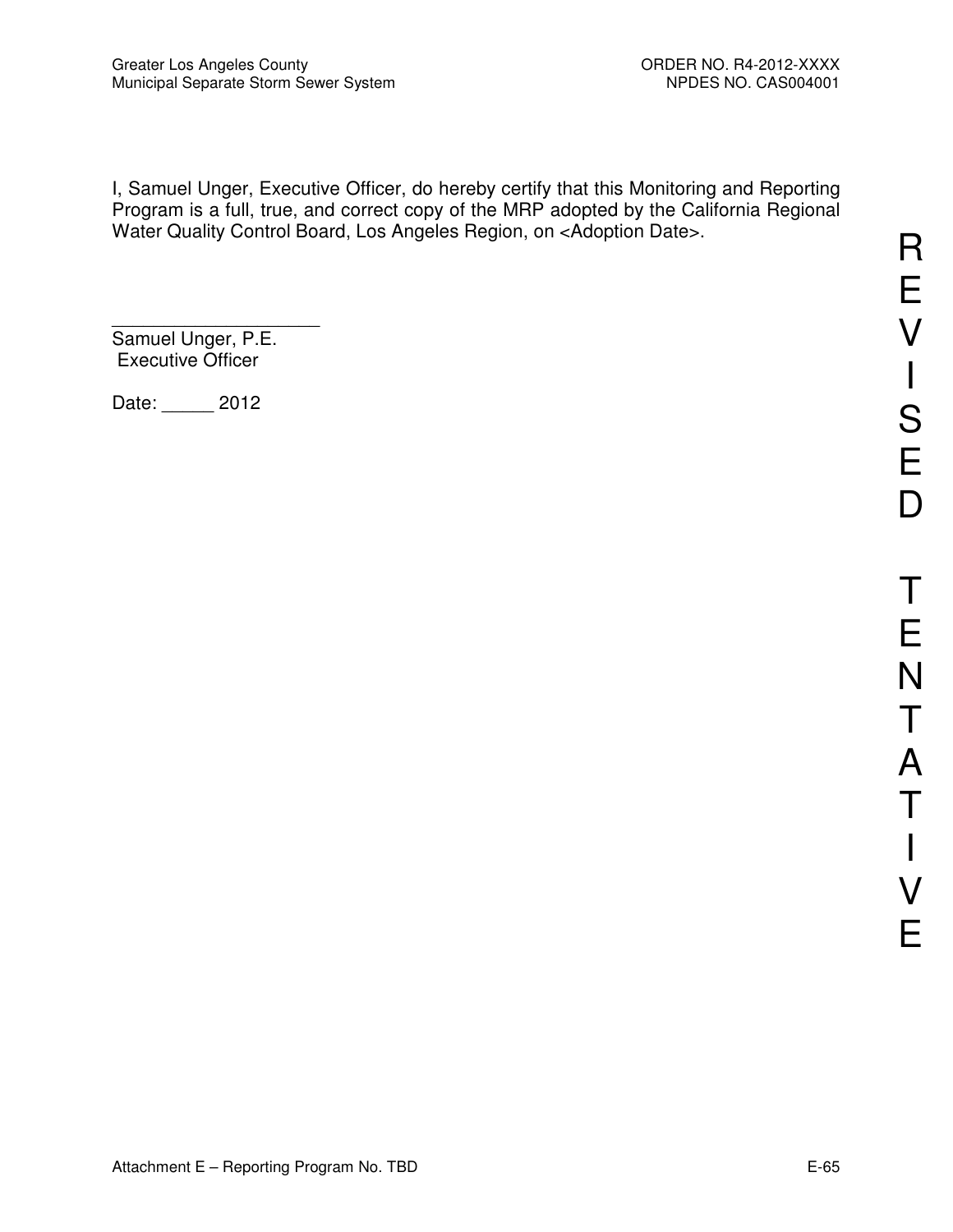I, Samuel Unger, Executive Officer, do hereby certify that this Monitoring and Reporting Program is a full, true, and correct copy of the MRP adopted by the California Regional Water Quality Control Board, Los Angeles Region, on <Adoption Date>.

_____________________
Samuel Unger, P.E.
Executive Officer

Date: _____ 2012

REVISED TENTATIVE